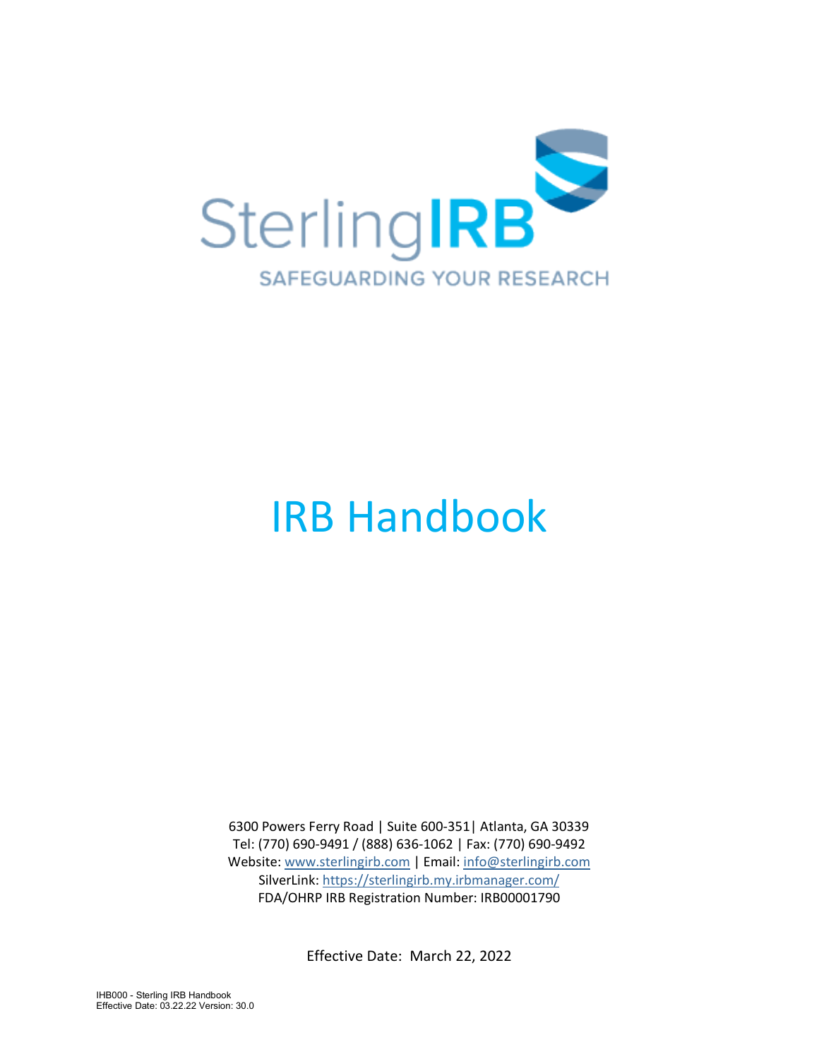SterlingIRB

SAFEGUARDING YOUR RESEARCH

# IRB Handbook

6300 Powers Ferry Road | Suite 600-351| Atlanta, GA 30339
Tel: (770) 690-9491 / (888) 636-1062 | Fax: (770) 690-9492
Website: www.sterlingirb.com | Email: info@sterlingirb.com
SilverLink: https://sterlingirb.my.irbmanager.com/
FDA/OHRP IRB Registration Number: IRB00001790

Effective Date: March 22, 2022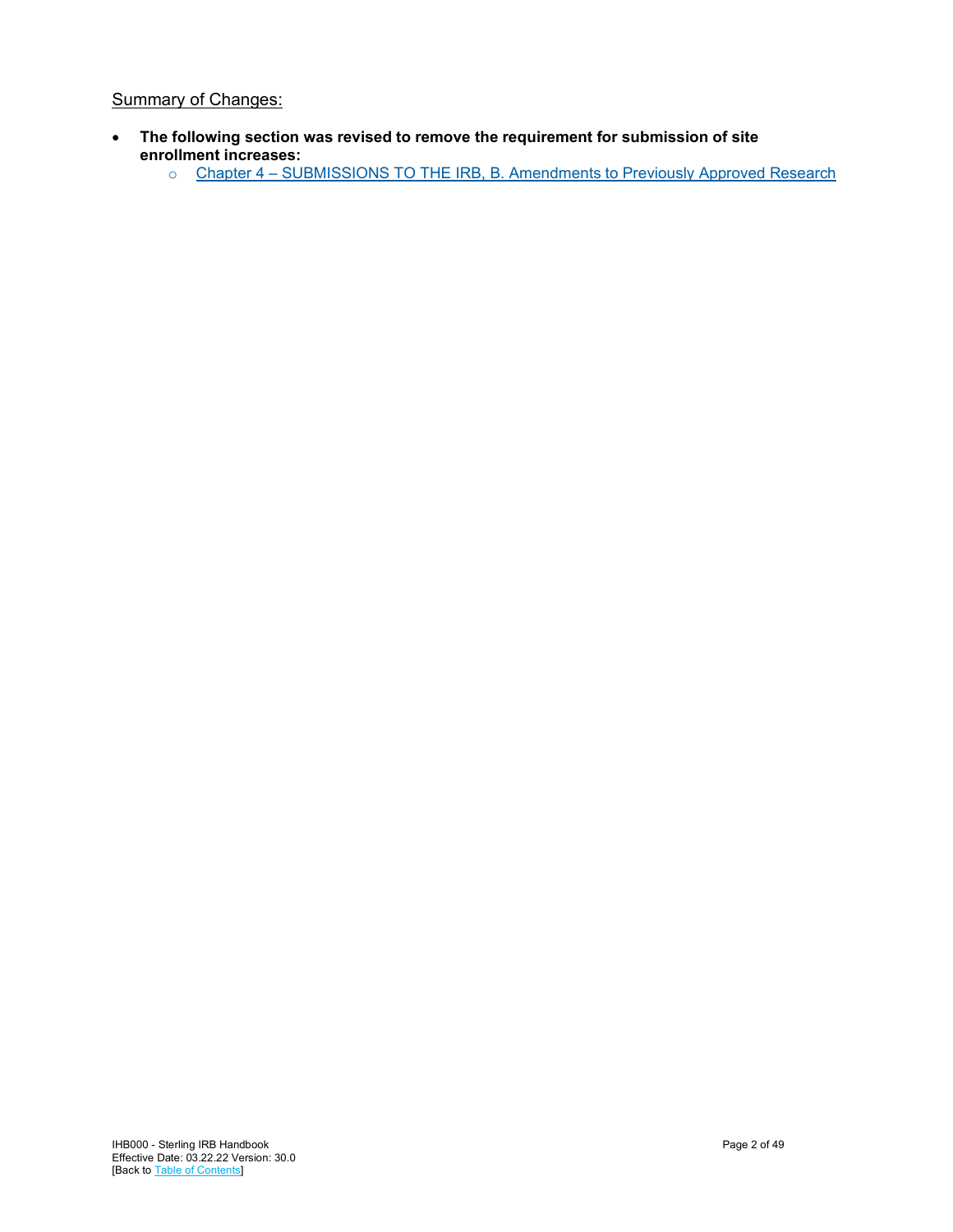Summary of Changes:

- **The following section was revised to remove the requirement for submission of site enrollment increases:**
  - Chapter 4 – SUBMISSIONS TO THE IRB, B. Amendments to Previously Approved Research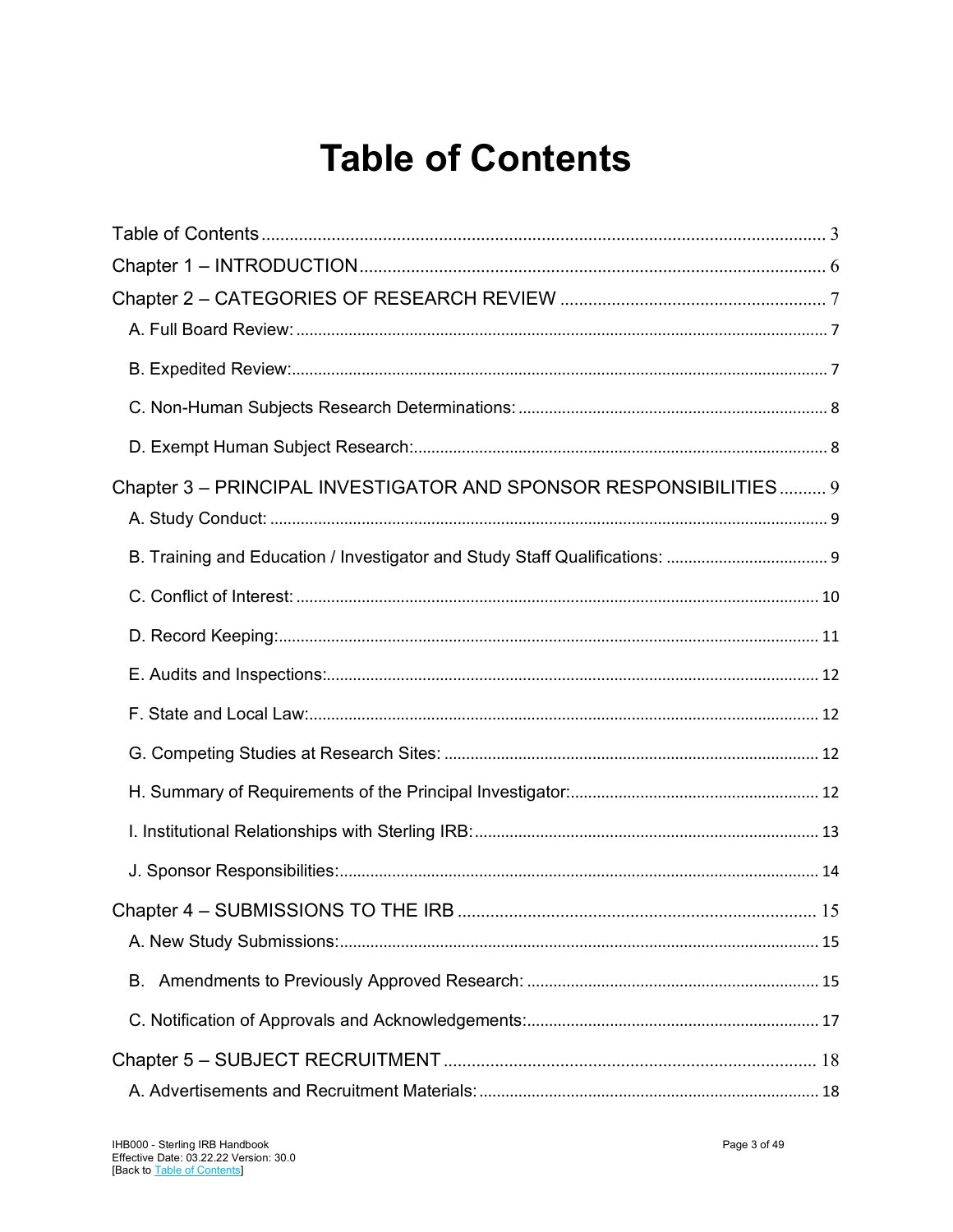# Table of Contents

Table of Contents ........ 3

Chapter 1 – INTRODUCTION ........ 6

Chapter 2 – CATEGORIES OF RESEARCH REVIEW ........ 7

- A. Full Board Review: ........ 7
- B. Expedited Review: ........ 7
- C. Non-Human Subjects Research Determinations: ........ 8
- D. Exempt Human Subject Research: ........ 8

Chapter 3 – PRINCIPAL INVESTIGATOR AND SPONSOR RESPONSIBILITIES ........ 9

- A. Study Conduct: ........ 9
- B. Training and Education / Investigator and Study Staff Qualifications: ........ 9
- C. Conflict of Interest: ........ 10
- D. Record Keeping: ........ 11
- E. Audits and Inspections: ........ 12
- F. State and Local Law: ........ 12
- G. Competing Studies at Research Sites: ........ 12
- H. Summary of Requirements of the Principal Investigator: ........ 12
- I. Institutional Relationships with Sterling IRB: ........ 13
- J. Sponsor Responsibilities: ........ 14

Chapter 4 – SUBMISSIONS TO THE IRB ........ 15

- A. New Study Submissions: ........ 15
- B. Amendments to Previously Approved Research: ........ 15
- C. Notification of Approvals and Acknowledgements: ........ 17

Chapter 5 – SUBJECT RECRUITMENT ........ 18

- A. Advertisements and Recruitment Materials: ........ 18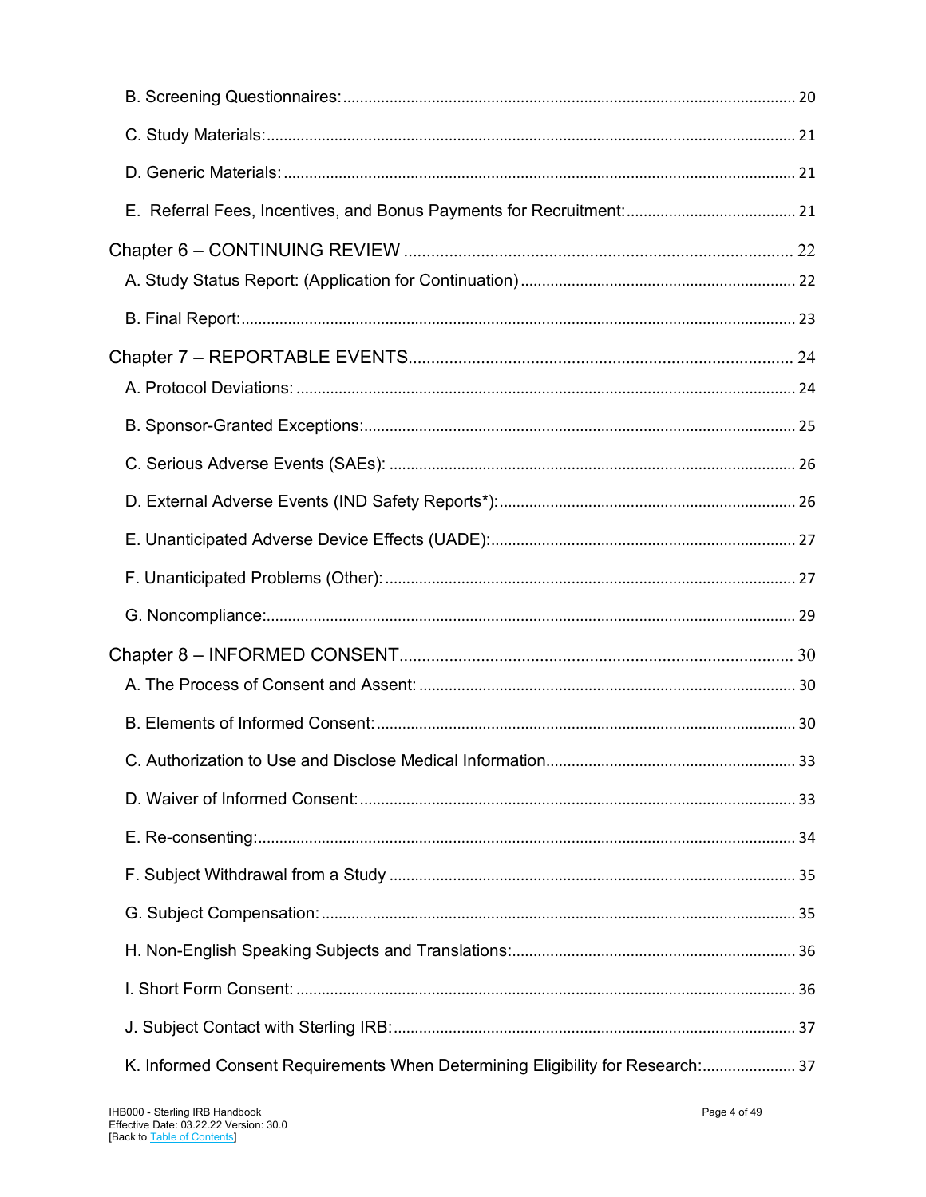B. Screening Questionnaires: ......... 20

C. Study Materials: ......... 21

D. Generic Materials: ......... 21

E. Referral Fees, Incentives, and Bonus Payments for Recruitment: ......... 21

Chapter 6 – CONTINUING REVIEW ......... 22

A. Study Status Report: (Application for Continuation) ......... 22

B. Final Report: ......... 23

Chapter 7 – REPORTABLE EVENTS ......... 24

A. Protocol Deviations: ......... 24

B. Sponsor-Granted Exceptions: ......... 25

C. Serious Adverse Events (SAEs): ......... 26

D. External Adverse Events (IND Safety Reports*): ......... 26

E. Unanticipated Adverse Device Effects (UADE): ......... 27

F. Unanticipated Problems (Other): ......... 27

G. Noncompliance: ......... 29

Chapter 8 – INFORMED CONSENT ......... 30

A. The Process of Consent and Assent: ......... 30

B. Elements of Informed Consent: ......... 30

C. Authorization to Use and Disclose Medical Information ......... 33

D. Waiver of Informed Consent: ......... 33

E. Re-consenting: ......... 34

F. Subject Withdrawal from a Study ......... 35

G. Subject Compensation: ......... 35

H. Non-English Speaking Subjects and Translations: ......... 36

I. Short Form Consent: ......... 36

J. Subject Contact with Sterling IRB: ......... 37

K. Informed Consent Requirements When Determining Eligibility for Research: ......... 37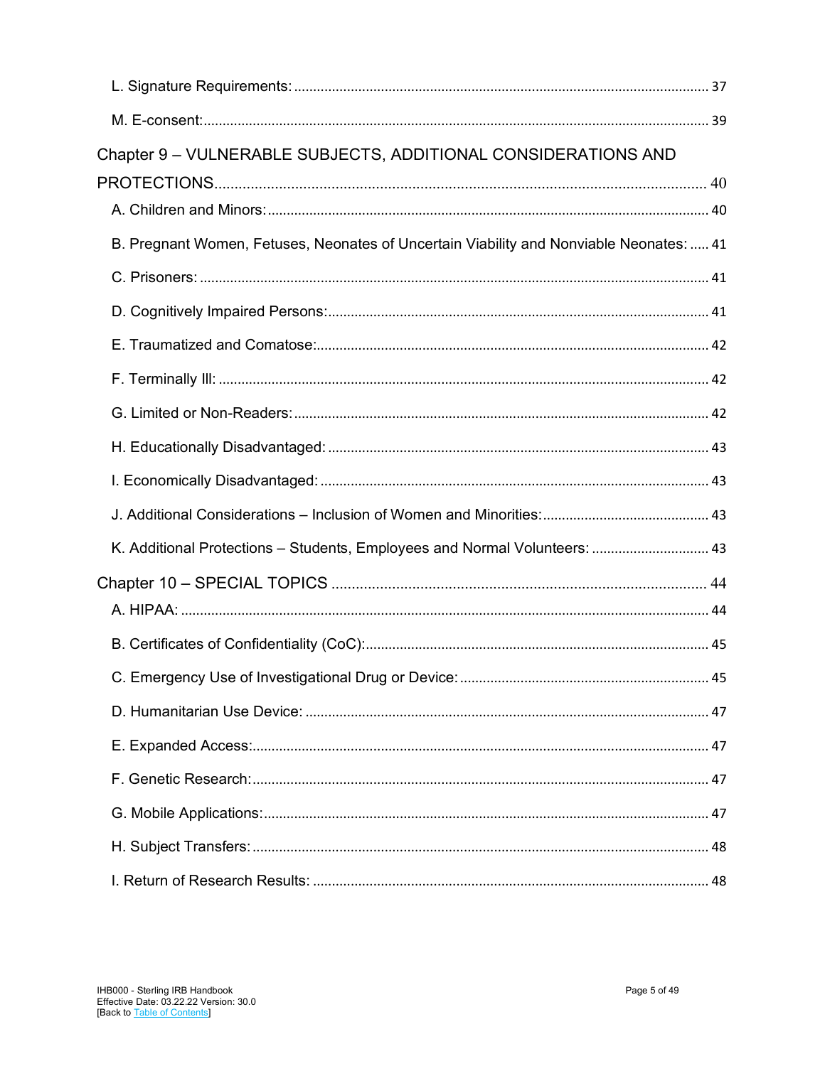L. Signature Requirements: ........................................................................................................ 37

M. E-consent: ................................................................................................................................ 39

Chapter 9 – VULNERABLE SUBJECTS, ADDITIONAL CONSIDERATIONS AND PROTECTIONS ........................................................................................................................ 40

A. Children and Minors: ................................................................................................................ 40

B. Pregnant Women, Fetuses, Neonates of Uncertain Viability and Nonviable Neonates: ..... 41

C. Prisoners: ................................................................................................................................. 41

D. Cognitively Impaired Persons: ................................................................................................ 41

E. Traumatized and Comatose: .................................................................................................... 42

F. Terminally Ill: ............................................................................................................................ 42

G. Limited or Non-Readers: ......................................................................................................... 42

H. Educationally Disadvantaged: ................................................................................................ 43

I. Economically Disadvantaged: .................................................................................................. 43

J. Additional Considerations – Inclusion of Women and Minorities: ........................................... 43

K. Additional Protections – Students, Employees and Normal Volunteers: .............................. 43

Chapter 10 – SPECIAL TOPICS ................................................................................................ 44

A. HIPAA: ..................................................................................................................................... 44

B. Certificates of Confidentiality (CoC): ...................................................................................... 45

C. Emergency Use of Investigational Drug or Device: ................................................................ 45

D. Humanitarian Use Device: ....................................................................................................... 47

E. Expanded Access: ................................................................................................................... 47

F. Genetic Research: ................................................................................................................... 47

G. Mobile Applications: ................................................................................................................ 47

H. Subject Transfers: ................................................................................................................... 48

I. Return of Research Results: ..................................................................................................... 48

IHB000 - Sterling IRB Handbook
Effective Date: 03.22.22 Version: 30.0
[Back to Table of Contents]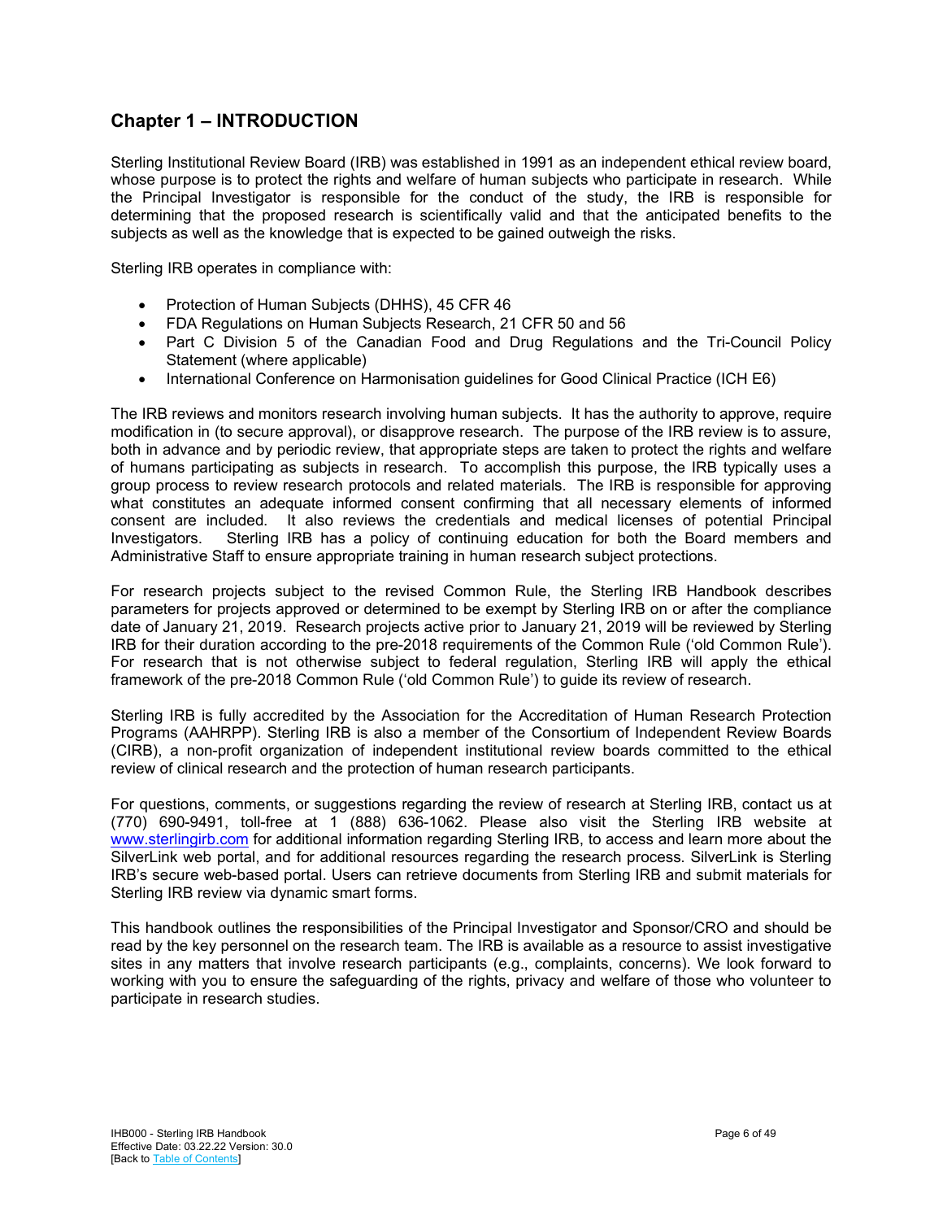## Chapter 1 – INTRODUCTION

Sterling Institutional Review Board (IRB) was established in 1991 as an independent ethical review board, whose purpose is to protect the rights and welfare of human subjects who participate in research. While the Principal Investigator is responsible for the conduct of the study, the IRB is responsible for determining that the proposed research is scientifically valid and that the anticipated benefits to the subjects as well as the knowledge that is expected to be gained outweigh the risks.

Sterling IRB operates in compliance with:

- Protection of Human Subjects (DHHS), 45 CFR 46
- FDA Regulations on Human Subjects Research, 21 CFR 50 and 56
- Part C Division 5 of the Canadian Food and Drug Regulations and the Tri-Council Policy Statement (where applicable)
- International Conference on Harmonisation guidelines for Good Clinical Practice (ICH E6)

The IRB reviews and monitors research involving human subjects. It has the authority to approve, require modification in (to secure approval), or disapprove research. The purpose of the IRB review is to assure, both in advance and by periodic review, that appropriate steps are taken to protect the rights and welfare of humans participating as subjects in research. To accomplish this purpose, the IRB typically uses a group process to review research protocols and related materials. The IRB is responsible for approving what constitutes an adequate informed consent confirming that all necessary elements of informed consent are included. It also reviews the credentials and medical licenses of potential Principal Investigators. Sterling IRB has a policy of continuing education for both the Board members and Administrative Staff to ensure appropriate training in human research subject protections.

For research projects subject to the revised Common Rule, the Sterling IRB Handbook describes parameters for projects approved or determined to be exempt by Sterling IRB on or after the compliance date of January 21, 2019. Research projects active prior to January 21, 2019 will be reviewed by Sterling IRB for their duration according to the pre-2018 requirements of the Common Rule ('old Common Rule'). For research that is not otherwise subject to federal regulation, Sterling IRB will apply the ethical framework of the pre-2018 Common Rule ('old Common Rule') to guide its review of research.

Sterling IRB is fully accredited by the Association for the Accreditation of Human Research Protection Programs (AAHRPP). Sterling IRB is also a member of the Consortium of Independent Review Boards (CIRB), a non-profit organization of independent institutional review boards committed to the ethical review of clinical research and the protection of human research participants.

For questions, comments, or suggestions regarding the review of research at Sterling IRB, contact us at (770) 690-9491, toll-free at 1 (888) 636-1062. Please also visit the Sterling IRB website at [www.sterlingirb.com](http://www.sterlingirb.com) for additional information regarding Sterling IRB, to access and learn more about the SilverLink web portal, and for additional resources regarding the research process. SilverLink is Sterling IRB's secure web-based portal. Users can retrieve documents from Sterling IRB and submit materials for Sterling IRB review via dynamic smart forms.

This handbook outlines the responsibilities of the Principal Investigator and Sponsor/CRO and should be read by the key personnel on the research team. The IRB is available as a resource to assist investigative sites in any matters that involve research participants (e.g., complaints, concerns). We look forward to working with you to ensure the safeguarding of the rights, privacy and welfare of those who volunteer to participate in research studies.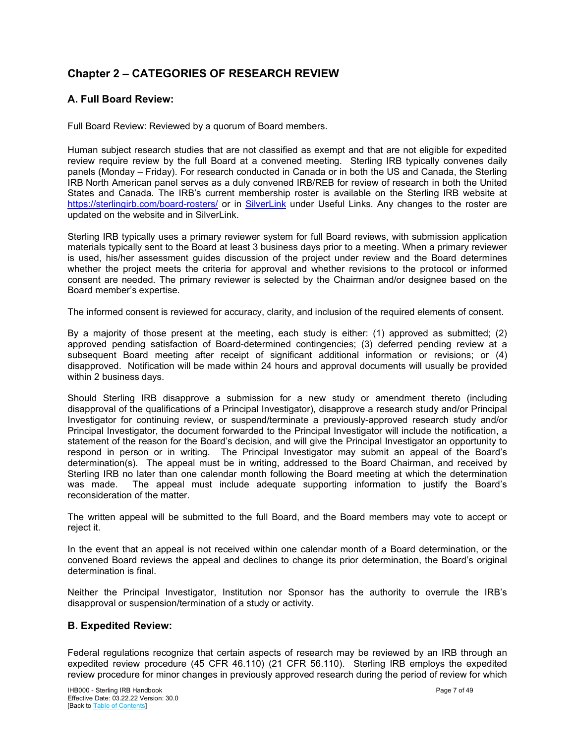# Chapter 2 – CATEGORIES OF RESEARCH REVIEW

## A. Full Board Review:

Full Board Review: Reviewed by a quorum of Board members.

Human subject research studies that are not classified as exempt and that are not eligible for expedited review require review by the full Board at a convened meeting. Sterling IRB typically convenes daily panels (Monday – Friday). For research conducted in Canada or in both the US and Canada, the Sterling IRB North American panel serves as a duly convened IRB/REB for review of research in both the United States and Canada. The IRB's current membership roster is available on the Sterling IRB website at [https://sterlingirb.com/board-rosters/](https://sterlingirb.com/board-rosters/) or in SilverLink under Useful Links. Any changes to the roster are updated on the website and in SilverLink.

Sterling IRB typically uses a primary reviewer system for full Board reviews, with submission application materials typically sent to the Board at least 3 business days prior to a meeting. When a primary reviewer is used, his/her assessment guides discussion of the project under review and the Board determines whether the project meets the criteria for approval and whether revisions to the protocol or informed consent are needed. The primary reviewer is selected by the Chairman and/or designee based on the Board member's expertise.

The informed consent is reviewed for accuracy, clarity, and inclusion of the required elements of consent.

By a majority of those present at the meeting, each study is either: (1) approved as submitted; (2) approved pending satisfaction of Board-determined contingencies; (3) deferred pending review at a subsequent Board meeting after receipt of significant additional information or revisions; or (4) disapproved. Notification will be made within 24 hours and approval documents will usually be provided within 2 business days.

Should Sterling IRB disapprove a submission for a new study or amendment thereto (including disapproval of the qualifications of a Principal Investigator), disapprove a research study and/or Principal Investigator for continuing review, or suspend/terminate a previously-approved research study and/or Principal Investigator, the document forwarded to the Principal Investigator will include the notification, a statement of the reason for the Board's decision, and will give the Principal Investigator an opportunity to respond in person or in writing. The Principal Investigator may submit an appeal of the Board's determination(s). The appeal must be in writing, addressed to the Board Chairman, and received by Sterling IRB no later than one calendar month following the Board meeting at which the determination was made. The appeal must include adequate supporting information to justify the Board's reconsideration of the matter.

The written appeal will be submitted to the full Board, and the Board members may vote to accept or reject it.

In the event that an appeal is not received within one calendar month of a Board determination, or the convened Board reviews the appeal and declines to change its prior determination, the Board's original determination is final.

Neither the Principal Investigator, Institution nor Sponsor has the authority to overrule the IRB's disapproval or suspension/termination of a study or activity.

## B. Expedited Review:

Federal regulations recognize that certain aspects of research may be reviewed by an IRB through an expedited review procedure (45 CFR 46.110) (21 CFR 56.110). Sterling IRB employs the expedited review procedure for minor changes in previously approved research during the period of review for which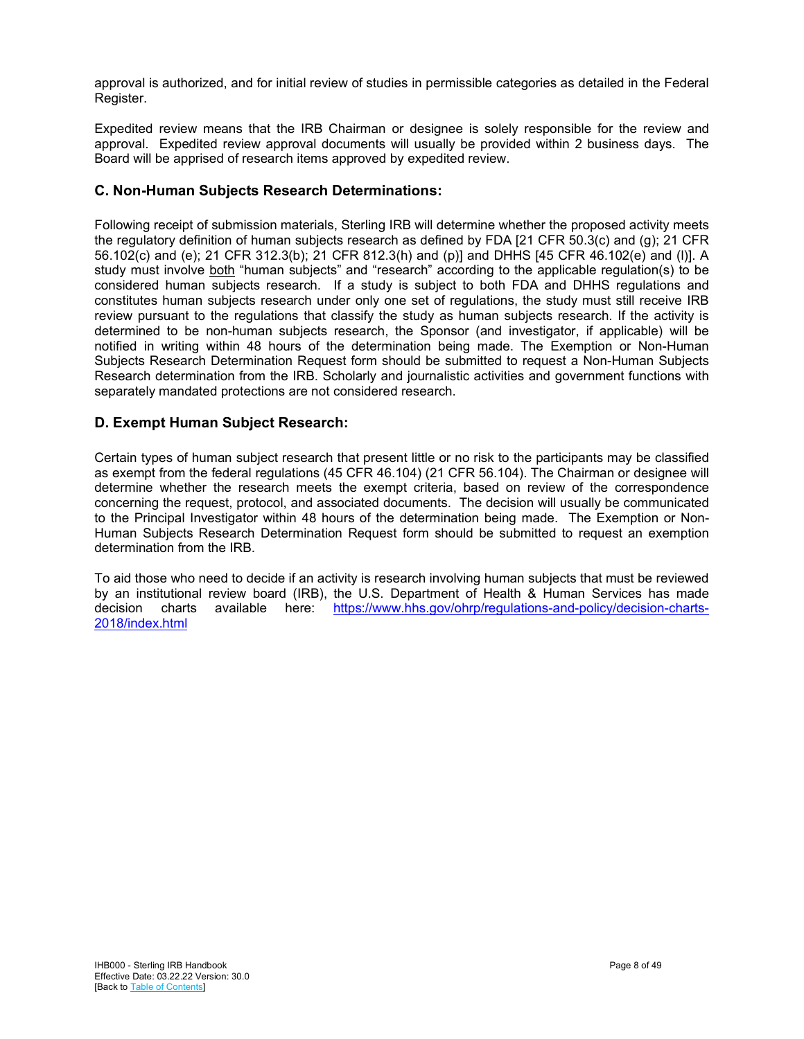approval is authorized, and for initial review of studies in permissible categories as detailed in the Federal Register.

Expedited review means that the IRB Chairman or designee is solely responsible for the review and approval. Expedited review approval documents will usually be provided within 2 business days. The Board will be apprised of research items approved by expedited review.

## C. Non-Human Subjects Research Determinations:

Following receipt of submission materials, Sterling IRB will determine whether the proposed activity meets the regulatory definition of human subjects research as defined by FDA [21 CFR 50.3(c) and (g); 21 CFR 56.102(c) and (e); 21 CFR 312.3(b); 21 CFR 812.3(h) and (p)] and DHHS [45 CFR 46.102(e) and (l)]. A study must involve both "human subjects" and "research" according to the applicable regulation(s) to be considered human subjects research. If a study is subject to both FDA and DHHS regulations and constitutes human subjects research under only one set of regulations, the study must still receive IRB review pursuant to the regulations that classify the study as human subjects research. If the activity is determined to be non-human subjects research, the Sponsor (and investigator, if applicable) will be notified in writing within 48 hours of the determination being made. The Exemption or Non-Human Subjects Research Determination Request form should be submitted to request a Non-Human Subjects Research determination from the IRB. Scholarly and journalistic activities and government functions with separately mandated protections are not considered research.

## D. Exempt Human Subject Research:

Certain types of human subject research that present little or no risk to the participants may be classified as exempt from the federal regulations (45 CFR 46.104) (21 CFR 56.104). The Chairman or designee will determine whether the research meets the exempt criteria, based on review of the correspondence concerning the request, protocol, and associated documents. The decision will usually be communicated to the Principal Investigator within 48 hours of the determination being made. The Exemption or Non-Human Subjects Research Determination Request form should be submitted to request an exemption determination from the IRB.

To aid those who need to decide if an activity is research involving human subjects that must be reviewed by an institutional review board (IRB), the U.S. Department of Health & Human Services has made decision charts available here: [https://www.hhs.gov/ohrp/regulations-and-policy/decision-charts-2018/index.html](https://www.hhs.gov/ohrp/regulations-and-policy/decision-charts-2018/index.html)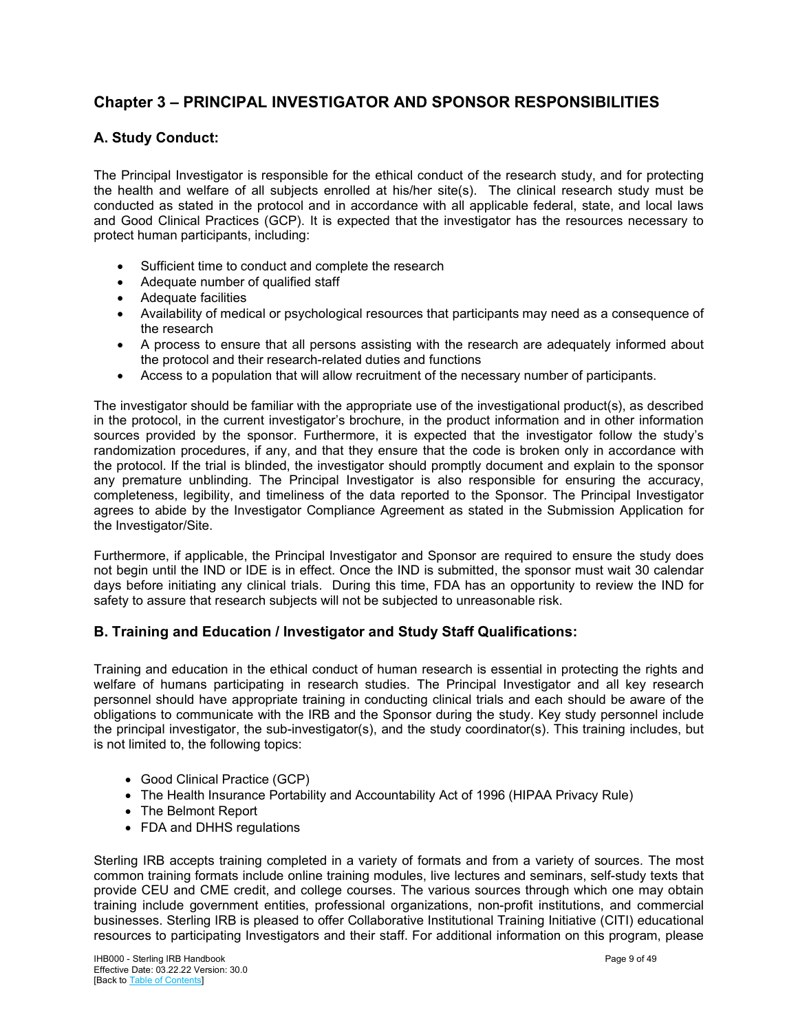# Chapter 3 – PRINCIPAL INVESTIGATOR AND SPONSOR RESPONSIBILITIES

## A. Study Conduct:

The Principal Investigator is responsible for the ethical conduct of the research study, and for protecting the health and welfare of all subjects enrolled at his/her site(s). The clinical research study must be conducted as stated in the protocol and in accordance with all applicable federal, state, and local laws and Good Clinical Practices (GCP). It is expected that the investigator has the resources necessary to protect human participants, including:

- Sufficient time to conduct and complete the research
- Adequate number of qualified staff
- Adequate facilities
- Availability of medical or psychological resources that participants may need as a consequence of the research
- A process to ensure that all persons assisting with the research are adequately informed about the protocol and their research-related duties and functions
- Access to a population that will allow recruitment of the necessary number of participants.

The investigator should be familiar with the appropriate use of the investigational product(s), as described in the protocol, in the current investigator's brochure, in the product information and in other information sources provided by the sponsor. Furthermore, it is expected that the investigator follow the study's randomization procedures, if any, and that they ensure that the code is broken only in accordance with the protocol. If the trial is blinded, the investigator should promptly document and explain to the sponsor any premature unblinding. The Principal Investigator is also responsible for ensuring the accuracy, completeness, legibility, and timeliness of the data reported to the Sponsor. The Principal Investigator agrees to abide by the Investigator Compliance Agreement as stated in the Submission Application for the Investigator/Site.

Furthermore, if applicable, the Principal Investigator and Sponsor are required to ensure the study does not begin until the IND or IDE is in effect. Once the IND is submitted, the sponsor must wait 30 calendar days before initiating any clinical trials. During this time, FDA has an opportunity to review the IND for safety to assure that research subjects will not be subjected to unreasonable risk.

## B. Training and Education / Investigator and Study Staff Qualifications:

Training and education in the ethical conduct of human research is essential in protecting the rights and welfare of humans participating in research studies. The Principal Investigator and all key research personnel should have appropriate training in conducting clinical trials and each should be aware of the obligations to communicate with the IRB and the Sponsor during the study. Key study personnel include the principal investigator, the sub-investigator(s), and the study coordinator(s). This training includes, but is not limited to, the following topics:

- Good Clinical Practice (GCP)
- The Health Insurance Portability and Accountability Act of 1996 (HIPAA Privacy Rule)
- The Belmont Report
- FDA and DHHS regulations

Sterling IRB accepts training completed in a variety of formats and from a variety of sources. The most common training formats include online training modules, live lectures and seminars, self-study texts that provide CEU and CME credit, and college courses. The various sources through which one may obtain training include government entities, professional organizations, non-profit institutions, and commercial businesses. Sterling IRB is pleased to offer Collaborative Institutional Training Initiative (CITI) educational resources to participating Investigators and their staff. For additional information on this program, please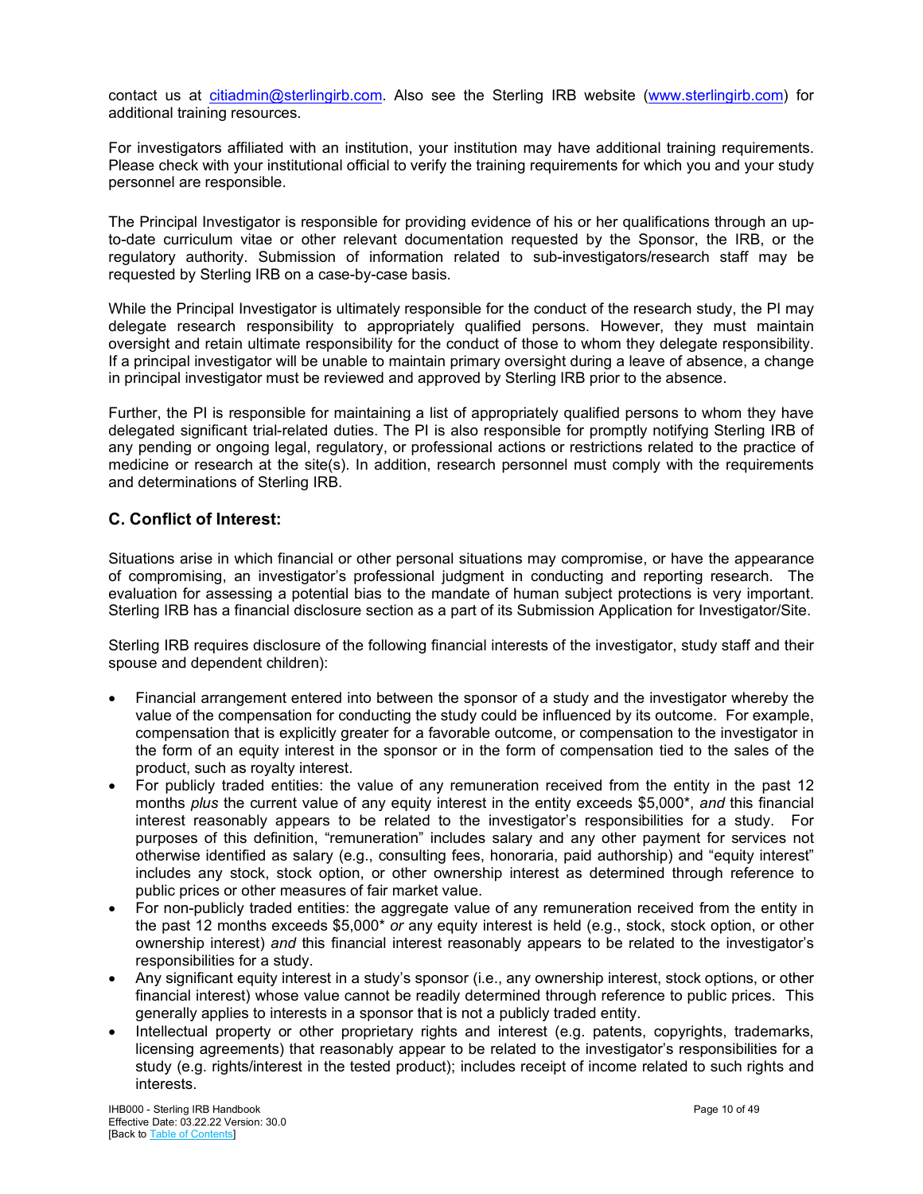contact us at citiadmin@sterlingirb.com. Also see the Sterling IRB website (www.sterlingirb.com) for additional training resources.

For investigators affiliated with an institution, your institution may have additional training requirements. Please check with your institutional official to verify the training requirements for which you and your study personnel are responsible.

The Principal Investigator is responsible for providing evidence of his or her qualifications through an up-to-date curriculum vitae or other relevant documentation requested by the Sponsor, the IRB, or the regulatory authority. Submission of information related to sub-investigators/research staff may be requested by Sterling IRB on a case-by-case basis.

While the Principal Investigator is ultimately responsible for the conduct of the research study, the PI may delegate research responsibility to appropriately qualified persons. However, they must maintain oversight and retain ultimate responsibility for the conduct of those to whom they delegate responsibility. If a principal investigator will be unable to maintain primary oversight during a leave of absence, a change in principal investigator must be reviewed and approved by Sterling IRB prior to the absence.

Further, the PI is responsible for maintaining a list of appropriately qualified persons to whom they have delegated significant trial-related duties. The PI is also responsible for promptly notifying Sterling IRB of any pending or ongoing legal, regulatory, or professional actions or restrictions related to the practice of medicine or research at the site(s). In addition, research personnel must comply with the requirements and determinations of Sterling IRB.

## C. Conflict of Interest:

Situations arise in which financial or other personal situations may compromise, or have the appearance of compromising, an investigator's professional judgment in conducting and reporting research. The evaluation for assessing a potential bias to the mandate of human subject protections is very important. Sterling IRB has a financial disclosure section as a part of its Submission Application for Investigator/Site.

Sterling IRB requires disclosure of the following financial interests of the investigator, study staff and their spouse and dependent children):

- Financial arrangement entered into between the sponsor of a study and the investigator whereby the value of the compensation for conducting the study could be influenced by its outcome. For example, compensation that is explicitly greater for a favorable outcome, or compensation to the investigator in the form of an equity interest in the sponsor or in the form of compensation tied to the sales of the product, such as royalty interest.
- For publicly traded entities: the value of any remuneration received from the entity in the past 12 months *plus* the current value of any equity interest in the entity exceeds $5,000*, *and* this financial interest reasonably appears to be related to the investigator's responsibilities for a study. For purposes of this definition, "remuneration" includes salary and any other payment for services not otherwise identified as salary (e.g., consulting fees, honoraria, paid authorship) and "equity interest" includes any stock, stock option, or other ownership interest as determined through reference to public prices or other measures of fair market value.
- For non-publicly traded entities: the aggregate value of any remuneration received from the entity in the past 12 months exceeds $5,000* *or* any equity interest is held (e.g., stock, stock option, or other ownership interest) *and* this financial interest reasonably appears to be related to the investigator's responsibilities for a study.
- Any significant equity interest in a study's sponsor (i.e., any ownership interest, stock options, or other financial interest) whose value cannot be readily determined through reference to public prices. This generally applies to interests in a sponsor that is not a publicly traded entity.
- Intellectual property or other proprietary rights and interest (e.g. patents, copyrights, trademarks, licensing agreements) that reasonably appear to be related to the investigator's responsibilities for a study (e.g. rights/interest in the tested product); includes receipt of income related to such rights and interests.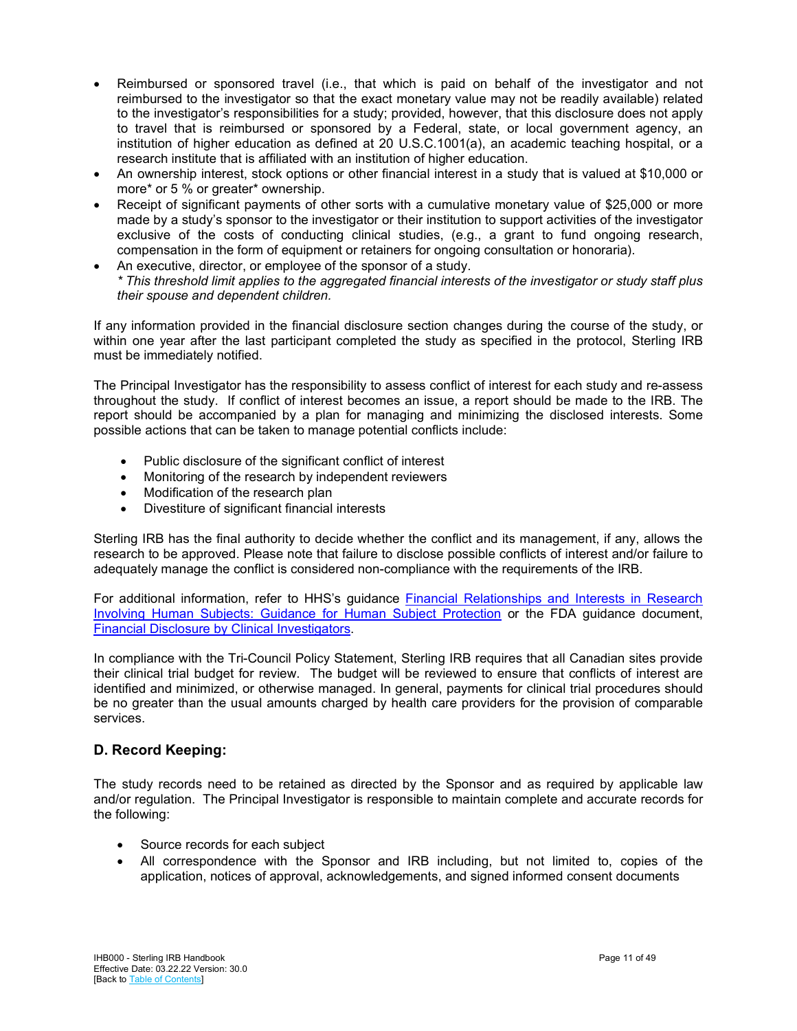- Reimbursed or sponsored travel (i.e., that which is paid on behalf of the investigator and not reimbursed to the investigator so that the exact monetary value may not be readily available) related to the investigator's responsibilities for a study; provided, however, that this disclosure does not apply to travel that is reimbursed or sponsored by a Federal, state, or local government agency, an institution of higher education as defined at 20 U.S.C.1001(a), an academic teaching hospital, or a research institute that is affiliated with an institution of higher education.
- An ownership interest, stock options or other financial interest in a study that is valued at $10,000 or more* or 5 % or greater* ownership.
- Receipt of significant payments of other sorts with a cumulative monetary value of $25,000 or more made by a study's sponsor to the investigator or their institution to support activities of the investigator exclusive of the costs of conducting clinical studies, (e.g., a grant to fund ongoing research, compensation in the form of equipment or retainers for ongoing consultation or honoraria).
- An executive, director, or employee of the sponsor of a study.
  *\* This threshold limit applies to the aggregated financial interests of the investigator or study staff plus their spouse and dependent children.*

If any information provided in the financial disclosure section changes during the course of the study, or within one year after the last participant completed the study as specified in the protocol, Sterling IRB must be immediately notified.

The Principal Investigator has the responsibility to assess conflict of interest for each study and re-assess throughout the study. If conflict of interest becomes an issue, a report should be made to the IRB. The report should be accompanied by a plan for managing and minimizing the disclosed interests. Some possible actions that can be taken to manage potential conflicts include:

- Public disclosure of the significant conflict of interest
- Monitoring of the research by independent reviewers
- Modification of the research plan
- Divestiture of significant financial interests

Sterling IRB has the final authority to decide whether the conflict and its management, if any, allows the research to be approved. Please note that failure to disclose possible conflicts of interest and/or failure to adequately manage the conflict is considered non-compliance with the requirements of the IRB.

For additional information, refer to HHS's guidance Financial Relationships and Interests in Research Involving Human Subjects: Guidance for Human Subject Protection or the FDA guidance document, Financial Disclosure by Clinical Investigators.

In compliance with the Tri-Council Policy Statement, Sterling IRB requires that all Canadian sites provide their clinical trial budget for review. The budget will be reviewed to ensure that conflicts of interest are identified and minimized, or otherwise managed. In general, payments for clinical trial procedures should be no greater than the usual amounts charged by health care providers for the provision of comparable services.

## D. Record Keeping:

The study records need to be retained as directed by the Sponsor and as required by applicable law and/or regulation. The Principal Investigator is responsible to maintain complete and accurate records for the following:

- Source records for each subject
- All correspondence with the Sponsor and IRB including, but not limited to, copies of the application, notices of approval, acknowledgements, and signed informed consent documents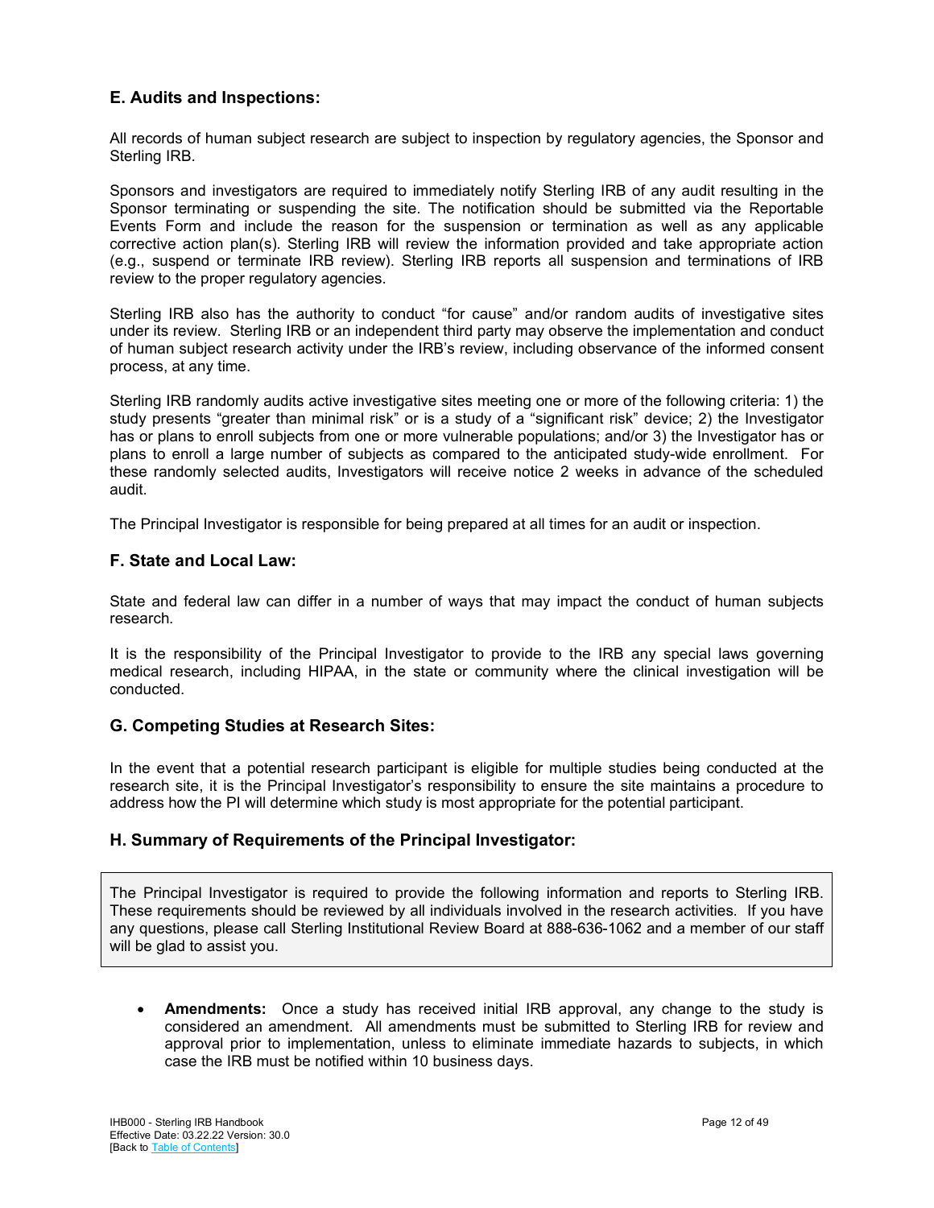### E. Audits and Inspections:

All records of human subject research are subject to inspection by regulatory agencies, the Sponsor and Sterling IRB.

Sponsors and investigators are required to immediately notify Sterling IRB of any audit resulting in the Sponsor terminating or suspending the site. The notification should be submitted via the Reportable Events Form and include the reason for the suspension or termination as well as any applicable corrective action plan(s). Sterling IRB will review the information provided and take appropriate action (e.g., suspend or terminate IRB review). Sterling IRB reports all suspension and terminations of IRB review to the proper regulatory agencies.

Sterling IRB also has the authority to conduct "for cause" and/or random audits of investigative sites under its review. Sterling IRB or an independent third party may observe the implementation and conduct of human subject research activity under the IRB's review, including observance of the informed consent process, at any time.

Sterling IRB randomly audits active investigative sites meeting one or more of the following criteria: 1) the study presents "greater than minimal risk" or is a study of a "significant risk" device; 2) the Investigator has or plans to enroll subjects from one or more vulnerable populations; and/or 3) the Investigator has or plans to enroll a large number of subjects as compared to the anticipated study-wide enrollment. For these randomly selected audits, Investigators will receive notice 2 weeks in advance of the scheduled audit.

The Principal Investigator is responsible for being prepared at all times for an audit or inspection.

### F. State and Local Law:

State and federal law can differ in a number of ways that may impact the conduct of human subjects research.

It is the responsibility of the Principal Investigator to provide to the IRB any special laws governing medical research, including HIPAA, in the state or community where the clinical investigation will be conducted.

### G. Competing Studies at Research Sites:

In the event that a potential research participant is eligible for multiple studies being conducted at the research site, it is the Principal Investigator's responsibility to ensure the site maintains a procedure to address how the PI will determine which study is most appropriate for the potential participant.

### H. Summary of Requirements of the Principal Investigator:

The Principal Investigator is required to provide the following information and reports to Sterling IRB. These requirements should be reviewed by all individuals involved in the research activities. If you have any questions, please call Sterling Institutional Review Board at 888-636-1062 and a member of our staff will be glad to assist you.

- **Amendments:** Once a study has received initial IRB approval, any change to the study is considered an amendment. All amendments must be submitted to Sterling IRB for review and approval prior to implementation, unless to eliminate immediate hazards to subjects, in which case the IRB must be notified within 10 business days.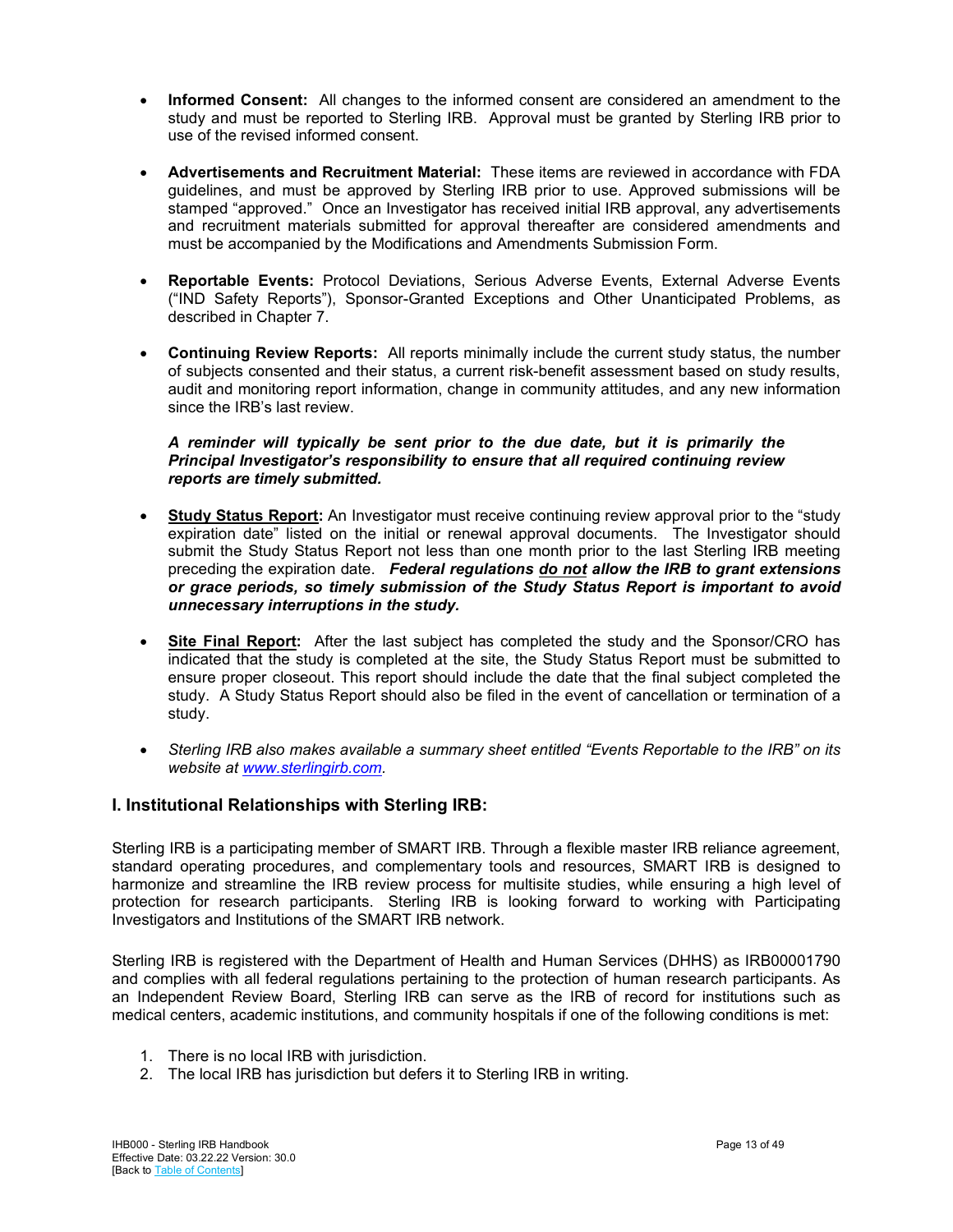- **Informed Consent:** All changes to the informed consent are considered an amendment to the study and must be reported to Sterling IRB. Approval must be granted by Sterling IRB prior to use of the revised informed consent.

- **Advertisements and Recruitment Material:** These items are reviewed in accordance with FDA guidelines, and must be approved by Sterling IRB prior to use. Approved submissions will be stamped "approved." Once an Investigator has received initial IRB approval, any advertisements and recruitment materials submitted for approval thereafter are considered amendments and must be accompanied by the Modifications and Amendments Submission Form.

- **Reportable Events:** Protocol Deviations, Serious Adverse Events, External Adverse Events ("IND Safety Reports"), Sponsor-Granted Exceptions and Other Unanticipated Problems, as described in Chapter 7.

- **Continuing Review Reports:** All reports minimally include the current study status, the number of subjects consented and their status, a current risk-benefit assessment based on study results, audit and monitoring report information, change in community attitudes, and any new information since the IRB's last review.

  ***A reminder will typically be sent prior to the due date, but it is primarily the Principal Investigator's responsibility to ensure that all required continuing review reports are timely submitted.***

- **<u>Study Status Report</u>:** An Investigator must receive continuing review approval prior to the "study expiration date" listed on the initial or renewal approval documents. The Investigator should submit the Study Status Report not less than one month prior to the last Sterling IRB meeting preceding the expiration date. ***Federal regulations <u>do not</u> allow the IRB to grant extensions or grace periods, so timely submission of the Study Status Report is important to avoid unnecessary interruptions in the study.***

- **<u>Site Final Report</u>:** After the last subject has completed the study and the Sponsor/CRO has indicated that the study is completed at the site, the Study Status Report must be submitted to ensure proper closeout. This report should include the date that the final subject completed the study. A Study Status Report should also be filed in the event of cancellation or termination of a study.

- *Sterling IRB also makes available a summary sheet entitled "Events Reportable to the IRB" on its website at [www.sterlingirb.com](http://www.sterlingirb.com).*

### I. Institutional Relationships with Sterling IRB:

Sterling IRB is a participating member of SMART IRB. Through a flexible master IRB reliance agreement, standard operating procedures, and complementary tools and resources, SMART IRB is designed to harmonize and streamline the IRB review process for multisite studies, while ensuring a high level of protection for research participants. Sterling IRB is looking forward to working with Participating Investigators and Institutions of the SMART IRB network.

Sterling IRB is registered with the Department of Health and Human Services (DHHS) as IRB00001790 and complies with all federal regulations pertaining to the protection of human research participants. As an Independent Review Board, Sterling IRB can serve as the IRB of record for institutions such as medical centers, academic institutions, and community hospitals if one of the following conditions is met:

1. There is no local IRB with jurisdiction.
2. The local IRB has jurisdiction but defers it to Sterling IRB in writing.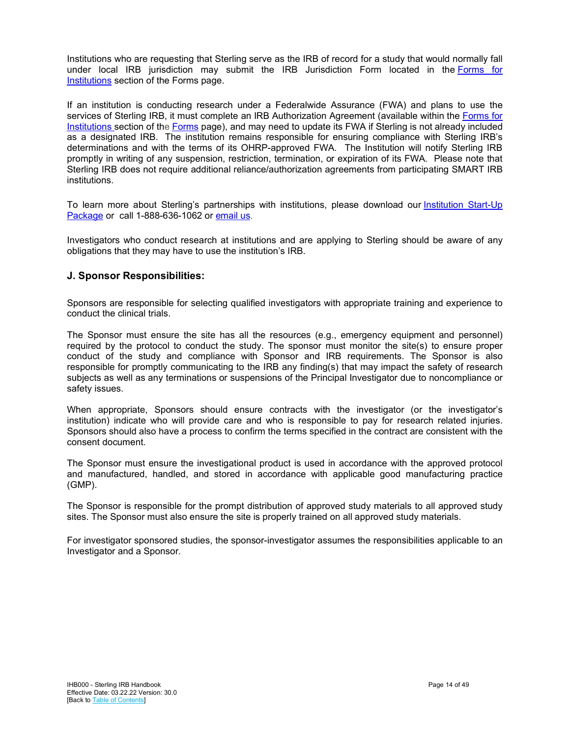Institutions who are requesting that Sterling serve as the IRB of record for a study that would normally fall under local IRB jurisdiction may submit the IRB Jurisdiction Form located in the Forms for Institutions section of the Forms page.

If an institution is conducting research under a Federalwide Assurance (FWA) and plans to use the services of Sterling IRB, it must complete an IRB Authorization Agreement (available within the Forms for Institutions section of the Forms page), and may need to update its FWA if Sterling is not already included as a designated IRB. The institution remains responsible for ensuring compliance with Sterling IRB's determinations and with the terms of its OHRP-approved FWA. The Institution will notify Sterling IRB promptly in writing of any suspension, restriction, termination, or expiration of its FWA. Please note that Sterling IRB does not require additional reliance/authorization agreements from participating SMART IRB institutions.

To learn more about Sterling's partnerships with institutions, please download our Institution Start-Up Package or call 1-888-636-1062 or email us.

Investigators who conduct research at institutions and are applying to Sterling should be aware of any obligations that they may have to use the institution's IRB.

### J. Sponsor Responsibilities:

Sponsors are responsible for selecting qualified investigators with appropriate training and experience to conduct the clinical trials.

The Sponsor must ensure the site has all the resources (e.g., emergency equipment and personnel) required by the protocol to conduct the study. The sponsor must monitor the site(s) to ensure proper conduct of the study and compliance with Sponsor and IRB requirements. The Sponsor is also responsible for promptly communicating to the IRB any finding(s) that may impact the safety of research subjects as well as any terminations or suspensions of the Principal Investigator due to noncompliance or safety issues.

When appropriate, Sponsors should ensure contracts with the investigator (or the investigator's institution) indicate who will provide care and who is responsible to pay for research related injuries. Sponsors should also have a process to confirm the terms specified in the contract are consistent with the consent document.

The Sponsor must ensure the investigational product is used in accordance with the approved protocol and manufactured, handled, and stored in accordance with applicable good manufacturing practice (GMP).

The Sponsor is responsible for the prompt distribution of approved study materials to all approved study sites. The Sponsor must also ensure the site is properly trained on all approved study materials.

For investigator sponsored studies, the sponsor-investigator assumes the responsibilities applicable to an Investigator and a Sponsor.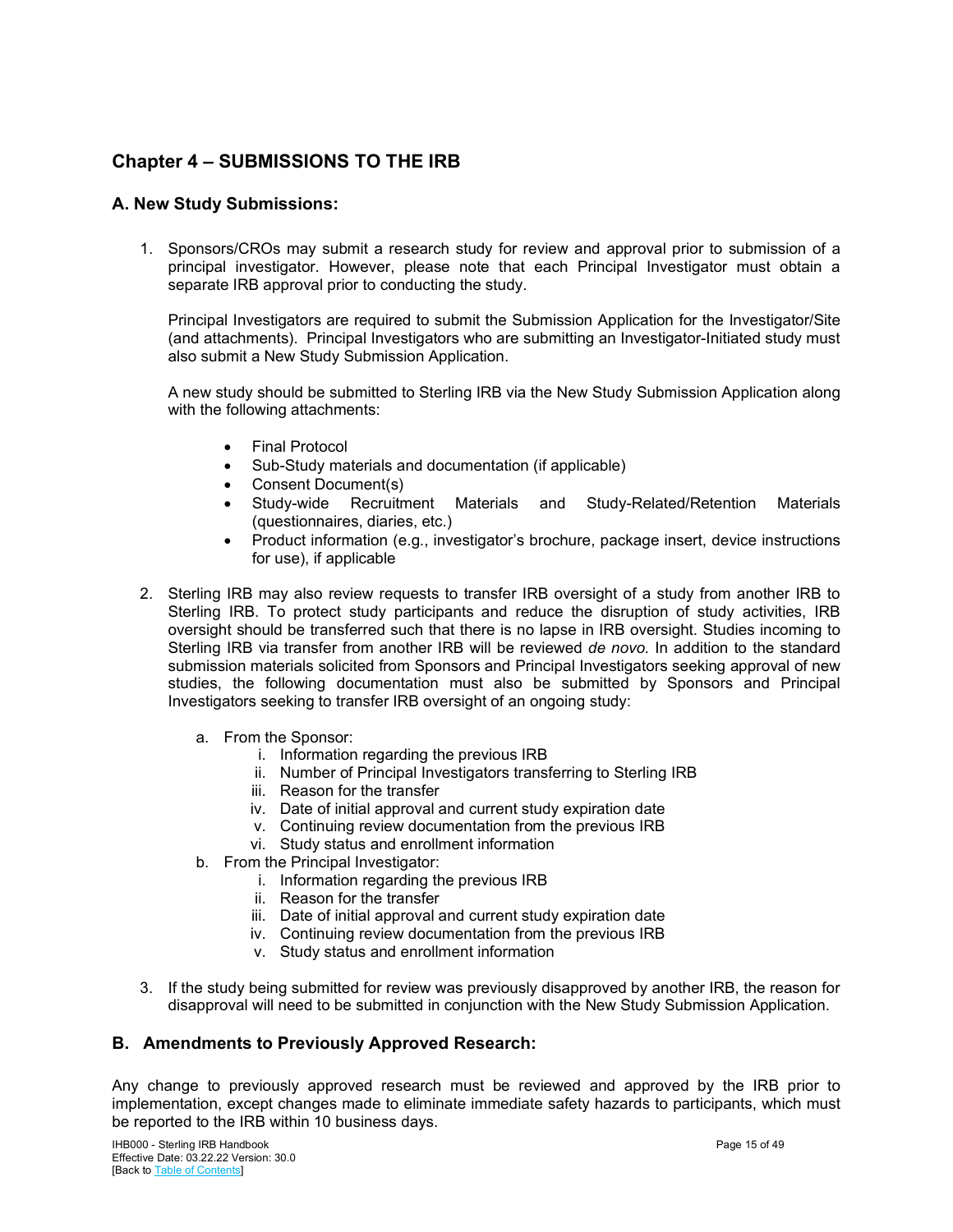## Chapter 4 – SUBMISSIONS TO THE IRB

### A. New Study Submissions:

1. Sponsors/CROs may submit a research study for review and approval prior to submission of a principal investigator. However, please note that each Principal Investigator must obtain a separate IRB approval prior to conducting the study.

   Principal Investigators are required to submit the Submission Application for the Investigator/Site (and attachments). Principal Investigators who are submitting an Investigator-Initiated study must also submit a New Study Submission Application.

   A new study should be submitted to Sterling IRB via the New Study Submission Application along with the following attachments:

   - Final Protocol
   - Sub-Study materials and documentation (if applicable)
   - Consent Document(s)
   - Study-wide Recruitment Materials and Study-Related/Retention Materials (questionnaires, diaries, etc.)
   - Product information (e.g., investigator's brochure, package insert, device instructions for use), if applicable

2. Sterling IRB may also review requests to transfer IRB oversight of a study from another IRB to Sterling IRB. To protect study participants and reduce the disruption of study activities, IRB oversight should be transferred such that there is no lapse in IRB oversight. Studies incoming to Sterling IRB via transfer from another IRB will be reviewed *de novo.* In addition to the standard submission materials solicited from Sponsors and Principal Investigators seeking approval of new studies, the following documentation must also be submitted by Sponsors and Principal Investigators seeking to transfer IRB oversight of an ongoing study:

   a. From the Sponsor:
      i. Information regarding the previous IRB
      ii. Number of Principal Investigators transferring to Sterling IRB
      iii. Reason for the transfer
      iv. Date of initial approval and current study expiration date
      v. Continuing review documentation from the previous IRB
      vi. Study status and enrollment information

   b. From the Principal Investigator:
      i. Information regarding the previous IRB
      ii. Reason for the transfer
      iii. Date of initial approval and current study expiration date
      iv. Continuing review documentation from the previous IRB
      v. Study status and enrollment information

3. If the study being submitted for review was previously disapproved by another IRB, the reason for disapproval will need to be submitted in conjunction with the New Study Submission Application.

### B. Amendments to Previously Approved Research:

Any change to previously approved research must be reviewed and approved by the IRB prior to implementation, except changes made to eliminate immediate safety hazards to participants, which must be reported to the IRB within 10 business days.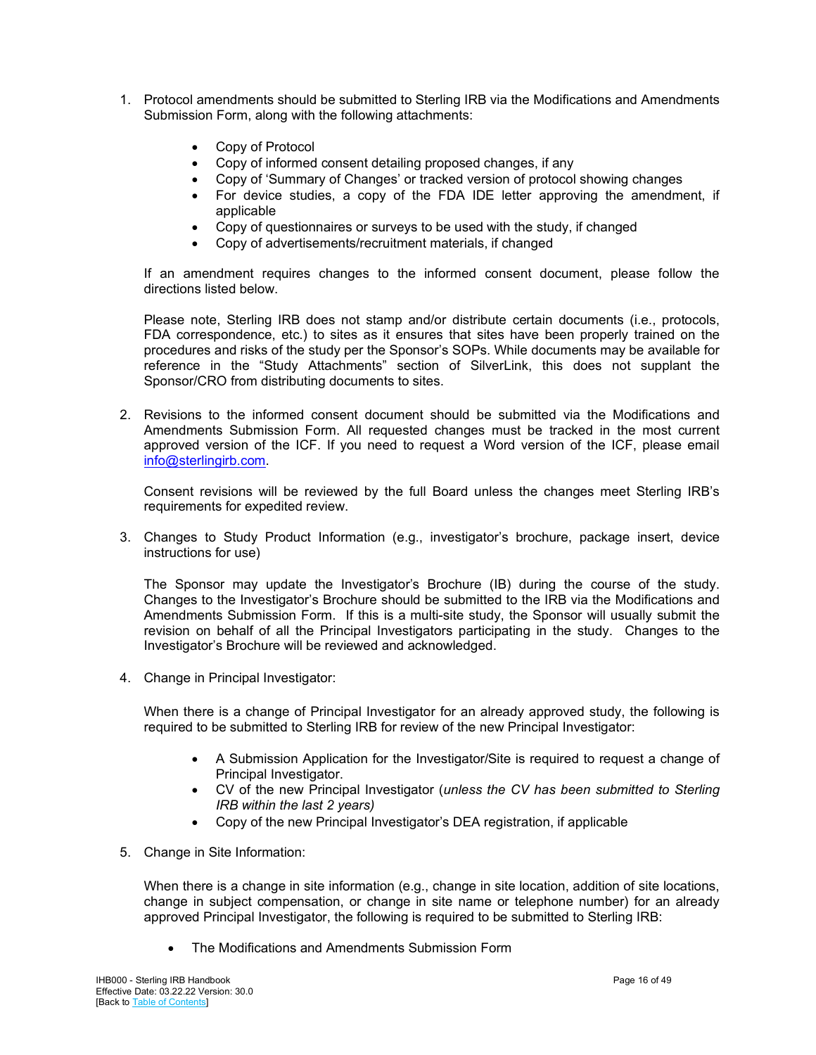1. Protocol amendments should be submitted to Sterling IRB via the Modifications and Amendments Submission Form, along with the following attachments:

    - Copy of Protocol
    - Copy of informed consent detailing proposed changes, if any
    - Copy of 'Summary of Changes' or tracked version of protocol showing changes
    - For device studies, a copy of the FDA IDE letter approving the amendment, if applicable
    - Copy of questionnaires or surveys to be used with the study, if changed
    - Copy of advertisements/recruitment materials, if changed

    If an amendment requires changes to the informed consent document, please follow the directions listed below.

    Please note, Sterling IRB does not stamp and/or distribute certain documents (i.e., protocols, FDA correspondence, etc.) to sites as it ensures that sites have been properly trained on the procedures and risks of the study per the Sponsor's SOPs. While documents may be available for reference in the "Study Attachments" section of SilverLink, this does not supplant the Sponsor/CRO from distributing documents to sites.

2. Revisions to the informed consent document should be submitted via the Modifications and Amendments Submission Form. All requested changes must be tracked in the most current approved version of the ICF. If you need to request a Word version of the ICF, please email info@sterlingirb.com.

    Consent revisions will be reviewed by the full Board unless the changes meet Sterling IRB's requirements for expedited review.

3. Changes to Study Product Information (e.g., investigator's brochure, package insert, device instructions for use)

    The Sponsor may update the Investigator's Brochure (IB) during the course of the study. Changes to the Investigator's Brochure should be submitted to the IRB via the Modifications and Amendments Submission Form. If this is a multi-site study, the Sponsor will usually submit the revision on behalf of all the Principal Investigators participating in the study. Changes to the Investigator's Brochure will be reviewed and acknowledged.

4. Change in Principal Investigator:

    When there is a change of Principal Investigator for an already approved study, the following is required to be submitted to Sterling IRB for review of the new Principal Investigator:

    - A Submission Application for the Investigator/Site is required to request a change of Principal Investigator.
    - CV of the new Principal Investigator (*unless the CV has been submitted to Sterling IRB within the last 2 years)*
    - Copy of the new Principal Investigator's DEA registration, if applicable

5. Change in Site Information:

    When there is a change in site information (e.g., change in site location, addition of site locations, change in subject compensation, or change in site name or telephone number) for an already approved Principal Investigator, the following is required to be submitted to Sterling IRB:

    - The Modifications and Amendments Submission Form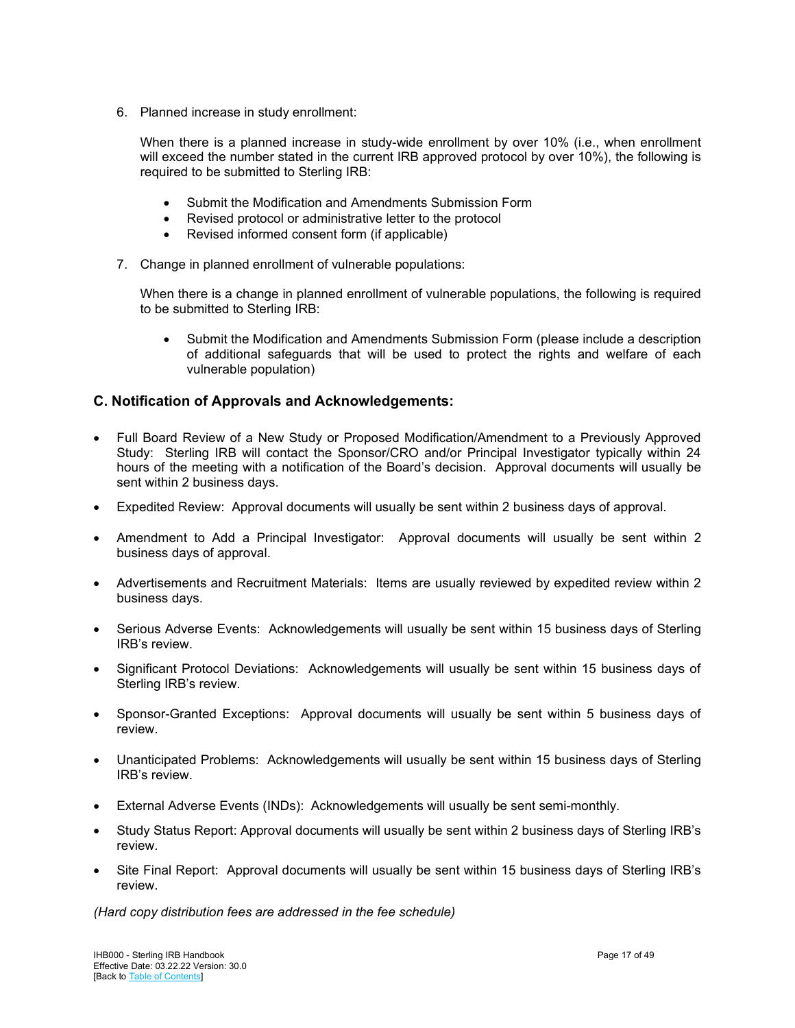6. Planned increase in study enrollment:

   When there is a planned increase in study-wide enrollment by over 10% (i.e., when enrollment will exceed the number stated in the current IRB approved protocol by over 10%), the following is required to be submitted to Sterling IRB:

   - Submit the Modification and Amendments Submission Form
   - Revised protocol or administrative letter to the protocol
   - Revised informed consent form (if applicable)

7. Change in planned enrollment of vulnerable populations:

   When there is a change in planned enrollment of vulnerable populations, the following is required to be submitted to Sterling IRB:

   - Submit the Modification and Amendments Submission Form (please include a description of additional safeguards that will be used to protect the rights and welfare of each vulnerable population)

## C. Notification of Approvals and Acknowledgements:

- Full Board Review of a New Study or Proposed Modification/Amendment to a Previously Approved Study: Sterling IRB will contact the Sponsor/CRO and/or Principal Investigator typically within 24 hours of the meeting with a notification of the Board's decision. Approval documents will usually be sent within 2 business days.
- Expedited Review: Approval documents will usually be sent within 2 business days of approval.
- Amendment to Add a Principal Investigator: Approval documents will usually be sent within 2 business days of approval.
- Advertisements and Recruitment Materials: Items are usually reviewed by expedited review within 2 business days.
- Serious Adverse Events: Acknowledgements will usually be sent within 15 business days of Sterling IRB's review.
- Significant Protocol Deviations: Acknowledgements will usually be sent within 15 business days of Sterling IRB's review.
- Sponsor-Granted Exceptions: Approval documents will usually be sent within 5 business days of review.
- Unanticipated Problems: Acknowledgements will usually be sent within 15 business days of Sterling IRB's review.
- External Adverse Events (INDs): Acknowledgements will usually be sent semi-monthly.
- Study Status Report: Approval documents will usually be sent within 2 business days of Sterling IRB's review.
- Site Final Report: Approval documents will usually be sent within 15 business days of Sterling IRB's review.

*(Hard copy distribution fees are addressed in the fee schedule)*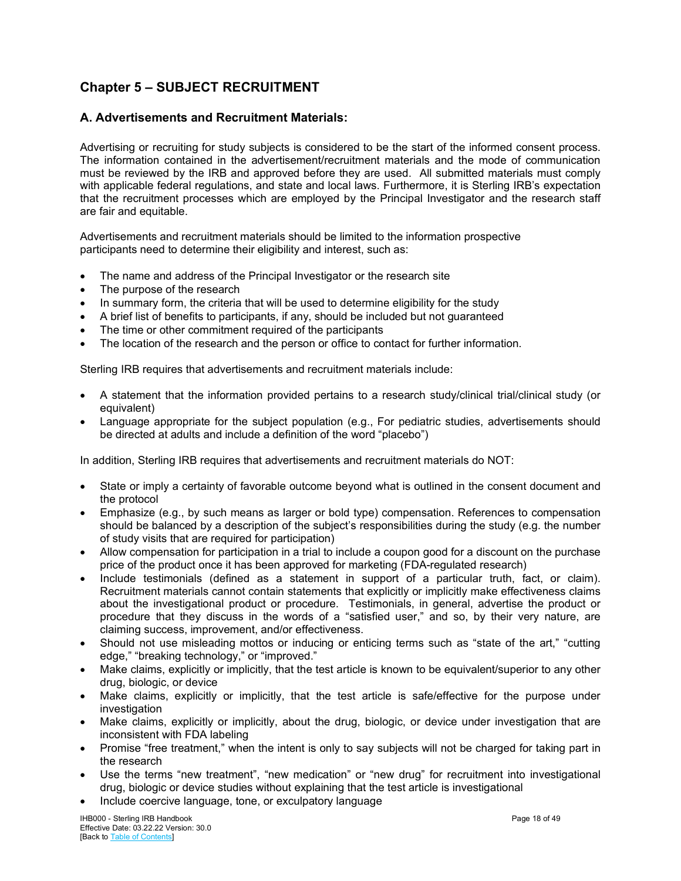## Chapter 5 – SUBJECT RECRUITMENT

### A. Advertisements and Recruitment Materials:

Advertising or recruiting for study subjects is considered to be the start of the informed consent process. The information contained in the advertisement/recruitment materials and the mode of communication must be reviewed by the IRB and approved before they are used. All submitted materials must comply with applicable federal regulations, and state and local laws. Furthermore, it is Sterling IRB's expectation that the recruitment processes which are employed by the Principal Investigator and the research staff are fair and equitable.

Advertisements and recruitment materials should be limited to the information prospective participants need to determine their eligibility and interest, such as:

- The name and address of the Principal Investigator or the research site
- The purpose of the research
- In summary form, the criteria that will be used to determine eligibility for the study
- A brief list of benefits to participants, if any, should be included but not guaranteed
- The time or other commitment required of the participants
- The location of the research and the person or office to contact for further information.

Sterling IRB requires that advertisements and recruitment materials include:

- A statement that the information provided pertains to a research study/clinical trial/clinical study (or equivalent)
- Language appropriate for the subject population (e.g., For pediatric studies, advertisements should be directed at adults and include a definition of the word "placebo")

In addition, Sterling IRB requires that advertisements and recruitment materials do NOT:

- State or imply a certainty of favorable outcome beyond what is outlined in the consent document and the protocol
- Emphasize (e.g., by such means as larger or bold type) compensation. References to compensation should be balanced by a description of the subject's responsibilities during the study (e.g. the number of study visits that are required for participation)
- Allow compensation for participation in a trial to include a coupon good for a discount on the purchase price of the product once it has been approved for marketing (FDA-regulated research)
- Include testimonials (defined as a statement in support of a particular truth, fact, or claim). Recruitment materials cannot contain statements that explicitly or implicitly make effectiveness claims about the investigational product or procedure. Testimonials, in general, advertise the product or procedure that they discuss in the words of a "satisfied user," and so, by their very nature, are claiming success, improvement, and/or effectiveness.
- Should not use misleading mottos or inducing or enticing terms such as "state of the art," "cutting edge," "breaking technology," or "improved."
- Make claims, explicitly or implicitly, that the test article is known to be equivalent/superior to any other drug, biologic, or device
- Make claims, explicitly or implicitly, that the test article is safe/effective for the purpose under investigation
- Make claims, explicitly or implicitly, about the drug, biologic, or device under investigation that are inconsistent with FDA labeling
- Promise "free treatment," when the intent is only to say subjects will not be charged for taking part in the research
- Use the terms "new treatment", "new medication" or "new drug" for recruitment into investigational drug, biologic or device studies without explaining that the test article is investigational
- Include coercive language, tone, or exculpatory language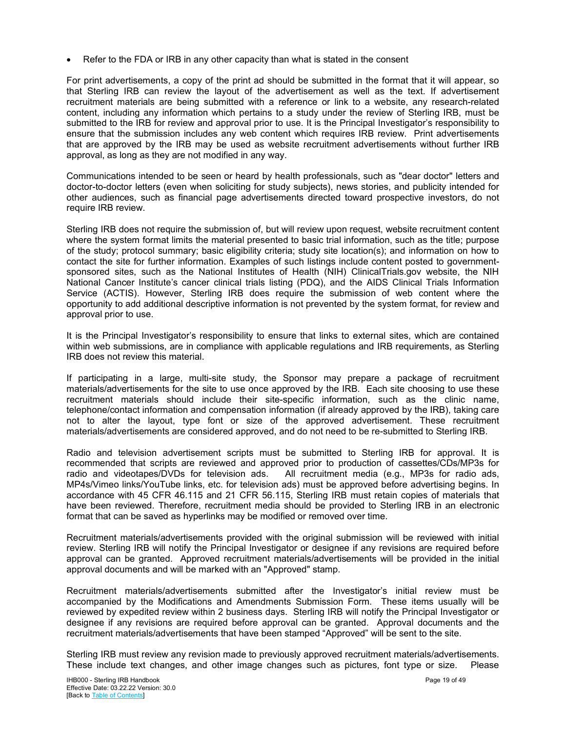- Refer to the FDA or IRB in any other capacity than what is stated in the consent

For print advertisements, a copy of the print ad should be submitted in the format that it will appear, so that Sterling IRB can review the layout of the advertisement as well as the text. If advertisement recruitment materials are being submitted with a reference or link to a website, any research-related content, including any information which pertains to a study under the review of Sterling IRB, must be submitted to the IRB for review and approval prior to use. It is the Principal Investigator's responsibility to ensure that the submission includes any web content which requires IRB review. Print advertisements that are approved by the IRB may be used as website recruitment advertisements without further IRB approval, as long as they are not modified in any way.

Communications intended to be seen or heard by health professionals, such as "dear doctor" letters and doctor-to-doctor letters (even when soliciting for study subjects), news stories, and publicity intended for other audiences, such as financial page advertisements directed toward prospective investors, do not require IRB review.

Sterling IRB does not require the submission of, but will review upon request, website recruitment content where the system format limits the material presented to basic trial information, such as the title; purpose of the study; protocol summary; basic eligibility criteria; study site location(s); and information on how to contact the site for further information. Examples of such listings include content posted to government-sponsored sites, such as the National Institutes of Health (NIH) ClinicalTrials.gov website, the NIH National Cancer Institute's cancer clinical trials listing (PDQ), and the AIDS Clinical Trials Information Service (ACTIS). However, Sterling IRB does require the submission of web content where the opportunity to add additional descriptive information is not prevented by the system format, for review and approval prior to use.

It is the Principal Investigator's responsibility to ensure that links to external sites, which are contained within web submissions, are in compliance with applicable regulations and IRB requirements, as Sterling IRB does not review this material.

If participating in a large, multi-site study, the Sponsor may prepare a package of recruitment materials/advertisements for the site to use once approved by the IRB. Each site choosing to use these recruitment materials should include their site-specific information, such as the clinic name, telephone/contact information and compensation information (if already approved by the IRB), taking care not to alter the layout, type font or size of the approved advertisement. These recruitment materials/advertisements are considered approved, and do not need to be re-submitted to Sterling IRB.

Radio and television advertisement scripts must be submitted to Sterling IRB for approval. It is recommended that scripts are reviewed and approved prior to production of cassettes/CDs/MP3s for radio and videotapes/DVDs for television ads. All recruitment media (e.g., MP3s for radio ads, MP4s/Vimeo links/YouTube links, etc. for television ads) must be approved before advertising begins. In accordance with 45 CFR 46.115 and 21 CFR 56.115, Sterling IRB must retain copies of materials that have been reviewed. Therefore, recruitment media should be provided to Sterling IRB in an electronic format that can be saved as hyperlinks may be modified or removed over time.

Recruitment materials/advertisements provided with the original submission will be reviewed with initial review. Sterling IRB will notify the Principal Investigator or designee if any revisions are required before approval can be granted. Approved recruitment materials/advertisements will be provided in the initial approval documents and will be marked with an "Approved" stamp.

Recruitment materials/advertisements submitted after the Investigator's initial review must be accompanied by the Modifications and Amendments Submission Form. These items usually will be reviewed by expedited review within 2 business days. Sterling IRB will notify the Principal Investigator or designee if any revisions are required before approval can be granted. Approval documents and the recruitment materials/advertisements that have been stamped "Approved" will be sent to the site.

Sterling IRB must review any revision made to previously approved recruitment materials/advertisements. These include text changes, and other image changes such as pictures, font type or size. Please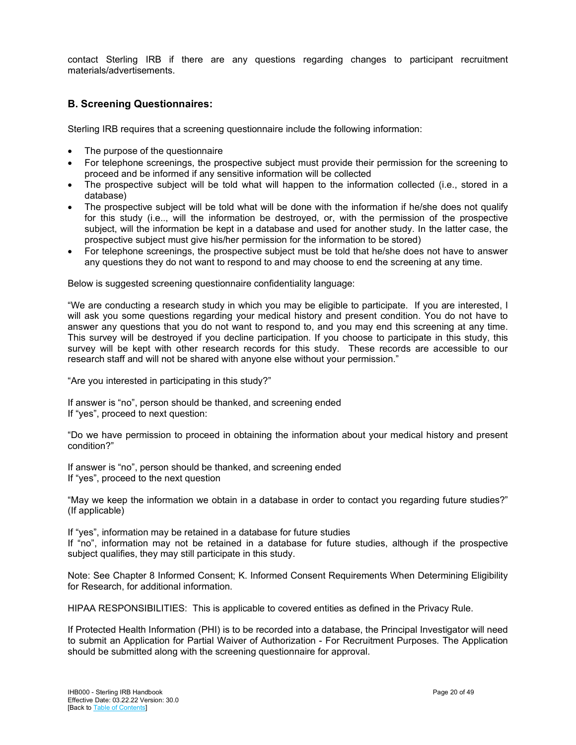contact Sterling IRB if there are any questions regarding changes to participant recruitment materials/advertisements.

## B. Screening Questionnaires:

Sterling IRB requires that a screening questionnaire include the following information:

- The purpose of the questionnaire
- For telephone screenings, the prospective subject must provide their permission for the screening to proceed and be informed if any sensitive information will be collected
- The prospective subject will be told what will happen to the information collected (i.e., stored in a database)
- The prospective subject will be told what will be done with the information if he/she does not qualify for this study (i.e.., will the information be destroyed, or, with the permission of the prospective subject, will the information be kept in a database and used for another study. In the latter case, the prospective subject must give his/her permission for the information to be stored)
- For telephone screenings, the prospective subject must be told that he/she does not have to answer any questions they do not want to respond to and may choose to end the screening at any time.

Below is suggested screening questionnaire confidentiality language:

"We are conducting a research study in which you may be eligible to participate. If you are interested, I will ask you some questions regarding your medical history and present condition. You do not have to answer any questions that you do not want to respond to, and you may end this screening at any time. This survey will be destroyed if you decline participation. If you choose to participate in this study, this survey will be kept with other research records for this study. These records are accessible to our research staff and will not be shared with anyone else without your permission."

"Are you interested in participating in this study?"

If answer is "no", person should be thanked, and screening ended
If "yes", proceed to next question:

"Do we have permission to proceed in obtaining the information about your medical history and present condition?"

If answer is "no", person should be thanked, and screening ended
If "yes", proceed to the next question

"May we keep the information we obtain in a database in order to contact you regarding future studies?" (If applicable)

If "yes", information may be retained in a database for future studies
If "no", information may not be retained in a database for future studies, although if the prospective subject qualifies, they may still participate in this study.

Note: See Chapter 8 Informed Consent; K. Informed Consent Requirements When Determining Eligibility for Research, for additional information.

HIPAA RESPONSIBILITIES: This is applicable to covered entities as defined in the Privacy Rule.

If Protected Health Information (PHI) is to be recorded into a database, the Principal Investigator will need to submit an Application for Partial Waiver of Authorization - For Recruitment Purposes. The Application should be submitted along with the screening questionnaire for approval.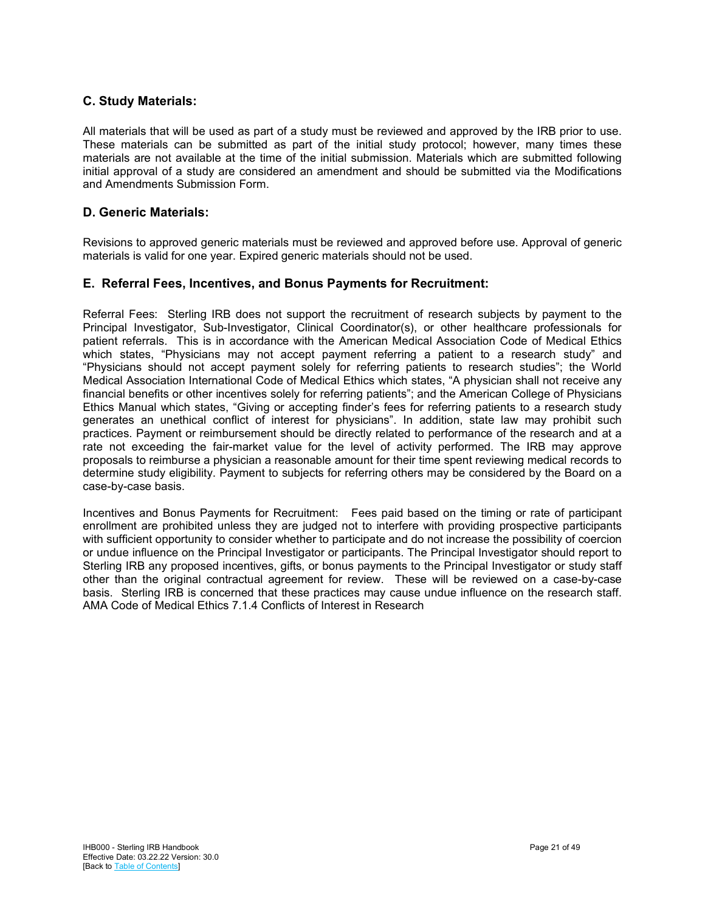## C. Study Materials:

All materials that will be used as part of a study must be reviewed and approved by the IRB prior to use. These materials can be submitted as part of the initial study protocol; however, many times these materials are not available at the time of the initial submission. Materials which are submitted following initial approval of a study are considered an amendment and should be submitted via the Modifications and Amendments Submission Form.

## D. Generic Materials:

Revisions to approved generic materials must be reviewed and approved before use. Approval of generic materials is valid for one year. Expired generic materials should not be used.

## E. Referral Fees, Incentives, and Bonus Payments for Recruitment:

Referral Fees: Sterling IRB does not support the recruitment of research subjects by payment to the Principal Investigator, Sub-Investigator, Clinical Coordinator(s), or other healthcare professionals for patient referrals. This is in accordance with the American Medical Association Code of Medical Ethics which states, "Physicians may not accept payment referring a patient to a research study" and "Physicians should not accept payment solely for referring patients to research studies"; the World Medical Association International Code of Medical Ethics which states, "A physician shall not receive any financial benefits or other incentives solely for referring patients"; and the American College of Physicians Ethics Manual which states, "Giving or accepting finder's fees for referring patients to a research study generates an unethical conflict of interest for physicians". In addition, state law may prohibit such practices. Payment or reimbursement should be directly related to performance of the research and at a rate not exceeding the fair-market value for the level of activity performed. The IRB may approve proposals to reimburse a physician a reasonable amount for their time spent reviewing medical records to determine study eligibility. Payment to subjects for referring others may be considered by the Board on a case-by-case basis.

Incentives and Bonus Payments for Recruitment: Fees paid based on the timing or rate of participant enrollment are prohibited unless they are judged not to interfere with providing prospective participants with sufficient opportunity to consider whether to participate and do not increase the possibility of coercion or undue influence on the Principal Investigator or participants. The Principal Investigator should report to Sterling IRB any proposed incentives, gifts, or bonus payments to the Principal Investigator or study staff other than the original contractual agreement for review. These will be reviewed on a case-by-case basis. Sterling IRB is concerned that these practices may cause undue influence on the research staff. AMA Code of Medical Ethics 7.1.4 Conflicts of Interest in Research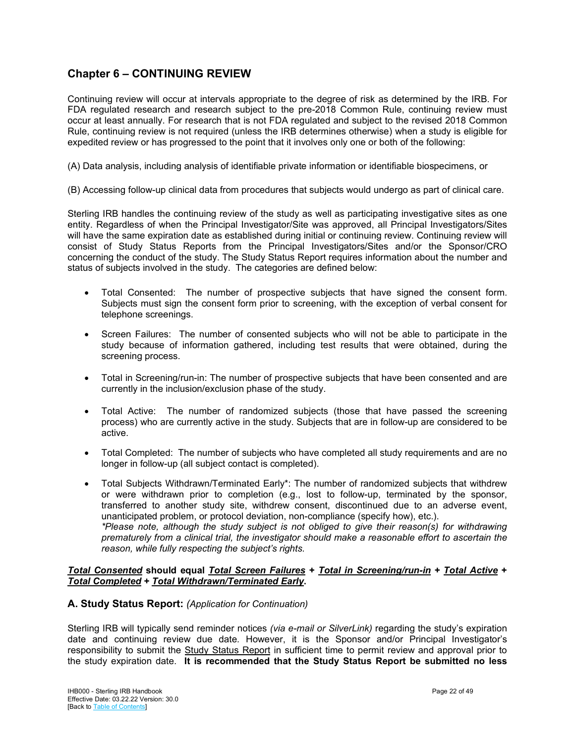## Chapter 6 – CONTINUING REVIEW

Continuing review will occur at intervals appropriate to the degree of risk as determined by the IRB. For FDA regulated research and research subject to the pre-2018 Common Rule, continuing review must occur at least annually. For research that is not FDA regulated and subject to the revised 2018 Common Rule, continuing review is not required (unless the IRB determines otherwise) when a study is eligible for expedited review or has progressed to the point that it involves only one or both of the following:

(A) Data analysis, including analysis of identifiable private information or identifiable biospecimens, or

(B) Accessing follow-up clinical data from procedures that subjects would undergo as part of clinical care.

Sterling IRB handles the continuing review of the study as well as participating investigative sites as one entity. Regardless of when the Principal Investigator/Site was approved, all Principal Investigators/Sites will have the same expiration date as established during initial or continuing review. Continuing review will consist of Study Status Reports from the Principal Investigators/Sites and/or the Sponsor/CRO concerning the conduct of the study. The Study Status Report requires information about the number and status of subjects involved in the study. The categories are defined below:

- Total Consented: The number of prospective subjects that have signed the consent form. Subjects must sign the consent form prior to screening, with the exception of verbal consent for telephone screenings.
- Screen Failures: The number of consented subjects who will not be able to participate in the study because of information gathered, including test results that were obtained, during the screening process.
- Total in Screening/run-in: The number of prospective subjects that have been consented and are currently in the inclusion/exclusion phase of the study.
- Total Active: The number of randomized subjects (those that have passed the screening process) who are currently active in the study. Subjects that are in follow-up are considered to be active.
- Total Completed: The number of subjects who have completed all study requirements and are no longer in follow-up (all subject contact is completed).
- Total Subjects Withdrawn/Terminated Early*: The number of randomized subjects that withdrew or were withdrawn prior to completion (e.g., lost to follow-up, terminated by the sponsor, transferred to another study site, withdrew consent, discontinued due to an adverse event, unanticipated problem, or protocol deviation, non-compliance (specify how), etc.).
  *\*Please note, although the study subject is not obliged to give their reason(s) for withdrawing prematurely from a clinical trial, the investigator should make a reasonable effort to ascertain the reason, while fully respecting the subject's rights.*

***Total Consented*** **should equal** ***Total Screen Failures*** **+** ***Total in Screening/run-in*** **+** ***Total Active*** **+** ***Total Completed*** **+** ***Total Withdrawn/Terminated Early*****.**

### A. Study Status Report: *(Application for Continuation)*

Sterling IRB will typically send reminder notices *(via e-mail or SilverLink)* regarding the study's expiration date and continuing review due date. However, it is the Sponsor and/or Principal Investigator's responsibility to submit the Study Status Report in sufficient time to permit review and approval prior to the study expiration date. **It is recommended that the Study Status Report be submitted no less**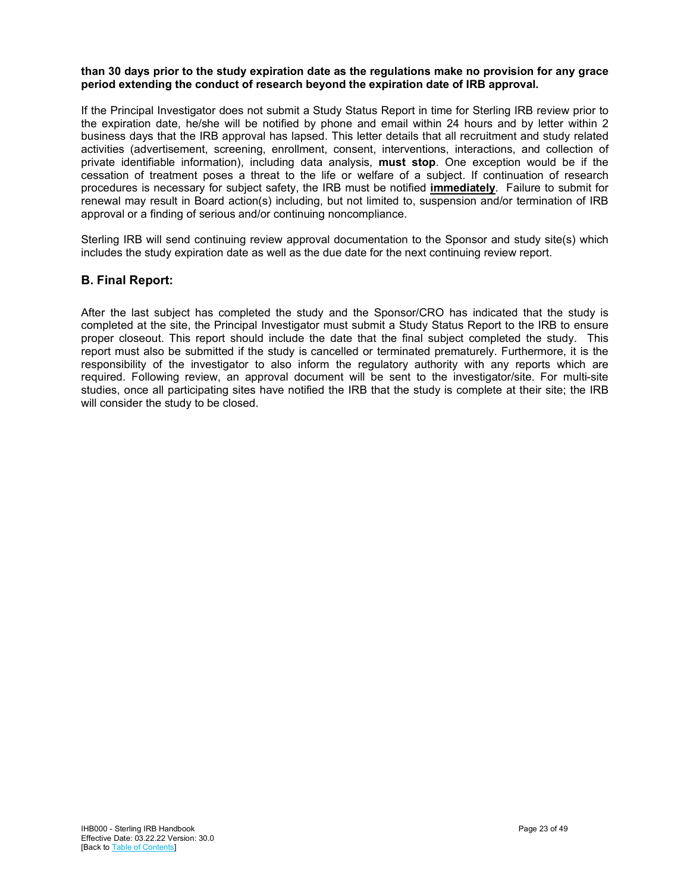**than 30 days prior to the study expiration date as the regulations make no provision for any grace period extending the conduct of research beyond the expiration date of IRB approval.**

If the Principal Investigator does not submit a Study Status Report in time for Sterling IRB review prior to the expiration date, he/she will be notified by phone and email within 24 hours and by letter within 2 business days that the IRB approval has lapsed. This letter details that all recruitment and study related activities (advertisement, screening, enrollment, consent, interventions, interactions, and collection of private identifiable information), including data analysis, **must stop**. One exception would be if the cessation of treatment poses a threat to the life or welfare of a subject. If continuation of research procedures is necessary for subject safety, the IRB must be notified **<u>immediately</u>**. Failure to submit for renewal may result in Board action(s) including, but not limited to, suspension and/or termination of IRB approval or a finding of serious and/or continuing noncompliance.

Sterling IRB will send continuing review approval documentation to the Sponsor and study site(s) which includes the study expiration date as well as the due date for the next continuing review report.

## B. Final Report:

After the last subject has completed the study and the Sponsor/CRO has indicated that the study is completed at the site, the Principal Investigator must submit a Study Status Report to the IRB to ensure proper closeout. This report should include the date that the final subject completed the study. This report must also be submitted if the study is cancelled or terminated prematurely. Furthermore, it is the responsibility of the investigator to also inform the regulatory authority with any reports which are required. Following review, an approval document will be sent to the investigator/site. For multi-site studies, once all participating sites have notified the IRB that the study is complete at their site; the IRB will consider the study to be closed.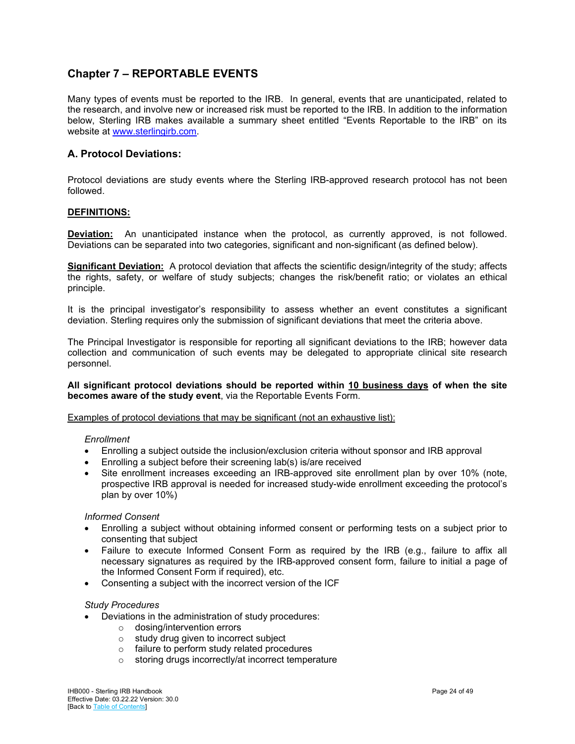## Chapter 7 – REPORTABLE EVENTS

Many types of events must be reported to the IRB. In general, events that are unanticipated, related to the research, and involve new or increased risk must be reported to the IRB. In addition to the information below, Sterling IRB makes available a summary sheet entitled "Events Reportable to the IRB" on its website at [www.sterlingirb.com](http://www.sterlingirb.com).

### A. Protocol Deviations:

Protocol deviations are study events where the Sterling IRB-approved research protocol has not been followed.

**DEFINITIONS:**

**Deviation:** An unanticipated instance when the protocol, as currently approved, is not followed. Deviations can be separated into two categories, significant and non-significant (as defined below).

**Significant Deviation:** A protocol deviation that affects the scientific design/integrity of the study; affects the rights, safety, or welfare of study subjects; changes the risk/benefit ratio; or violates an ethical principle.

It is the principal investigator's responsibility to assess whether an event constitutes a significant deviation. Sterling requires only the submission of significant deviations that meet the criteria above.

The Principal Investigator is responsible for reporting all significant deviations to the IRB; however data collection and communication of such events may be delegated to appropriate clinical site research personnel.

**All significant protocol deviations should be reported within 10 business days of when the site becomes aware of the study event**, via the Reportable Events Form.

Examples of protocol deviations that may be significant (not an exhaustive list):

*Enrollment*

- Enrolling a subject outside the inclusion/exclusion criteria without sponsor and IRB approval
- Enrolling a subject before their screening lab(s) is/are received
- Site enrollment increases exceeding an IRB-approved site enrollment plan by over 10% (note, prospective IRB approval is needed for increased study-wide enrollment exceeding the protocol's plan by over 10%)

*Informed Consent*

- Enrolling a subject without obtaining informed consent or performing tests on a subject prior to consenting that subject
- Failure to execute Informed Consent Form as required by the IRB (e.g., failure to affix all necessary signatures as required by the IRB-approved consent form, failure to initial a page of the Informed Consent Form if required), etc.
- Consenting a subject with the incorrect version of the ICF

*Study Procedures*

- Deviations in the administration of study procedures:
  - dosing/intervention errors
  - study drug given to incorrect subject
  - failure to perform study related procedures
  - storing drugs incorrectly/at incorrect temperature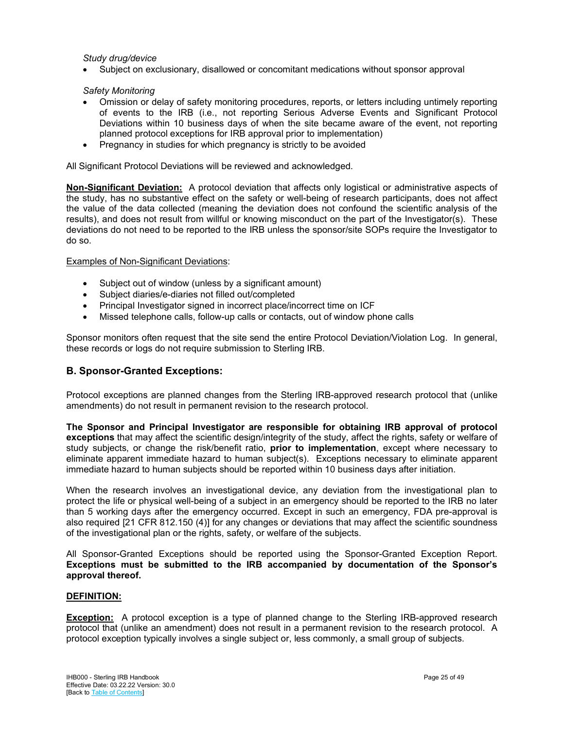*Study drug/device*

- Subject on exclusionary, disallowed or concomitant medications without sponsor approval

*Safety Monitoring*

- Omission or delay of safety monitoring procedures, reports, or letters including untimely reporting of events to the IRB (i.e., not reporting Serious Adverse Events and Significant Protocol Deviations within 10 business days of when the site became aware of the event, not reporting planned protocol exceptions for IRB approval prior to implementation)
- Pregnancy in studies for which pregnancy is strictly to be avoided

All Significant Protocol Deviations will be reviewed and acknowledged.

**Non-Significant Deviation:** A protocol deviation that affects only logistical or administrative aspects of the study, has no substantive effect on the safety or well-being of research participants, does not affect the value of the data collected (meaning the deviation does not confound the scientific analysis of the results), and does not result from willful or knowing misconduct on the part of the Investigator(s). These deviations do not need to be reported to the IRB unless the sponsor/site SOPs require the Investigator to do so.

Examples of Non-Significant Deviations:

- Subject out of window (unless by a significant amount)
- Subject diaries/e-diaries not filled out/completed
- Principal Investigator signed in incorrect place/incorrect time on ICF
- Missed telephone calls, follow-up calls or contacts, out of window phone calls

Sponsor monitors often request that the site send the entire Protocol Deviation/Violation Log. In general, these records or logs do not require submission to Sterling IRB.

## B. Sponsor-Granted Exceptions:

Protocol exceptions are planned changes from the Sterling IRB-approved research protocol that (unlike amendments) do not result in permanent revision to the research protocol.

**The Sponsor and Principal Investigator are responsible for obtaining IRB approval of protocol exceptions** that may affect the scientific design/integrity of the study, affect the rights, safety or welfare of study subjects, or change the risk/benefit ratio, **prior to implementation**, except where necessary to eliminate apparent immediate hazard to human subject(s). Exceptions necessary to eliminate apparent immediate hazard to human subjects should be reported within 10 business days after initiation.

When the research involves an investigational device, any deviation from the investigational plan to protect the life or physical well-being of a subject in an emergency should be reported to the IRB no later than 5 working days after the emergency occurred. Except in such an emergency, FDA pre-approval is also required [21 CFR 812.150 (4)] for any changes or deviations that may affect the scientific soundness of the investigational plan or the rights, safety, or welfare of the subjects.

All Sponsor-Granted Exceptions should be reported using the Sponsor-Granted Exception Report. **Exceptions must be submitted to the IRB accompanied by documentation of the Sponsor's approval thereof.**

**DEFINITION:**

**Exception:** A protocol exception is a type of planned change to the Sterling IRB-approved research protocol that (unlike an amendment) does not result in a permanent revision to the research protocol. A protocol exception typically involves a single subject or, less commonly, a small group of subjects.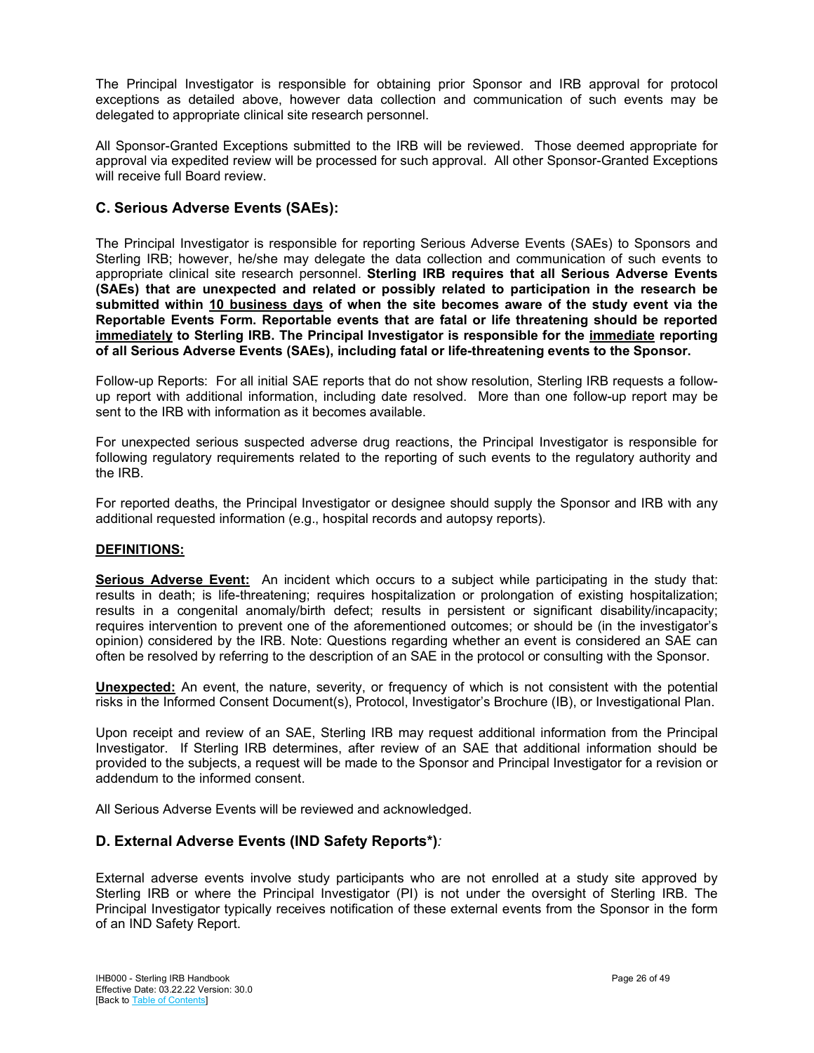The Principal Investigator is responsible for obtaining prior Sponsor and IRB approval for protocol exceptions as detailed above, however data collection and communication of such events may be delegated to appropriate clinical site research personnel.

All Sponsor-Granted Exceptions submitted to the IRB will be reviewed. Those deemed appropriate for approval via expedited review will be processed for such approval. All other Sponsor-Granted Exceptions will receive full Board review.

## C. Serious Adverse Events (SAEs):

The Principal Investigator is responsible for reporting Serious Adverse Events (SAEs) to Sponsors and Sterling IRB; however, he/she may delegate the data collection and communication of such events to appropriate clinical site research personnel. **Sterling IRB requires that all Serious Adverse Events (SAEs) that are unexpected and related or possibly related to participation in the research be submitted within <u>10 business days</u> of when the site becomes aware of the study event via the Reportable Events Form. Reportable events that are fatal or life threatening should be reported <u>immediately</u> to Sterling IRB. The Principal Investigator is responsible for the <u>immediate</u> reporting of all Serious Adverse Events (SAEs), including fatal or life-threatening events to the Sponsor.**

Follow-up Reports: For all initial SAE reports that do not show resolution, Sterling IRB requests a follow-up report with additional information, including date resolved. More than one follow-up report may be sent to the IRB with information as it becomes available.

For unexpected serious suspected adverse drug reactions, the Principal Investigator is responsible for following regulatory requirements related to the reporting of such events to the regulatory authority and the IRB.

For reported deaths, the Principal Investigator or designee should supply the Sponsor and IRB with any additional requested information (e.g., hospital records and autopsy reports).

**<u>DEFINITIONS:</u>**

**<u>Serious Adverse Event:</u>** An incident which occurs to a subject while participating in the study that: results in death; is life-threatening; requires hospitalization or prolongation of existing hospitalization; results in a congenital anomaly/birth defect; results in persistent or significant disability/incapacity; requires intervention to prevent one of the aforementioned outcomes; or should be (in the investigator's opinion) considered by the IRB. Note: Questions regarding whether an event is considered an SAE can often be resolved by referring to the description of an SAE in the protocol or consulting with the Sponsor.

**<u>Unexpected:</u>** An event, the nature, severity, or frequency of which is not consistent with the potential risks in the Informed Consent Document(s), Protocol, Investigator's Brochure (IB), or Investigational Plan.

Upon receipt and review of an SAE, Sterling IRB may request additional information from the Principal Investigator. If Sterling IRB determines, after review of an SAE that additional information should be provided to the subjects, a request will be made to the Sponsor and Principal Investigator for a revision or addendum to the informed consent.

All Serious Adverse Events will be reviewed and acknowledged.

## D. External Adverse Events (IND Safety Reports*)*:*

External adverse events involve study participants who are not enrolled at a study site approved by Sterling IRB or where the Principal Investigator (PI) is not under the oversight of Sterling IRB. The Principal Investigator typically receives notification of these external events from the Sponsor in the form of an IND Safety Report.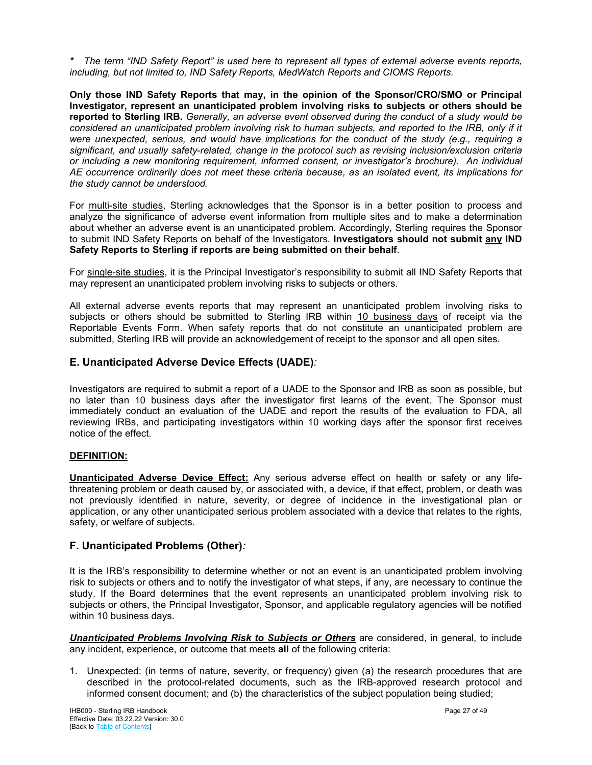*\*   The term "IND Safety Report" is used here to represent all types of external adverse events reports, including, but not limited to, IND Safety Reports, MedWatch Reports and CIOMS Reports.*

**Only those IND Safety Reports that may, in the opinion of the Sponsor/CRO/SMO or Principal Investigator, represent an unanticipated problem involving risks to subjects or others should be reported to Sterling IRB.** *Generally, an adverse event observed during the conduct of a study would be considered an unanticipated problem involving risk to human subjects, and reported to the IRB, only if it were unexpected, serious, and would have implications for the conduct of the study (e.g., requiring a significant, and usually safety-related, change in the protocol such as revising inclusion/exclusion criteria or including a new monitoring requirement, informed consent, or investigator's brochure). An individual AE occurrence ordinarily does not meet these criteria because, as an isolated event, its implications for the study cannot be understood.*

For <u>multi-site studies</u>, Sterling acknowledges that the Sponsor is in a better position to process and analyze the significance of adverse event information from multiple sites and to make a determination about whether an adverse event is an unanticipated problem. Accordingly, Sterling requires the Sponsor to submit IND Safety Reports on behalf of the Investigators. **Investigators should not submit <u>any</u> IND Safety Reports to Sterling if reports are being submitted on their behalf**.

For <u>single-site studies</u>, it is the Principal Investigator's responsibility to submit all IND Safety Reports that may represent an unanticipated problem involving risks to subjects or others.

All external adverse events reports that may represent an unanticipated problem involving risks to subjects or others should be submitted to Sterling IRB within <u>10 business days</u> of receipt via the Reportable Events Form. When safety reports that do not constitute an unanticipated problem are submitted, Sterling IRB will provide an acknowledgement of receipt to the sponsor and all open sites.

## E. Unanticipated Adverse Device Effects (UADE)*:*

Investigators are required to submit a report of a UADE to the Sponsor and IRB as soon as possible, but no later than 10 business days after the investigator first learns of the event. The Sponsor must immediately conduct an evaluation of the UADE and report the results of the evaluation to FDA, all reviewing IRBs, and participating investigators within 10 working days after the sponsor first receives notice of the effect.

**<u>DEFINITION:</u>**

**<u>Unanticipated Adverse Device Effect:</u>** Any serious adverse effect on health or safety or any life-threatening problem or death caused by, or associated with, a device, if that effect, problem, or death was not previously identified in nature, severity, or degree of incidence in the investigational plan or application, or any other unanticipated serious problem associated with a device that relates to the rights, safety, or welfare of subjects.

## F. Unanticipated Problems (Other)*:*

It is the IRB's responsibility to determine whether or not an event is an unanticipated problem involving risk to subjects or others and to notify the investigator of what steps, if any, are necessary to continue the study. If the Board determines that the event represents an unanticipated problem involving risk to subjects or others, the Principal Investigator, Sponsor, and applicable regulatory agencies will be notified within 10 business days.

***<u>Unanticipated Problems Involving Risk to Subjects or Others</u>*** are considered, in general, to include any incident, experience, or outcome that meets **all** of the following criteria:

1. Unexpected: (in terms of nature, severity, or frequency) given (a) the research procedures that are described in the protocol-related documents, such as the IRB-approved research protocol and informed consent document; and (b) the characteristics of the subject population being studied;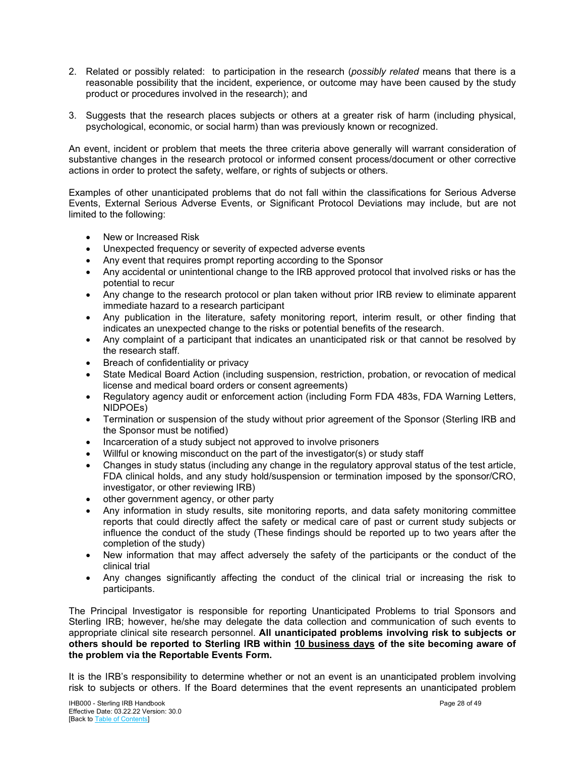2. Related or possibly related: to participation in the research (*possibly related* means that there is a reasonable possibility that the incident, experience, or outcome may have been caused by the study product or procedures involved in the research); and

3. Suggests that the research places subjects or others at a greater risk of harm (including physical, psychological, economic, or social harm) than was previously known or recognized.

An event, incident or problem that meets the three criteria above generally will warrant consideration of substantive changes in the research protocol or informed consent process/document or other corrective actions in order to protect the safety, welfare, or rights of subjects or others.

Examples of other unanticipated problems that do not fall within the classifications for Serious Adverse Events, External Serious Adverse Events, or Significant Protocol Deviations may include, but are not limited to the following:

- New or Increased Risk
- Unexpected frequency or severity of expected adverse events
- Any event that requires prompt reporting according to the Sponsor
- Any accidental or unintentional change to the IRB approved protocol that involved risks or has the potential to recur
- Any change to the research protocol or plan taken without prior IRB review to eliminate apparent immediate hazard to a research participant
- Any publication in the literature, safety monitoring report, interim result, or other finding that indicates an unexpected change to the risks or potential benefits of the research.
- Any complaint of a participant that indicates an unanticipated risk or that cannot be resolved by the research staff.
- Breach of confidentiality or privacy
- State Medical Board Action (including suspension, restriction, probation, or revocation of medical license and medical board orders or consent agreements)
- Regulatory agency audit or enforcement action (including Form FDA 483s, FDA Warning Letters, NIDPOEs)
- Termination or suspension of the study without prior agreement of the Sponsor (Sterling IRB and the Sponsor must be notified)
- Incarceration of a study subject not approved to involve prisoners
- Willful or knowing misconduct on the part of the investigator(s) or study staff
- Changes in study status (including any change in the regulatory approval status of the test article, FDA clinical holds, and any study hold/suspension or termination imposed by the sponsor/CRO, investigator, or other reviewing IRB)
- other government agency, or other party
- Any information in study results, site monitoring reports, and data safety monitoring committee reports that could directly affect the safety or medical care of past or current study subjects or influence the conduct of the study (These findings should be reported up to two years after the completion of the study)
- New information that may affect adversely the safety of the participants or the conduct of the clinical trial
- Any changes significantly affecting the conduct of the clinical trial or increasing the risk to participants.

The Principal Investigator is responsible for reporting Unanticipated Problems to trial Sponsors and Sterling IRB; however, he/she may delegate the data collection and communication of such events to appropriate clinical site research personnel. **All unanticipated problems involving risk to subjects or others should be reported to Sterling IRB within <u>10 business days</u> of the site becoming aware of the problem via the Reportable Events Form.**

It is the IRB's responsibility to determine whether or not an event is an unanticipated problem involving risk to subjects or others. If the Board determines that the event represents an unanticipated problem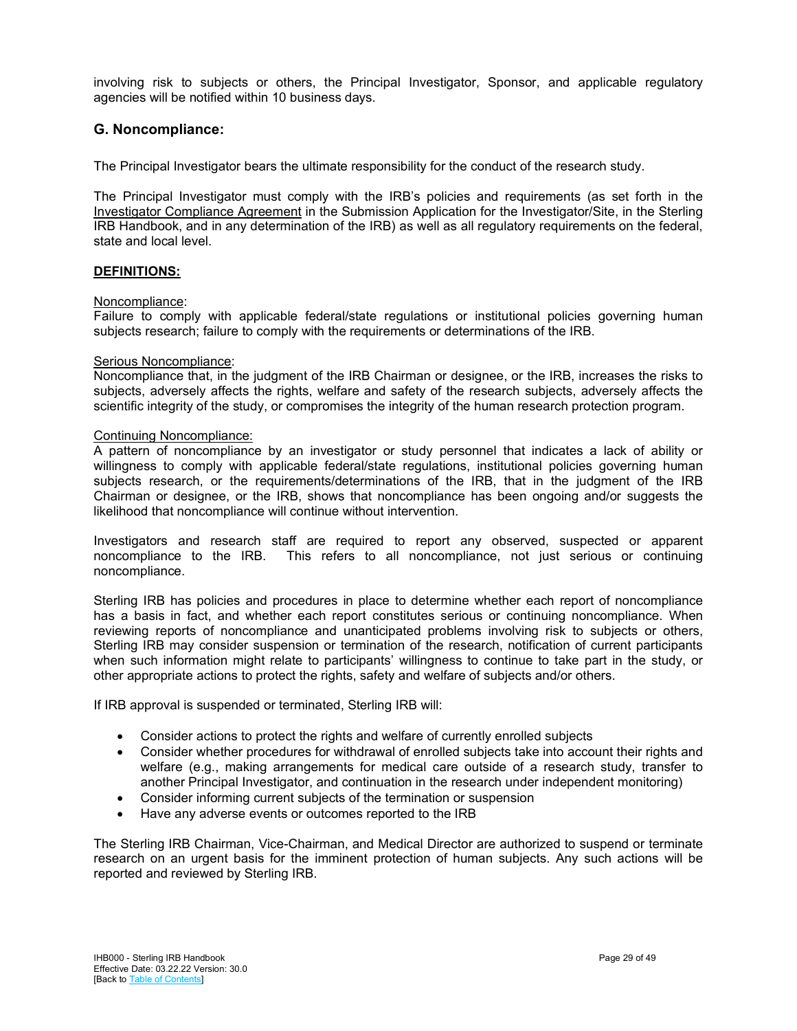involving risk to subjects or others, the Principal Investigator, Sponsor, and applicable regulatory agencies will be notified within 10 business days.

## G. Noncompliance:

The Principal Investigator bears the ultimate responsibility for the conduct of the research study.

The Principal Investigator must comply with the IRB's policies and requirements (as set forth in the Investigator Compliance Agreement in the Submission Application for the Investigator/Site, in the Sterling IRB Handbook, and in any determination of the IRB) as well as all regulatory requirements on the federal, state and local level.

**DEFINITIONS:**

Noncompliance:
Failure to comply with applicable federal/state regulations or institutional policies governing human subjects research; failure to comply with the requirements or determinations of the IRB.

Serious Noncompliance:
Noncompliance that, in the judgment of the IRB Chairman or designee, or the IRB, increases the risks to subjects, adversely affects the rights, welfare and safety of the research subjects, adversely affects the scientific integrity of the study, or compromises the integrity of the human research protection program.

Continuing Noncompliance:
A pattern of noncompliance by an investigator or study personnel that indicates a lack of ability or willingness to comply with applicable federal/state regulations, institutional policies governing human subjects research, or the requirements/determinations of the IRB, that in the judgment of the IRB Chairman or designee, or the IRB, shows that noncompliance has been ongoing and/or suggests the likelihood that noncompliance will continue without intervention.

Investigators and research staff are required to report any observed, suspected or apparent noncompliance to the IRB. This refers to all noncompliance, not just serious or continuing noncompliance.

Sterling IRB has policies and procedures in place to determine whether each report of noncompliance has a basis in fact, and whether each report constitutes serious or continuing noncompliance. When reviewing reports of noncompliance and unanticipated problems involving risk to subjects or others, Sterling IRB may consider suspension or termination of the research, notification of current participants when such information might relate to participants' willingness to continue to take part in the study, or other appropriate actions to protect the rights, safety and welfare of subjects and/or others.

If IRB approval is suspended or terminated, Sterling IRB will:

- Consider actions to protect the rights and welfare of currently enrolled subjects
- Consider whether procedures for withdrawal of enrolled subjects take into account their rights and welfare (e.g., making arrangements for medical care outside of a research study, transfer to another Principal Investigator, and continuation in the research under independent monitoring)
- Consider informing current subjects of the termination or suspension
- Have any adverse events or outcomes reported to the IRB

The Sterling IRB Chairman, Vice-Chairman, and Medical Director are authorized to suspend or terminate research on an urgent basis for the imminent protection of human subjects. Any such actions will be reported and reviewed by Sterling IRB.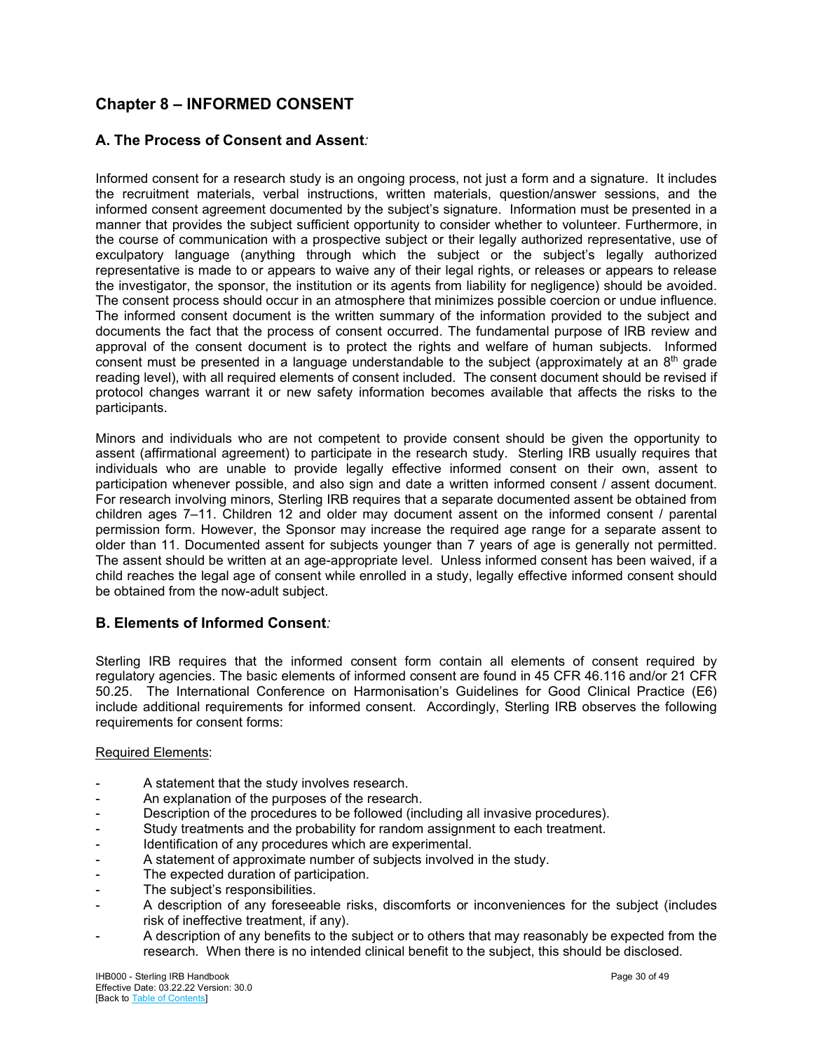## Chapter 8 – INFORMED CONSENT

### A. The Process of Consent and Assent*:*

Informed consent for a research study is an ongoing process, not just a form and a signature. It includes the recruitment materials, verbal instructions, written materials, question/answer sessions, and the informed consent agreement documented by the subject's signature. Information must be presented in a manner that provides the subject sufficient opportunity to consider whether to volunteer. Furthermore, in the course of communication with a prospective subject or their legally authorized representative, use of exculpatory language (anything through which the subject or the subject's legally authorized representative is made to or appears to waive any of their legal rights, or releases or appears to release the investigator, the sponsor, the institution or its agents from liability for negligence) should be avoided. The consent process should occur in an atmosphere that minimizes possible coercion or undue influence. The informed consent document is the written summary of the information provided to the subject and documents the fact that the process of consent occurred. The fundamental purpose of IRB review and approval of the consent document is to protect the rights and welfare of human subjects. Informed consent must be presented in a language understandable to the subject (approximately at an 8th grade reading level), with all required elements of consent included. The consent document should be revised if protocol changes warrant it or new safety information becomes available that affects the risks to the participants.

Minors and individuals who are not competent to provide consent should be given the opportunity to assent (affirmational agreement) to participate in the research study. Sterling IRB usually requires that individuals who are unable to provide legally effective informed consent on their own, assent to participation whenever possible, and also sign and date a written informed consent / assent document. For research involving minors, Sterling IRB requires that a separate documented assent be obtained from children ages 7–11. Children 12 and older may document assent on the informed consent / parental permission form. However, the Sponsor may increase the required age range for a separate assent to older than 11. Documented assent for subjects younger than 7 years of age is generally not permitted. The assent should be written at an age-appropriate level. Unless informed consent has been waived, if a child reaches the legal age of consent while enrolled in a study, legally effective informed consent should be obtained from the now-adult subject.

### B. Elements of Informed Consent*:*

Sterling IRB requires that the informed consent form contain all elements of consent required by regulatory agencies. The basic elements of informed consent are found in 45 CFR 46.116 and/or 21 CFR 50.25. The International Conference on Harmonisation's Guidelines for Good Clinical Practice (E6) include additional requirements for informed consent. Accordingly, Sterling IRB observes the following requirements for consent forms:

Required Elements:

- A statement that the study involves research.
- An explanation of the purposes of the research.
- Description of the procedures to be followed (including all invasive procedures).
- Study treatments and the probability for random assignment to each treatment.
- Identification of any procedures which are experimental.
- A statement of approximate number of subjects involved in the study.
- The expected duration of participation.
- The subject's responsibilities.
- A description of any foreseeable risks, discomforts or inconveniences for the subject (includes risk of ineffective treatment, if any).
- A description of any benefits to the subject or to others that may reasonably be expected from the research. When there is no intended clinical benefit to the subject, this should be disclosed.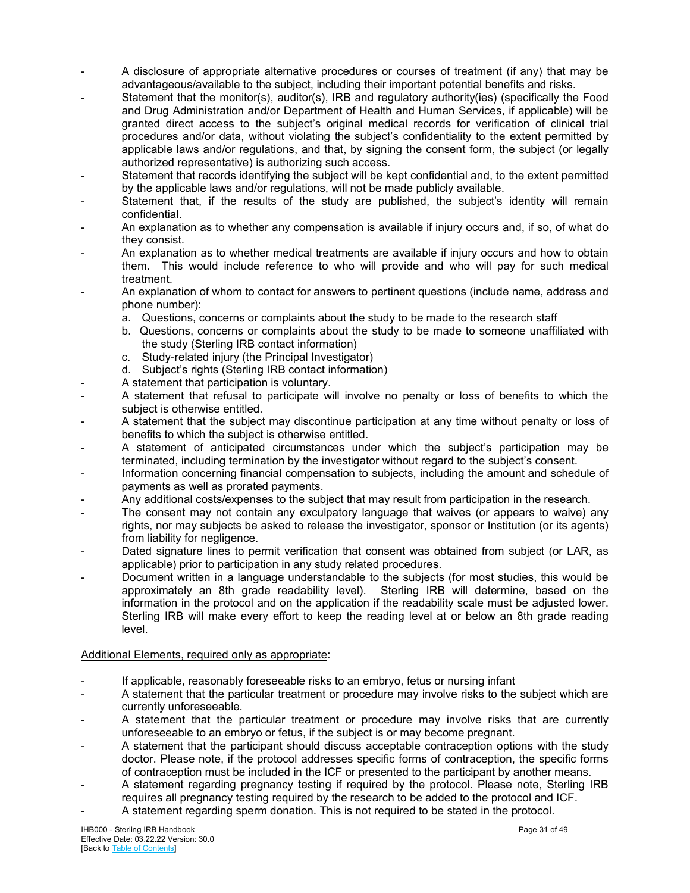- A disclosure of appropriate alternative procedures or courses of treatment (if any) that may be advantageous/available to the subject, including their important potential benefits and risks.
- Statement that the monitor(s), auditor(s), IRB and regulatory authority(ies) (specifically the Food and Drug Administration and/or Department of Health and Human Services, if applicable) will be granted direct access to the subject's original medical records for verification of clinical trial procedures and/or data, without violating the subject's confidentiality to the extent permitted by applicable laws and/or regulations, and that, by signing the consent form, the subject (or legally authorized representative) is authorizing such access.
- Statement that records identifying the subject will be kept confidential and, to the extent permitted by the applicable laws and/or regulations, will not be made publicly available.
- Statement that, if the results of the study are published, the subject's identity will remain confidential.
- An explanation as to whether any compensation is available if injury occurs and, if so, of what do they consist.
- An explanation as to whether medical treatments are available if injury occurs and how to obtain them. This would include reference to who will provide and who will pay for such medical treatment.
- An explanation of whom to contact for answers to pertinent questions (include name, address and phone number):
  a. Questions, concerns or complaints about the study to be made to the research staff
  b. Questions, concerns or complaints about the study to be made to someone unaffiliated with the study (Sterling IRB contact information)
  c. Study-related injury (the Principal Investigator)
  d. Subject's rights (Sterling IRB contact information)
- A statement that participation is voluntary.
- A statement that refusal to participate will involve no penalty or loss of benefits to which the subject is otherwise entitled.
- A statement that the subject may discontinue participation at any time without penalty or loss of benefits to which the subject is otherwise entitled.
- A statement of anticipated circumstances under which the subject's participation may be terminated, including termination by the investigator without regard to the subject's consent.
- Information concerning financial compensation to subjects, including the amount and schedule of payments as well as prorated payments.
- Any additional costs/expenses to the subject that may result from participation in the research.
- The consent may not contain any exculpatory language that waives (or appears to waive) any rights, nor may subjects be asked to release the investigator, sponsor or Institution (or its agents) from liability for negligence.
- Dated signature lines to permit verification that consent was obtained from subject (or LAR, as applicable) prior to participation in any study related procedures.
- Document written in a language understandable to the subjects (for most studies, this would be approximately an 8th grade readability level). Sterling IRB will determine, based on the information in the protocol and on the application if the readability scale must be adjusted lower. Sterling IRB will make every effort to keep the reading level at or below an 8th grade reading level.

Additional Elements, required only as appropriate:

- If applicable, reasonably foreseeable risks to an embryo, fetus or nursing infant
- A statement that the particular treatment or procedure may involve risks to the subject which are currently unforeseeable.
- A statement that the particular treatment or procedure may involve risks that are currently unforeseeable to an embryo or fetus, if the subject is or may become pregnant.
- A statement that the participant should discuss acceptable contraception options with the study doctor. Please note, if the protocol addresses specific forms of contraception, the specific forms of contraception must be included in the ICF or presented to the participant by another means.
- A statement regarding pregnancy testing if required by the protocol. Please note, Sterling IRB requires all pregnancy testing required by the research to be added to the protocol and ICF.
- A statement regarding sperm donation. This is not required to be stated in the protocol.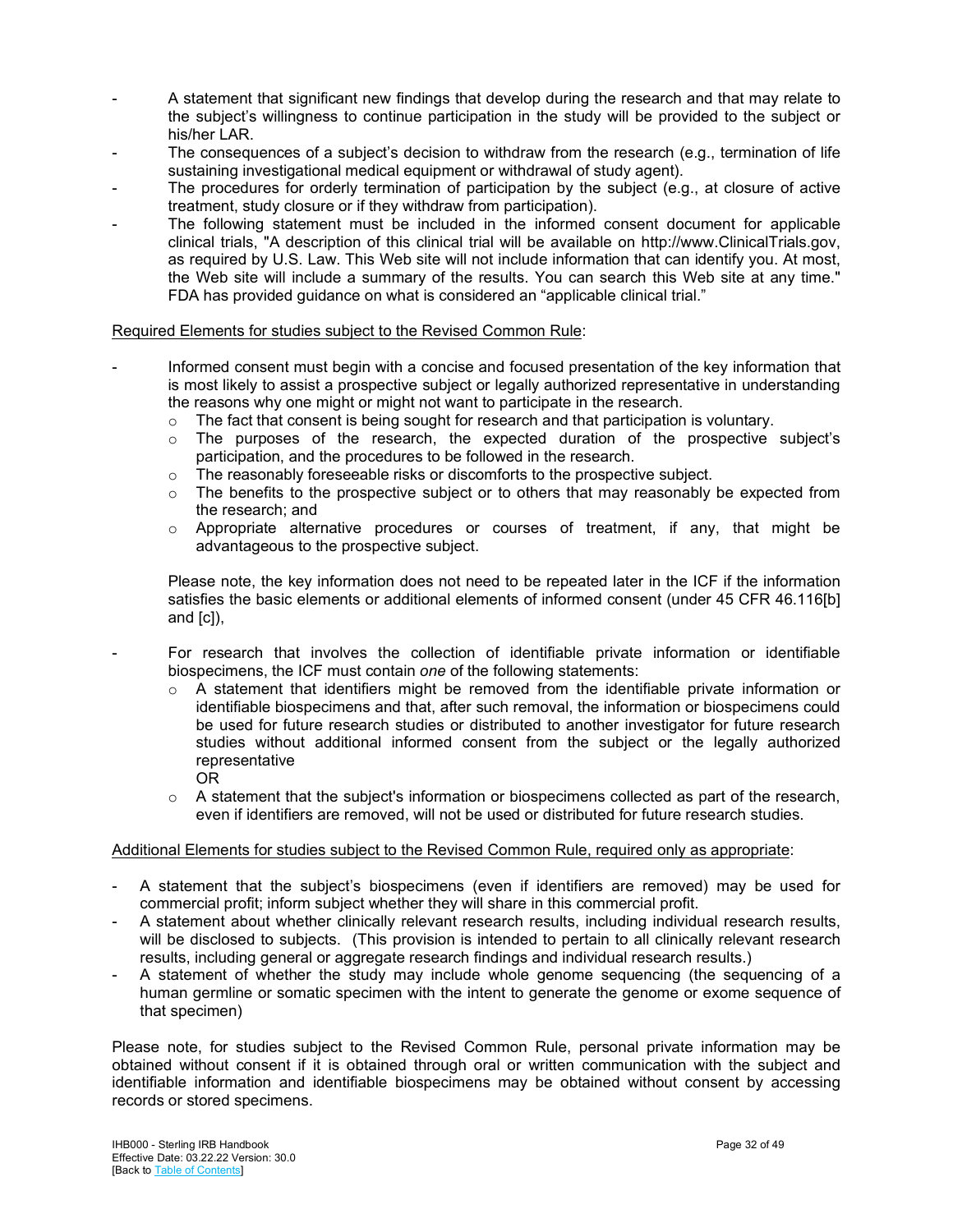- A statement that significant new findings that develop during the research and that may relate to the subject's willingness to continue participation in the study will be provided to the subject or his/her LAR.
- The consequences of a subject's decision to withdraw from the research (e.g., termination of life sustaining investigational medical equipment or withdrawal of study agent).
- The procedures for orderly termination of participation by the subject (e.g., at closure of active treatment, study closure or if they withdraw from participation).
- The following statement must be included in the informed consent document for applicable clinical trials, "A description of this clinical trial will be available on http://www.ClinicalTrials.gov, as required by U.S. Law. This Web site will not include information that can identify you. At most, the Web site will include a summary of the results. You can search this Web site at any time." FDA has provided guidance on what is considered an "applicable clinical trial."

<u>Required Elements for studies subject to the Revised Common Rule</u>:

- Informed consent must begin with a concise and focused presentation of the key information that is most likely to assist a prospective subject or legally authorized representative in understanding the reasons why one might or might not want to participate in the research.
  - The fact that consent is being sought for research and that participation is voluntary.
  - The purposes of the research, the expected duration of the prospective subject's participation, and the procedures to be followed in the research.
  - The reasonably foreseeable risks or discomforts to the prospective subject.
  - The benefits to the prospective subject or to others that may reasonably be expected from the research; and
  - Appropriate alternative procedures or courses of treatment, if any, that might be advantageous to the prospective subject.

  Please note, the key information does not need to be repeated later in the ICF if the information satisfies the basic elements or additional elements of informed consent (under 45 CFR 46.116[b] and [c]),

- For research that involves the collection of identifiable private information or identifiable biospecimens, the ICF must contain *one* of the following statements:
  - A statement that identifiers might be removed from the identifiable private information or identifiable biospecimens and that, after such removal, the information or biospecimens could be used for future research studies or distributed to another investigator for future research studies without additional informed consent from the subject or the legally authorized representative
    OR
  - A statement that the subject's information or biospecimens collected as part of the research, even if identifiers are removed, will not be used or distributed for future research studies.

<u>Additional Elements for studies subject to the Revised Common Rule, required only as appropriate</u>:

- A statement that the subject's biospecimens (even if identifiers are removed) may be used for commercial profit; inform subject whether they will share in this commercial profit.
- A statement about whether clinically relevant research results, including individual research results, will be disclosed to subjects. (This provision is intended to pertain to all clinically relevant research results, including general or aggregate research findings and individual research results.)
- A statement of whether the study may include whole genome sequencing (the sequencing of a human germline or somatic specimen with the intent to generate the genome or exome sequence of that specimen)

Please note, for studies subject to the Revised Common Rule, personal private information may be obtained without consent if it is obtained through oral or written communication with the subject and identifiable information and identifiable biospecimens may be obtained without consent by accessing records or stored specimens.

IHB000 - Sterling IRB Handbook
Effective Date: 03.22.22 Version: 30.0
[Back to Table of Contents]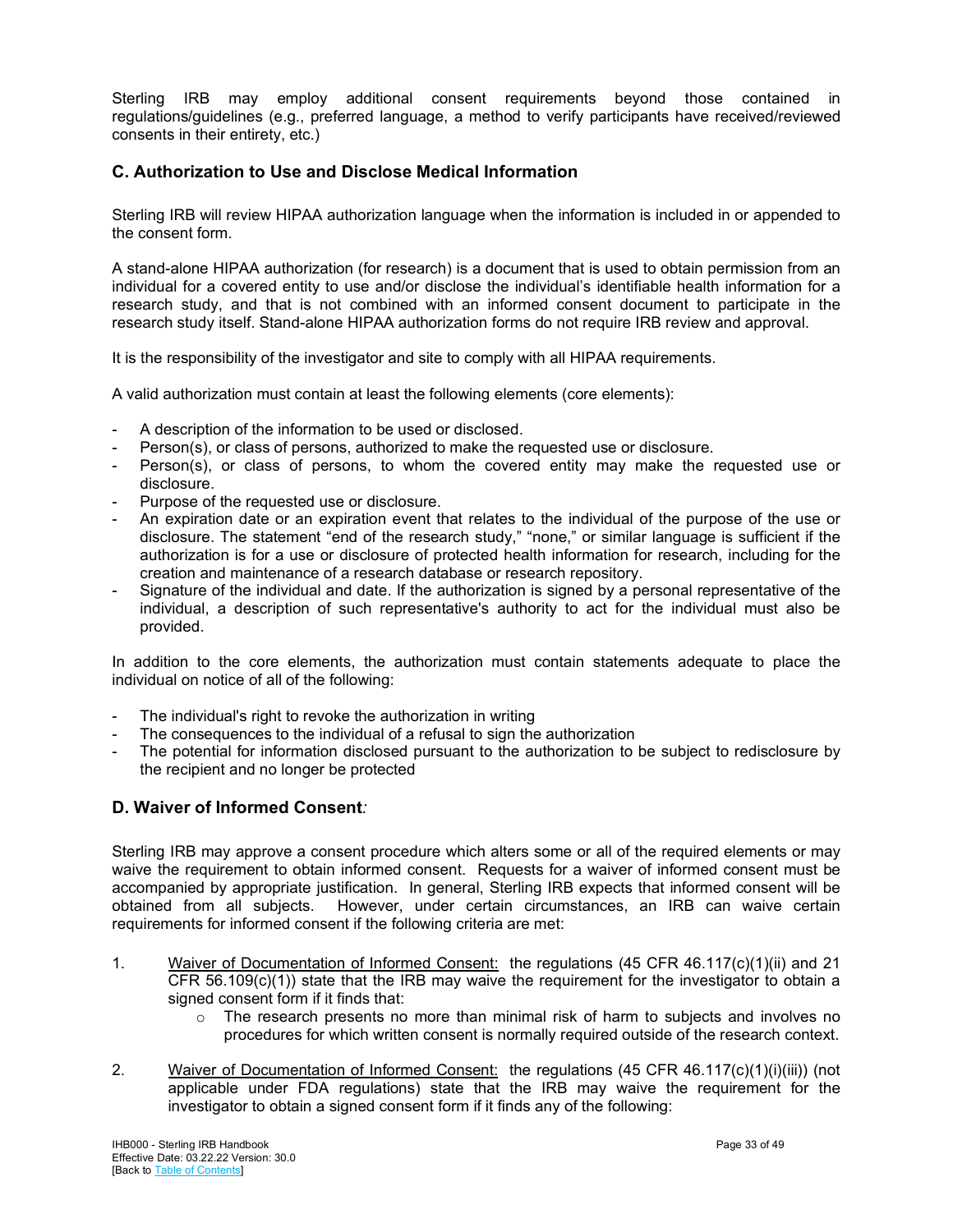Sterling IRB may employ additional consent requirements beyond those contained in regulations/guidelines (e.g., preferred language, a method to verify participants have received/reviewed consents in their entirety, etc.)

### C. Authorization to Use and Disclose Medical Information

Sterling IRB will review HIPAA authorization language when the information is included in or appended to the consent form.

A stand-alone HIPAA authorization (for research) is a document that is used to obtain permission from an individual for a covered entity to use and/or disclose the individual's identifiable health information for a research study, and that is not combined with an informed consent document to participate in the research study itself. Stand-alone HIPAA authorization forms do not require IRB review and approval.

It is the responsibility of the investigator and site to comply with all HIPAA requirements.

A valid authorization must contain at least the following elements (core elements):

- A description of the information to be used or disclosed.
- Person(s), or class of persons, authorized to make the requested use or disclosure.
- Person(s), or class of persons, to whom the covered entity may make the requested use or disclosure.
- Purpose of the requested use or disclosure.
- An expiration date or an expiration event that relates to the individual of the purpose of the use or disclosure. The statement "end of the research study," "none," or similar language is sufficient if the authorization is for a use or disclosure of protected health information for research, including for the creation and maintenance of a research database or research repository.
- Signature of the individual and date. If the authorization is signed by a personal representative of the individual, a description of such representative's authority to act for the individual must also be provided.

In addition to the core elements, the authorization must contain statements adequate to place the individual on notice of all of the following:

- The individual's right to revoke the authorization in writing
- The consequences to the individual of a refusal to sign the authorization
- The potential for information disclosed pursuant to the authorization to be subject to redisclosure by the recipient and no longer be protected

### D. Waiver of Informed Consent*:*

Sterling IRB may approve a consent procedure which alters some or all of the required elements or may waive the requirement to obtain informed consent. Requests for a waiver of informed consent must be accompanied by appropriate justification. In general, Sterling IRB expects that informed consent will be obtained from all subjects. However, under certain circumstances, an IRB can waive certain requirements for informed consent if the following criteria are met:

1. Waiver of Documentation of Informed Consent: the regulations (45 CFR 46.117(c)(1)(ii) and 21 CFR 56.109(c)(1)) state that the IRB may waive the requirement for the investigator to obtain a signed consent form if it finds that:
   - The research presents no more than minimal risk of harm to subjects and involves no procedures for which written consent is normally required outside of the research context.

2. Waiver of Documentation of Informed Consent: the regulations (45 CFR 46.117(c)(1)(i)(iii)) (not applicable under FDA regulations) state that the IRB may waive the requirement for the investigator to obtain a signed consent form if it finds any of the following: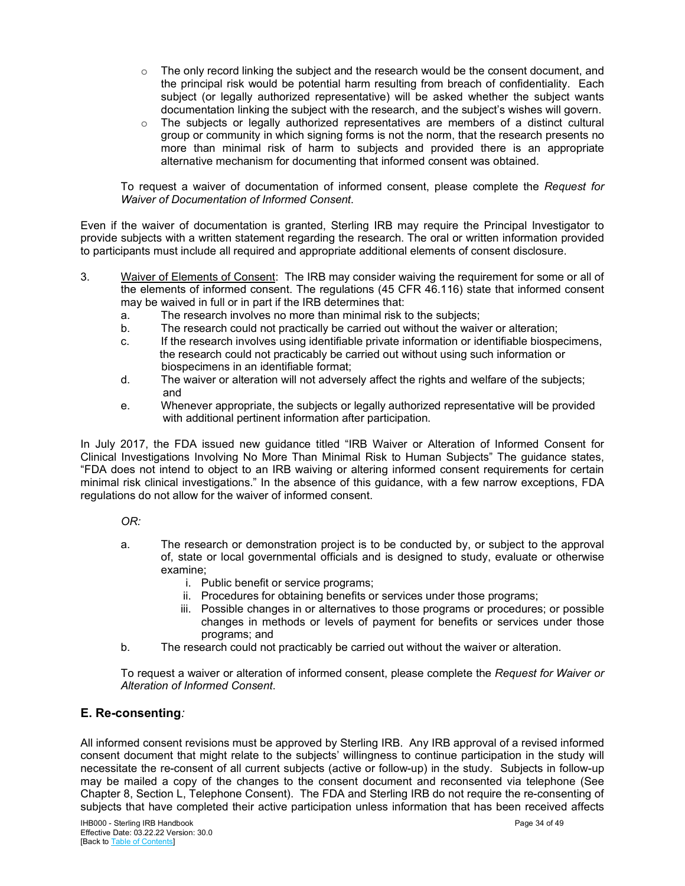- The only record linking the subject and the research would be the consent document, and the principal risk would be potential harm resulting from breach of confidentiality. Each subject (or legally authorized representative) will be asked whether the subject wants documentation linking the subject with the research, and the subject's wishes will govern.
- The subjects or legally authorized representatives are members of a distinct cultural group or community in which signing forms is not the norm, that the research presents no more than minimal risk of harm to subjects and provided there is an appropriate alternative mechanism for documenting that informed consent was obtained.

To request a waiver of documentation of informed consent, please complete the *Request for Waiver of Documentation of Informed Consent*.

Even if the waiver of documentation is granted, Sterling IRB may require the Principal Investigator to provide subjects with a written statement regarding the research. The oral or written information provided to participants must include all required and appropriate additional elements of consent disclosure.

3. Waiver of Elements of Consent: The IRB may consider waiving the requirement for some or all of the elements of informed consent. The regulations (45 CFR 46.116) state that informed consent may be waived in full or in part if the IRB determines that:
   a. The research involves no more than minimal risk to the subjects;
   b. The research could not practically be carried out without the waiver or alteration;
   c. If the research involves using identifiable private information or identifiable biospecimens, the research could not practicably be carried out without using such information or biospecimens in an identifiable format;
   d. The waiver or alteration will not adversely affect the rights and welfare of the subjects; and
   e. Whenever appropriate, the subjects or legally authorized representative will be provided with additional pertinent information after participation.

In July 2017, the FDA issued new guidance titled "IRB Waiver or Alteration of Informed Consent for Clinical Investigations Involving No More Than Minimal Risk to Human Subjects" The guidance states, "FDA does not intend to object to an IRB waiving or altering informed consent requirements for certain minimal risk clinical investigations." In the absence of this guidance, with a few narrow exceptions, FDA regulations do not allow for the waiver of informed consent.

*OR:*

a. The research or demonstration project is to be conducted by, or subject to the approval of, state or local governmental officials and is designed to study, evaluate or otherwise examine;
   i. Public benefit or service programs;
   ii. Procedures for obtaining benefits or services under those programs;
   iii. Possible changes in or alternatives to those programs or procedures; or possible changes in methods or levels of payment for benefits or services under those programs; and
b. The research could not practicably be carried out without the waiver or alteration.

To request a waiver or alteration of informed consent, please complete the *Request for Waiver or Alteration of Informed Consent*.

## E. Re-consenting*:*

All informed consent revisions must be approved by Sterling IRB. Any IRB approval of a revised informed consent document that might relate to the subjects' willingness to continue participation in the study will necessitate the re-consent of all current subjects (active or follow-up) in the study. Subjects in follow-up may be mailed a copy of the changes to the consent document and reconsented via telephone (See Chapter 8, Section L, Telephone Consent). The FDA and Sterling IRB do not require the re-consenting of subjects that have completed their active participation unless information that has been received affects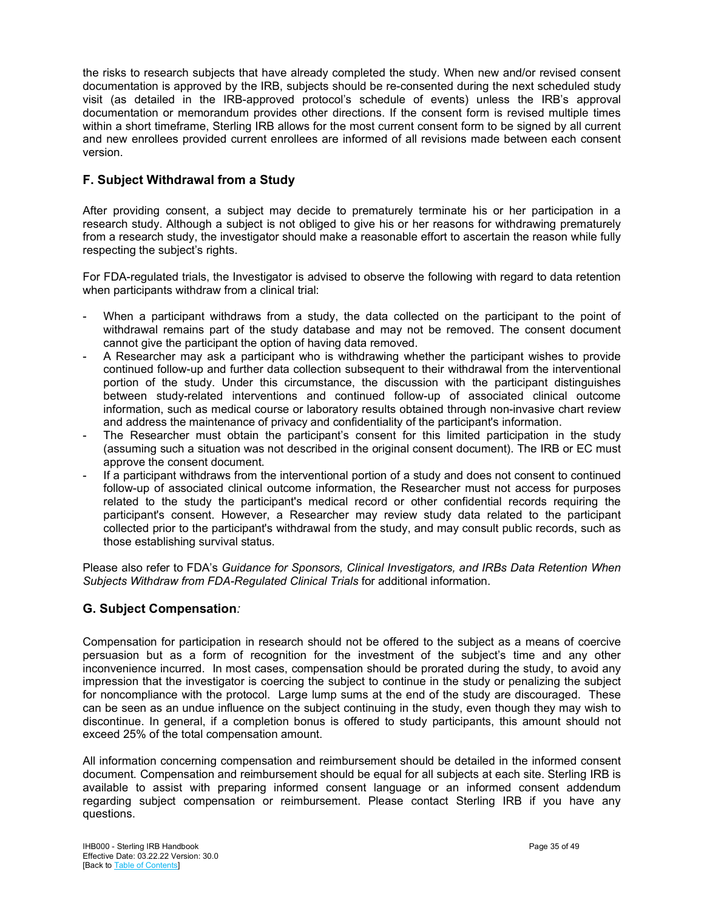the risks to research subjects that have already completed the study. When new and/or revised consent documentation is approved by the IRB, subjects should be re-consented during the next scheduled study visit (as detailed in the IRB-approved protocol's schedule of events) unless the IRB's approval documentation or memorandum provides other directions. If the consent form is revised multiple times within a short timeframe, Sterling IRB allows for the most current consent form to be signed by all current and new enrollees provided current enrollees are informed of all revisions made between each consent version.

## F. Subject Withdrawal from a Study

After providing consent, a subject may decide to prematurely terminate his or her participation in a research study. Although a subject is not obliged to give his or her reasons for withdrawing prematurely from a research study, the investigator should make a reasonable effort to ascertain the reason while fully respecting the subject's rights.

For FDA-regulated trials, the Investigator is advised to observe the following with regard to data retention when participants withdraw from a clinical trial:

- When a participant withdraws from a study, the data collected on the participant to the point of withdrawal remains part of the study database and may not be removed. The consent document cannot give the participant the option of having data removed.
- A Researcher may ask a participant who is withdrawing whether the participant wishes to provide continued follow-up and further data collection subsequent to their withdrawal from the interventional portion of the study. Under this circumstance, the discussion with the participant distinguishes between study-related interventions and continued follow-up of associated clinical outcome information, such as medical course or laboratory results obtained through non-invasive chart review and address the maintenance of privacy and confidentiality of the participant's information.
- The Researcher must obtain the participant's consent for this limited participation in the study (assuming such a situation was not described in the original consent document). The IRB or EC must approve the consent document.
- If a participant withdraws from the interventional portion of a study and does not consent to continued follow-up of associated clinical outcome information, the Researcher must not access for purposes related to the study the participant's medical record or other confidential records requiring the participant's consent. However, a Researcher may review study data related to the participant collected prior to the participant's withdrawal from the study, and may consult public records, such as those establishing survival status.

Please also refer to FDA's *Guidance for Sponsors, Clinical Investigators, and IRBs Data Retention When Subjects Withdraw from FDA-Regulated Clinical Trials* for additional information.

## G. Subject Compensation*:*

Compensation for participation in research should not be offered to the subject as a means of coercive persuasion but as a form of recognition for the investment of the subject's time and any other inconvenience incurred. In most cases, compensation should be prorated during the study, to avoid any impression that the investigator is coercing the subject to continue in the study or penalizing the subject for noncompliance with the protocol. Large lump sums at the end of the study are discouraged. These can be seen as an undue influence on the subject continuing in the study, even though they may wish to discontinue. In general, if a completion bonus is offered to study participants, this amount should not exceed 25% of the total compensation amount.

All information concerning compensation and reimbursement should be detailed in the informed consent document. Compensation and reimbursement should be equal for all subjects at each site. Sterling IRB is available to assist with preparing informed consent language or an informed consent addendum regarding subject compensation or reimbursement. Please contact Sterling IRB if you have any questions.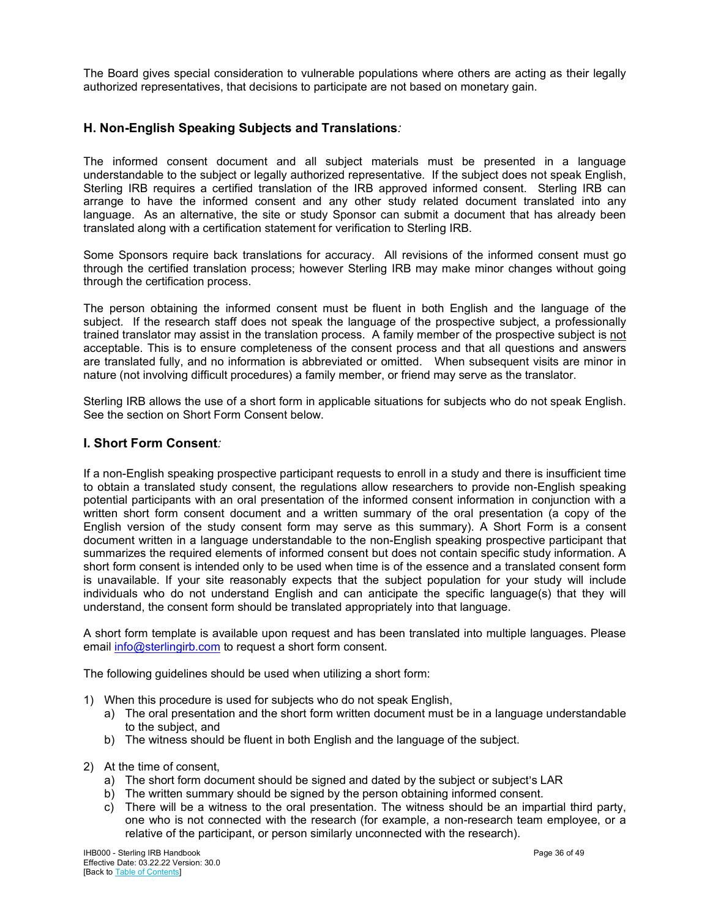The Board gives special consideration to vulnerable populations where others are acting as their legally authorized representatives, that decisions to participate are not based on monetary gain.

## H. Non-English Speaking Subjects and Translations*:*

The informed consent document and all subject materials must be presented in a language understandable to the subject or legally authorized representative. If the subject does not speak English, Sterling IRB requires a certified translation of the IRB approved informed consent. Sterling IRB can arrange to have the informed consent and any other study related document translated into any language. As an alternative, the site or study Sponsor can submit a document that has already been translated along with a certification statement for verification to Sterling IRB.

Some Sponsors require back translations for accuracy. All revisions of the informed consent must go through the certified translation process; however Sterling IRB may make minor changes without going through the certification process.

The person obtaining the informed consent must be fluent in both English and the language of the subject. If the research staff does not speak the language of the prospective subject, a professionally trained translator may assist in the translation process. A family member of the prospective subject is <u>not</u> acceptable. This is to ensure completeness of the consent process and that all questions and answers are translated fully, and no information is abbreviated or omitted. When subsequent visits are minor in nature (not involving difficult procedures) a family member, or friend may serve as the translator.

Sterling IRB allows the use of a short form in applicable situations for subjects who do not speak English. See the section on Short Form Consent below.

## I. Short Form Consent*:*

If a non-English speaking prospective participant requests to enroll in a study and there is insufficient time to obtain a translated study consent, the regulations allow researchers to provide non-English speaking potential participants with an oral presentation of the informed consent information in conjunction with a written short form consent document and a written summary of the oral presentation (a copy of the English version of the study consent form may serve as this summary). A Short Form is a consent document written in a language understandable to the non-English speaking prospective participant that summarizes the required elements of informed consent but does not contain specific study information. A short form consent is intended only to be used when time is of the essence and a translated consent form is unavailable. If your site reasonably expects that the subject population for your study will include individuals who do not understand English and can anticipate the specific language(s) that they will understand, the consent form should be translated appropriately into that language.

A short form template is available upon request and has been translated into multiple languages. Please email info@sterlingirb.com to request a short form consent.

The following guidelines should be used when utilizing a short form:

1) When this procedure is used for subjects who do not speak English,
   a) The oral presentation and the short form written document must be in a language understandable to the subject, and
   b) The witness should be fluent in both English and the language of the subject.

2) At the time of consent,
   a) The short form document should be signed and dated by the subject or subject's LAR
   b) The written summary should be signed by the person obtaining informed consent.
   c) There will be a witness to the oral presentation. The witness should be an impartial third party, one who is not connected with the research (for example, a non-research team employee, or a relative of the participant, or person similarly unconnected with the research).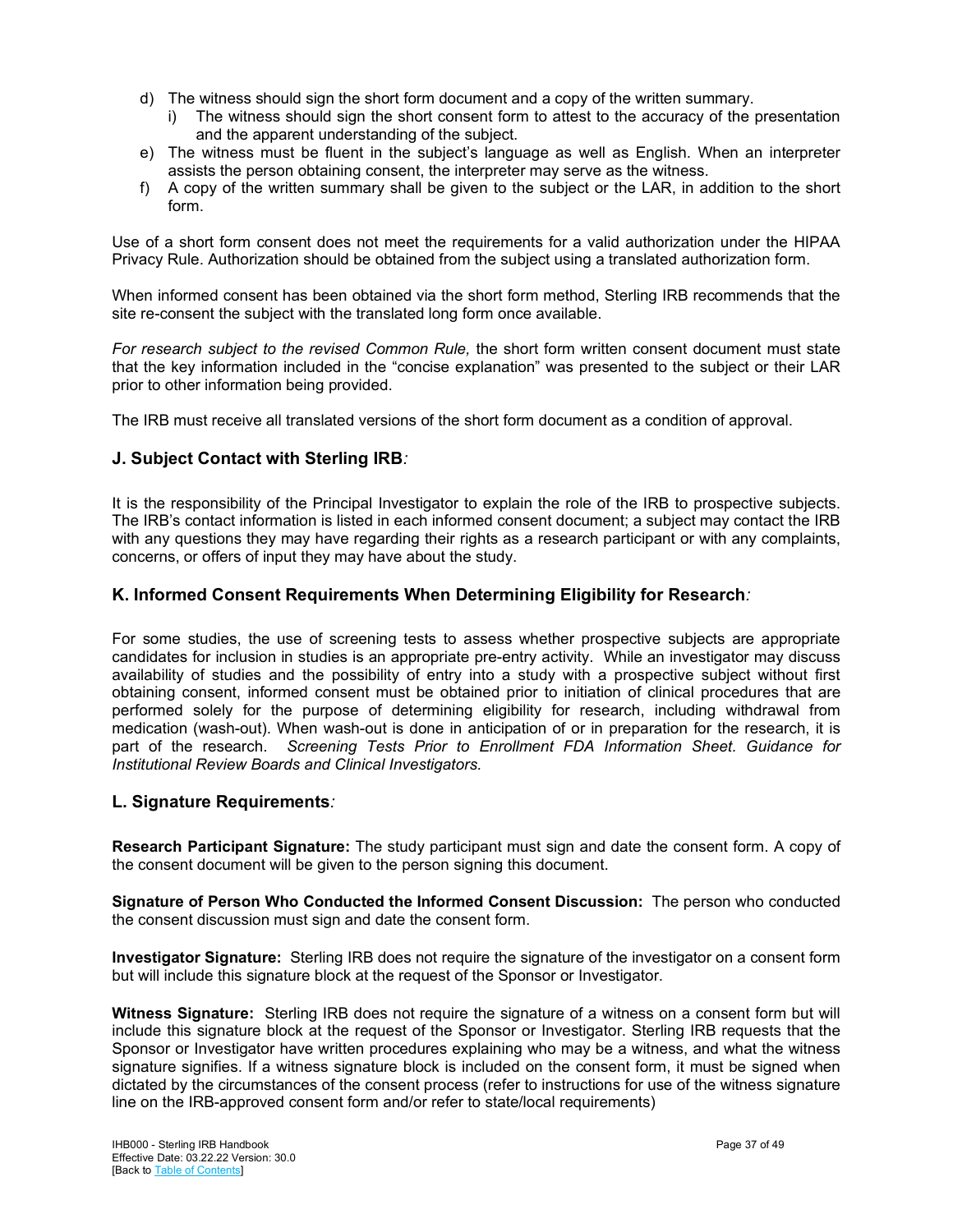d) The witness should sign the short form document and a copy of the written summary.
   i) The witness should sign the short consent form to attest to the accuracy of the presentation and the apparent understanding of the subject.
e) The witness must be fluent in the subject's language as well as English. When an interpreter assists the person obtaining consent, the interpreter may serve as the witness.
f) A copy of the written summary shall be given to the subject or the LAR, in addition to the short form.

Use of a short form consent does not meet the requirements for a valid authorization under the HIPAA Privacy Rule. Authorization should be obtained from the subject using a translated authorization form.

When informed consent has been obtained via the short form method, Sterling IRB recommends that the site re-consent the subject with the translated long form once available.

*For research subject to the revised Common Rule,* the short form written consent document must state that the key information included in the "concise explanation" was presented to the subject or their LAR prior to other information being provided.

The IRB must receive all translated versions of the short form document as a condition of approval.

### J. Subject Contact with Sterling IRB*:*

It is the responsibility of the Principal Investigator to explain the role of the IRB to prospective subjects. The IRB's contact information is listed in each informed consent document; a subject may contact the IRB with any questions they may have regarding their rights as a research participant or with any complaints, concerns, or offers of input they may have about the study.

### K. Informed Consent Requirements When Determining Eligibility for Research*:*

For some studies, the use of screening tests to assess whether prospective subjects are appropriate candidates for inclusion in studies is an appropriate pre-entry activity. While an investigator may discuss availability of studies and the possibility of entry into a study with a prospective subject without first obtaining consent, informed consent must be obtained prior to initiation of clinical procedures that are performed solely for the purpose of determining eligibility for research, including withdrawal from medication (wash-out). When wash-out is done in anticipation of or in preparation for the research, it is part of the research. *Screening Tests Prior to Enrollment FDA Information Sheet. Guidance for Institutional Review Boards and Clinical Investigators.*

### L. Signature Requirements*:*

**Research Participant Signature:** The study participant must sign and date the consent form. A copy of the consent document will be given to the person signing this document.

**Signature of Person Who Conducted the Informed Consent Discussion:** The person who conducted the consent discussion must sign and date the consent form.

**Investigator Signature:** Sterling IRB does not require the signature of the investigator on a consent form but will include this signature block at the request of the Sponsor or Investigator.

**Witness Signature:** Sterling IRB does not require the signature of a witness on a consent form but will include this signature block at the request of the Sponsor or Investigator. Sterling IRB requests that the Sponsor or Investigator have written procedures explaining who may be a witness, and what the witness signature signifies. If a witness signature block is included on the consent form, it must be signed when dictated by the circumstances of the consent process (refer to instructions for use of the witness signature line on the IRB-approved consent form and/or refer to state/local requirements)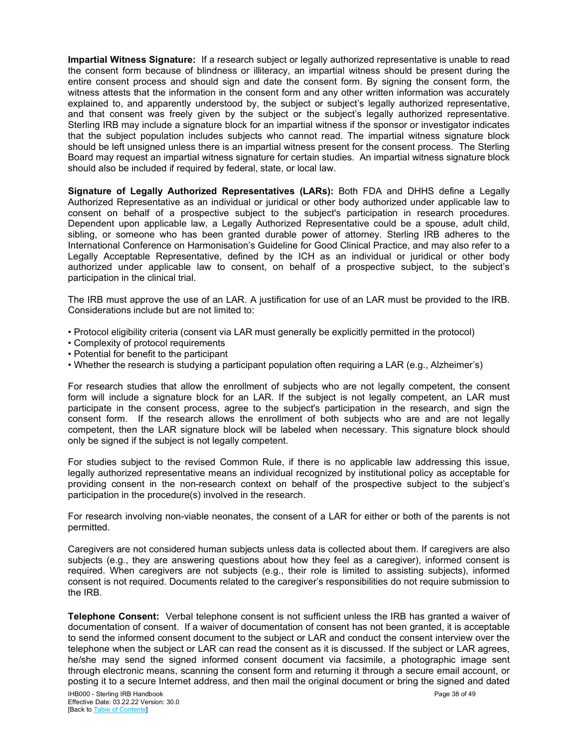**Impartial Witness Signature:** If a research subject or legally authorized representative is unable to read the consent form because of blindness or illiteracy, an impartial witness should be present during the entire consent process and should sign and date the consent form. By signing the consent form, the witness attests that the information in the consent form and any other written information was accurately explained to, and apparently understood by, the subject or subject's legally authorized representative, and that consent was freely given by the subject or the subject's legally authorized representative. Sterling IRB may include a signature block for an impartial witness if the sponsor or investigator indicates that the subject population includes subjects who cannot read. The impartial witness signature block should be left unsigned unless there is an impartial witness present for the consent process. The Sterling Board may request an impartial witness signature for certain studies. An impartial witness signature block should also be included if required by federal, state, or local law.

**Signature of Legally Authorized Representatives (LARs):** Both FDA and DHHS define a Legally Authorized Representative as an individual or juridical or other body authorized under applicable law to consent on behalf of a prospective subject to the subject's participation in research procedures. Dependent upon applicable law, a Legally Authorized Representative could be a spouse, adult child, sibling, or someone who has been granted durable power of attorney. Sterling IRB adheres to the International Conference on Harmonisation's Guideline for Good Clinical Practice, and may also refer to a Legally Acceptable Representative, defined by the ICH as an individual or juridical or other body authorized under applicable law to consent, on behalf of a prospective subject, to the subject's participation in the clinical trial.

The IRB must approve the use of an LAR. A justification for use of an LAR must be provided to the IRB. Considerations include but are not limited to:

- Protocol eligibility criteria (consent via LAR must generally be explicitly permitted in the protocol)
- Complexity of protocol requirements
- Potential for benefit to the participant
- Whether the research is studying a participant population often requiring a LAR (e.g., Alzheimer's)

For research studies that allow the enrollment of subjects who are not legally competent, the consent form will include a signature block for an LAR. If the subject is not legally competent, an LAR must participate in the consent process, agree to the subject's participation in the research, and sign the consent form. If the research allows the enrollment of both subjects who are and are not legally competent, then the LAR signature block will be labeled when necessary. This signature block should only be signed if the subject is not legally competent.

For studies subject to the revised Common Rule, if there is no applicable law addressing this issue, legally authorized representative means an individual recognized by institutional policy as acceptable for providing consent in the non-research context on behalf of the prospective subject to the subject's participation in the procedure(s) involved in the research.

For research involving non-viable neonates, the consent of a LAR for either or both of the parents is not permitted.

Caregivers are not considered human subjects unless data is collected about them. If caregivers are also subjects (e.g., they are answering questions about how they feel as a caregiver), informed consent is required. When caregivers are not subjects (e.g., their role is limited to assisting subjects), informed consent is not required. Documents related to the caregiver's responsibilities do not require submission to the IRB.

**Telephone Consent:** Verbal telephone consent is not sufficient unless the IRB has granted a waiver of documentation of consent. If a waiver of documentation of consent has not been granted, it is acceptable to send the informed consent document to the subject or LAR and conduct the consent interview over the telephone when the subject or LAR can read the consent as it is discussed. If the subject or LAR agrees, he/she may send the signed informed consent document via facsimile, a photographic image sent through electronic means, scanning the consent form and returning it through a secure email account, or posting it to a secure Internet address, and then mail the original document or bring the signed and dated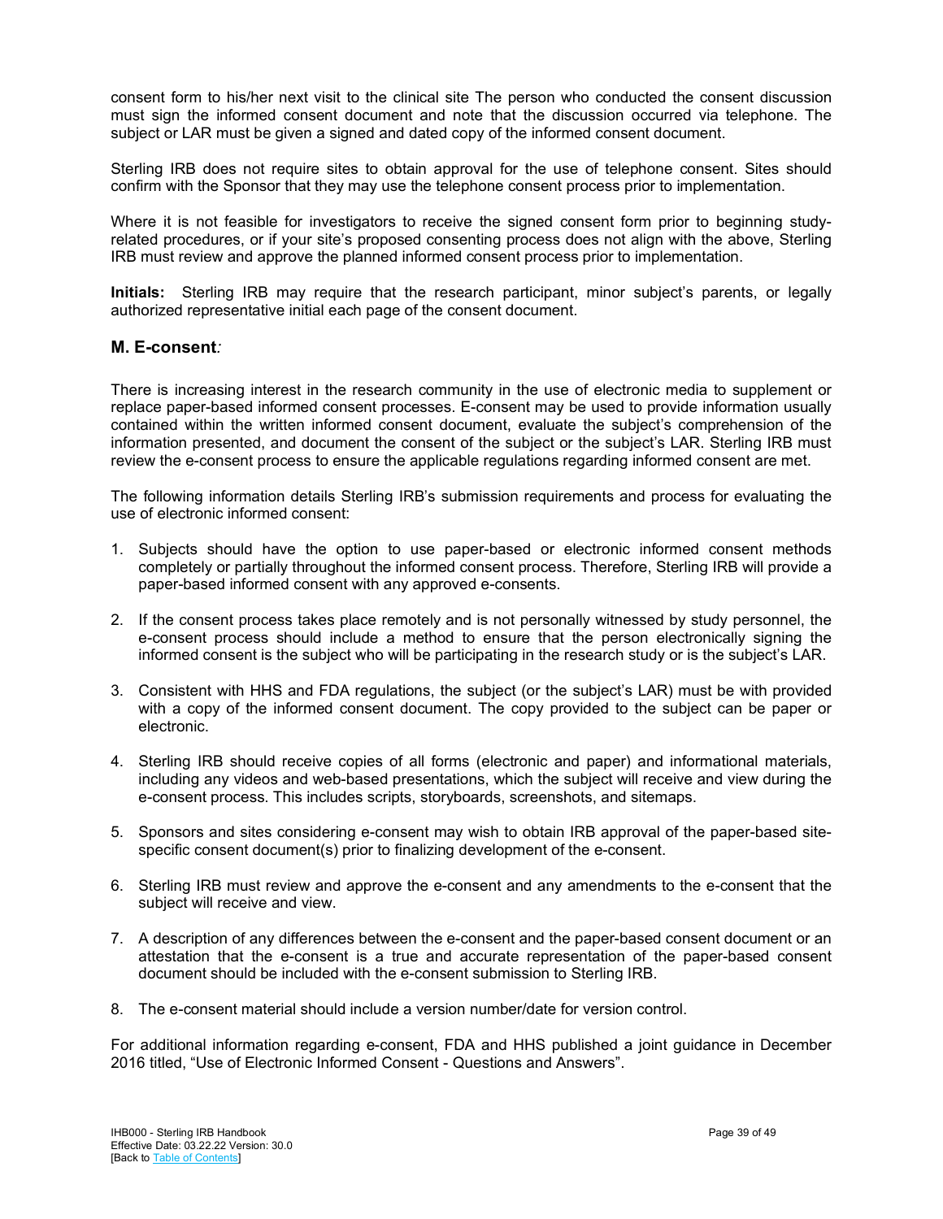consent form to his/her next visit to the clinical site The person who conducted the consent discussion must sign the informed consent document and note that the discussion occurred via telephone. The subject or LAR must be given a signed and dated copy of the informed consent document.

Sterling IRB does not require sites to obtain approval for the use of telephone consent. Sites should confirm with the Sponsor that they may use the telephone consent process prior to implementation.

Where it is not feasible for investigators to receive the signed consent form prior to beginning study-related procedures, or if your site's proposed consenting process does not align with the above, Sterling IRB must review and approve the planned informed consent process prior to implementation.

**Initials:** Sterling IRB may require that the research participant, minor subject's parents, or legally authorized representative initial each page of the consent document.

### M. E-consent*:*

There is increasing interest in the research community in the use of electronic media to supplement or replace paper-based informed consent processes. E-consent may be used to provide information usually contained within the written informed consent document, evaluate the subject's comprehension of the information presented, and document the consent of the subject or the subject's LAR. Sterling IRB must review the e-consent process to ensure the applicable regulations regarding informed consent are met.

The following information details Sterling IRB's submission requirements and process for evaluating the use of electronic informed consent:

1. Subjects should have the option to use paper-based or electronic informed consent methods completely or partially throughout the informed consent process. Therefore, Sterling IRB will provide a paper-based informed consent with any approved e-consents.
2. If the consent process takes place remotely and is not personally witnessed by study personnel, the e-consent process should include a method to ensure that the person electronically signing the informed consent is the subject who will be participating in the research study or is the subject's LAR.
3. Consistent with HHS and FDA regulations, the subject (or the subject's LAR) must be with provided with a copy of the informed consent document. The copy provided to the subject can be paper or electronic.
4. Sterling IRB should receive copies of all forms (electronic and paper) and informational materials, including any videos and web-based presentations, which the subject will receive and view during the e-consent process. This includes scripts, storyboards, screenshots, and sitemaps.
5. Sponsors and sites considering e-consent may wish to obtain IRB approval of the paper-based site-specific consent document(s) prior to finalizing development of the e-consent.
6. Sterling IRB must review and approve the e-consent and any amendments to the e-consent that the subject will receive and view.
7. A description of any differences between the e-consent and the paper-based consent document or an attestation that the e-consent is a true and accurate representation of the paper-based consent document should be included with the e-consent submission to Sterling IRB.
8. The e-consent material should include a version number/date for version control.

For additional information regarding e-consent, FDA and HHS published a joint guidance in December 2016 titled, "Use of Electronic Informed Consent - Questions and Answers".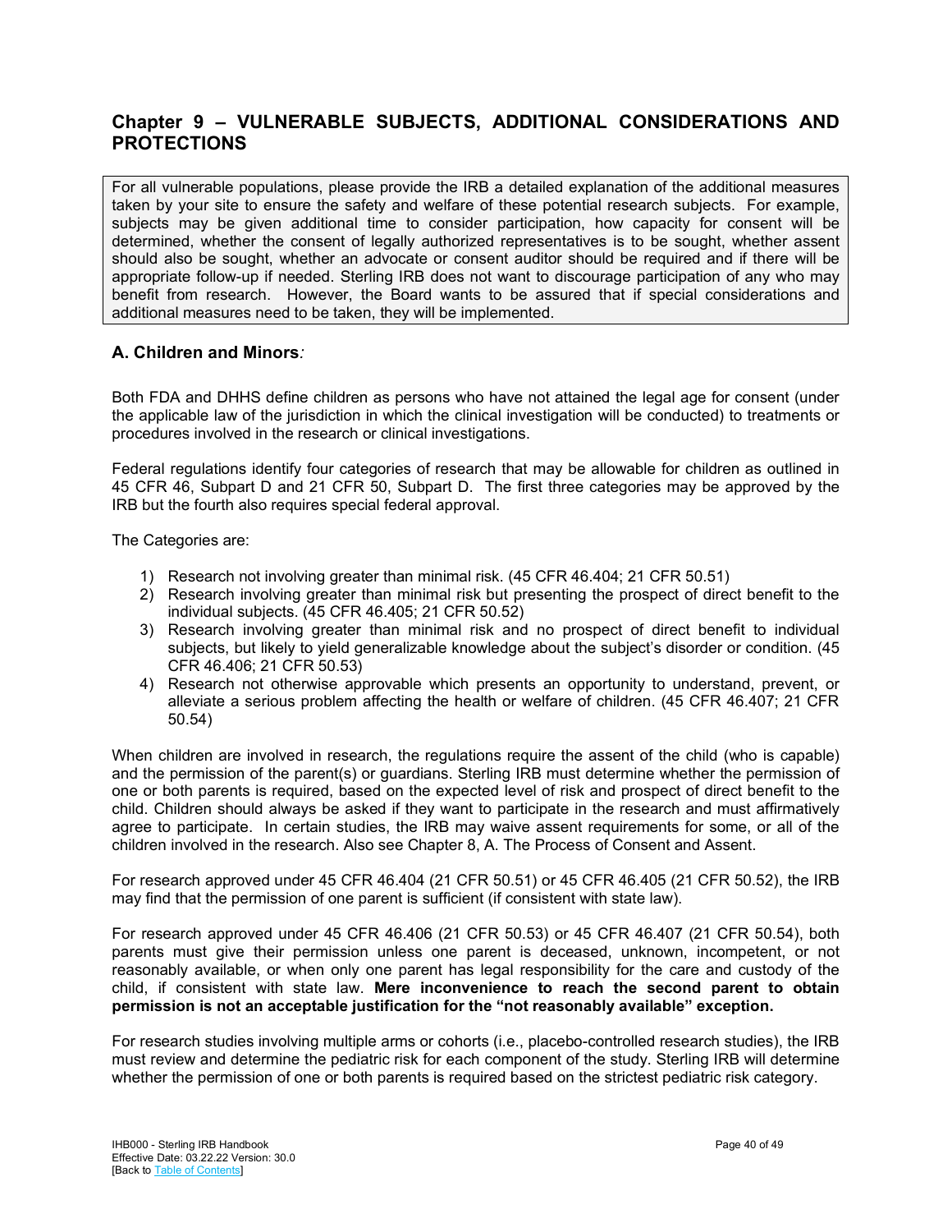## Chapter 9 – VULNERABLE SUBJECTS, ADDITIONAL CONSIDERATIONS AND PROTECTIONS

> For all vulnerable populations, please provide the IRB a detailed explanation of the additional measures taken by your site to ensure the safety and welfare of these potential research subjects. For example, subjects may be given additional time to consider participation, how capacity for consent will be determined, whether the consent of legally authorized representatives is to be sought, whether assent should also be sought, whether an advocate or consent auditor should be required and if there will be appropriate follow-up if needed. Sterling IRB does not want to discourage participation of any who may benefit from research. However, the Board wants to be assured that if special considerations and additional measures need to be taken, they will be implemented.

### A. Children and Minors*:*

Both FDA and DHHS define children as persons who have not attained the legal age for consent (under the applicable law of the jurisdiction in which the clinical investigation will be conducted) to treatments or procedures involved in the research or clinical investigations.

Federal regulations identify four categories of research that may be allowable for children as outlined in 45 CFR 46, Subpart D and 21 CFR 50, Subpart D. The first three categories may be approved by the IRB but the fourth also requires special federal approval.

The Categories are:

1) Research not involving greater than minimal risk. (45 CFR 46.404; 21 CFR 50.51)
2) Research involving greater than minimal risk but presenting the prospect of direct benefit to the individual subjects. (45 CFR 46.405; 21 CFR 50.52)
3) Research involving greater than minimal risk and no prospect of direct benefit to individual subjects, but likely to yield generalizable knowledge about the subject's disorder or condition. (45 CFR 46.406; 21 CFR 50.53)
4) Research not otherwise approvable which presents an opportunity to understand, prevent, or alleviate a serious problem affecting the health or welfare of children. (45 CFR 46.407; 21 CFR 50.54)

When children are involved in research, the regulations require the assent of the child (who is capable) and the permission of the parent(s) or guardians. Sterling IRB must determine whether the permission of one or both parents is required, based on the expected level of risk and prospect of direct benefit to the child. Children should always be asked if they want to participate in the research and must affirmatively agree to participate. In certain studies, the IRB may waive assent requirements for some, or all of the children involved in the research. Also see Chapter 8, A. The Process of Consent and Assent.

For research approved under 45 CFR 46.404 (21 CFR 50.51) or 45 CFR 46.405 (21 CFR 50.52), the IRB may find that the permission of one parent is sufficient (if consistent with state law).

For research approved under 45 CFR 46.406 (21 CFR 50.53) or 45 CFR 46.407 (21 CFR 50.54), both parents must give their permission unless one parent is deceased, unknown, incompetent, or not reasonably available, or when only one parent has legal responsibility for the care and custody of the child, if consistent with state law. **Mere inconvenience to reach the second parent to obtain permission is not an acceptable justification for the "not reasonably available" exception.**

For research studies involving multiple arms or cohorts (i.e., placebo-controlled research studies), the IRB must review and determine the pediatric risk for each component of the study. Sterling IRB will determine whether the permission of one or both parents is required based on the strictest pediatric risk category.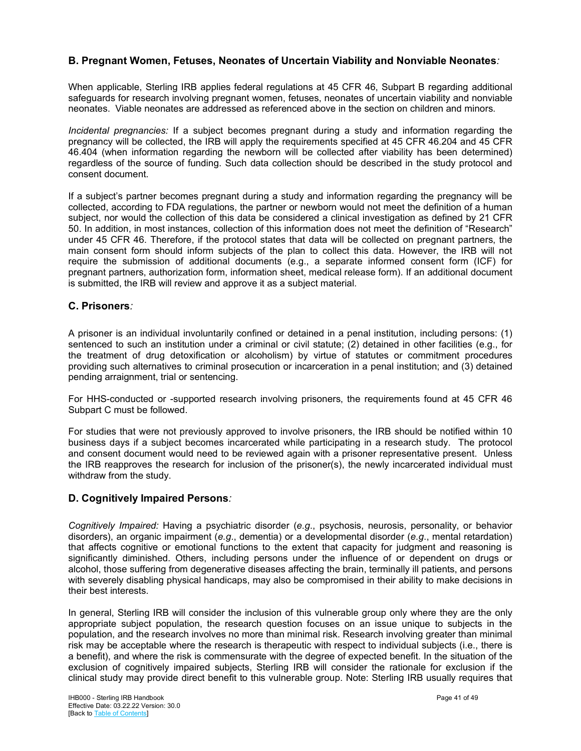## B. Pregnant Women, Fetuses, Neonates of Uncertain Viability and Nonviable Neonates*:*

When applicable, Sterling IRB applies federal regulations at 45 CFR 46, Subpart B regarding additional safeguards for research involving pregnant women, fetuses, neonates of uncertain viability and nonviable neonates. Viable neonates are addressed as referenced above in the section on children and minors.

*Incidental pregnancies:* If a subject becomes pregnant during a study and information regarding the pregnancy will be collected, the IRB will apply the requirements specified at 45 CFR 46.204 and 45 CFR 46.404 (when information regarding the newborn will be collected after viability has been determined) regardless of the source of funding. Such data collection should be described in the study protocol and consent document.

If a subject's partner becomes pregnant during a study and information regarding the pregnancy will be collected, according to FDA regulations, the partner or newborn would not meet the definition of a human subject, nor would the collection of this data be considered a clinical investigation as defined by 21 CFR 50. In addition, in most instances, collection of this information does not meet the definition of "Research" under 45 CFR 46. Therefore, if the protocol states that data will be collected on pregnant partners, the main consent form should inform subjects of the plan to collect this data. However, the IRB will not require the submission of additional documents (e.g., a separate informed consent form (ICF) for pregnant partners, authorization form, information sheet, medical release form). If an additional document is submitted, the IRB will review and approve it as a subject material.

## C. Prisoners*:*

A prisoner is an individual involuntarily confined or detained in a penal institution, including persons: (1) sentenced to such an institution under a criminal or civil statute; (2) detained in other facilities (e.g., for the treatment of drug detoxification or alcoholism) by virtue of statutes or commitment procedures providing such alternatives to criminal prosecution or incarceration in a penal institution; and (3) detained pending arraignment, trial or sentencing.

For HHS-conducted or -supported research involving prisoners, the requirements found at 45 CFR 46 Subpart C must be followed.

For studies that were not previously approved to involve prisoners, the IRB should be notified within 10 business days if a subject becomes incarcerated while participating in a research study. The protocol and consent document would need to be reviewed again with a prisoner representative present. Unless the IRB reapproves the research for inclusion of the prisoner(s), the newly incarcerated individual must withdraw from the study.

## D. Cognitively Impaired Persons*:*

*Cognitively Impaired:* Having a psychiatric disorder (*e.g*., psychosis, neurosis, personality, or behavior disorders), an organic impairment (*e.g*., dementia) or a developmental disorder (*e.g*., mental retardation) that affects cognitive or emotional functions to the extent that capacity for judgment and reasoning is significantly diminished. Others, including persons under the influence of or dependent on drugs or alcohol, those suffering from degenerative diseases affecting the brain, terminally ill patients, and persons with severely disabling physical handicaps, may also be compromised in their ability to make decisions in their best interests.

In general, Sterling IRB will consider the inclusion of this vulnerable group only where they are the only appropriate subject population, the research question focuses on an issue unique to subjects in the population, and the research involves no more than minimal risk. Research involving greater than minimal risk may be acceptable where the research is therapeutic with respect to individual subjects (i.e., there is a benefit), and where the risk is commensurate with the degree of expected benefit. In the situation of the exclusion of cognitively impaired subjects, Sterling IRB will consider the rationale for exclusion if the clinical study may provide direct benefit to this vulnerable group. Note: Sterling IRB usually requires that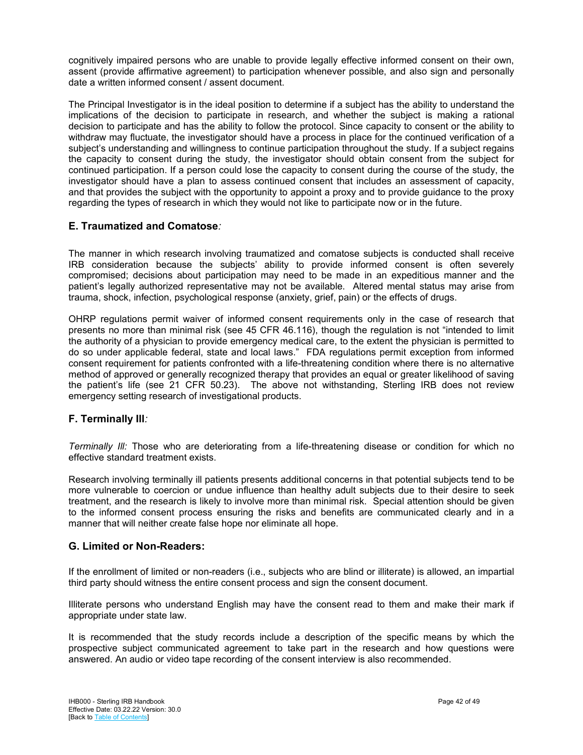cognitively impaired persons who are unable to provide legally effective informed consent on their own, assent (provide affirmative agreement) to participation whenever possible, and also sign and personally date a written informed consent / assent document.

The Principal Investigator is in the ideal position to determine if a subject has the ability to understand the implications of the decision to participate in research, and whether the subject is making a rational decision to participate and has the ability to follow the protocol. Since capacity to consent or the ability to withdraw may fluctuate, the investigator should have a process in place for the continued verification of a subject's understanding and willingness to continue participation throughout the study. If a subject regains the capacity to consent during the study, the investigator should obtain consent from the subject for continued participation. If a person could lose the capacity to consent during the course of the study, the investigator should have a plan to assess continued consent that includes an assessment of capacity, and that provides the subject with the opportunity to appoint a proxy and to provide guidance to the proxy regarding the types of research in which they would not like to participate now or in the future.

## E. Traumatized and Comatose*:*

The manner in which research involving traumatized and comatose subjects is conducted shall receive IRB consideration because the subjects' ability to provide informed consent is often severely compromised; decisions about participation may need to be made in an expeditious manner and the patient's legally authorized representative may not be available. Altered mental status may arise from trauma, shock, infection, psychological response (anxiety, grief, pain) or the effects of drugs.

OHRP regulations permit waiver of informed consent requirements only in the case of research that presents no more than minimal risk (see 45 CFR 46.116), though the regulation is not "intended to limit the authority of a physician to provide emergency medical care, to the extent the physician is permitted to do so under applicable federal, state and local laws." FDA regulations permit exception from informed consent requirement for patients confronted with a life-threatening condition where there is no alternative method of approved or generally recognized therapy that provides an equal or greater likelihood of saving the patient's life (see 21 CFR 50.23). The above not withstanding, Sterling IRB does not review emergency setting research of investigational products.

## F. Terminally Ill*:*

*Terminally Ill:* Those who are deteriorating from a life-threatening disease or condition for which no effective standard treatment exists.

Research involving terminally ill patients presents additional concerns in that potential subjects tend to be more vulnerable to coercion or undue influence than healthy adult subjects due to their desire to seek treatment, and the research is likely to involve more than minimal risk. Special attention should be given to the informed consent process ensuring the risks and benefits are communicated clearly and in a manner that will neither create false hope nor eliminate all hope.

## G. Limited or Non-Readers:

If the enrollment of limited or non-readers (i.e., subjects who are blind or illiterate) is allowed, an impartial third party should witness the entire consent process and sign the consent document.

Illiterate persons who understand English may have the consent read to them and make their mark if appropriate under state law.

It is recommended that the study records include a description of the specific means by which the prospective subject communicated agreement to take part in the research and how questions were answered. An audio or video tape recording of the consent interview is also recommended.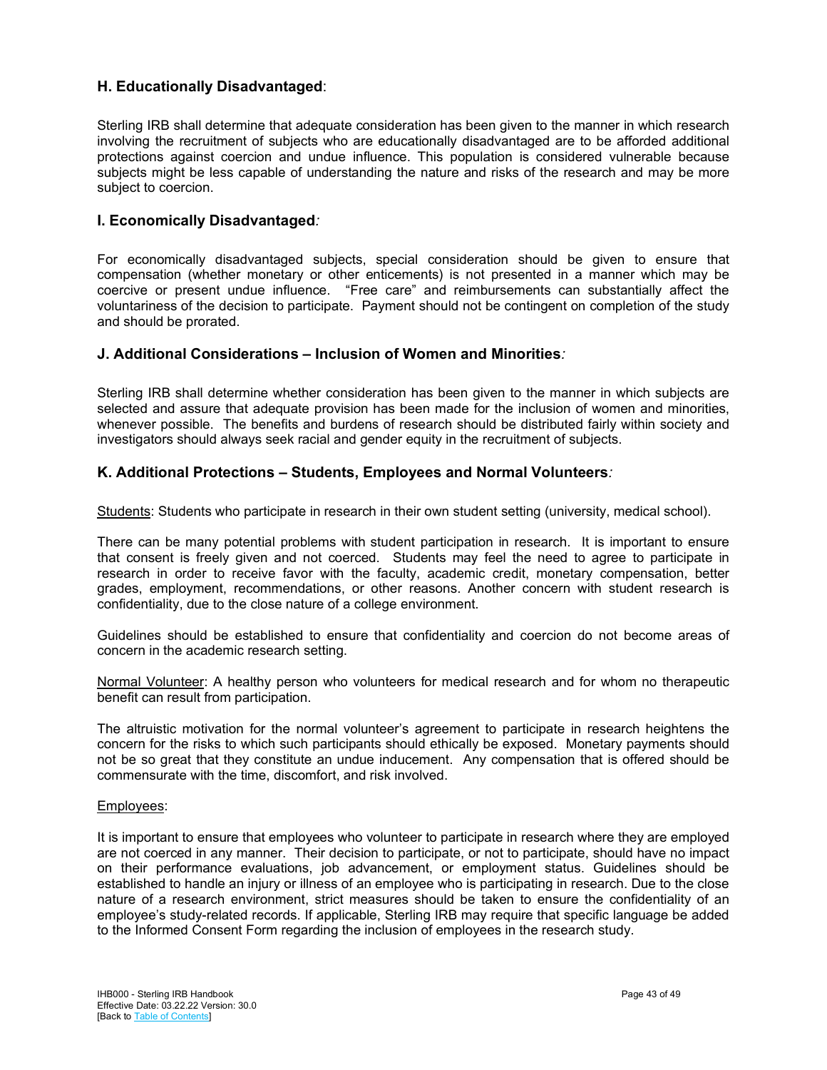### H. Educationally Disadvantaged:

Sterling IRB shall determine that adequate consideration has been given to the manner in which research involving the recruitment of subjects who are educationally disadvantaged are to be afforded additional protections against coercion and undue influence. This population is considered vulnerable because subjects might be less capable of understanding the nature and risks of the research and may be more subject to coercion.

### I. Economically Disadvantaged*:*

For economically disadvantaged subjects, special consideration should be given to ensure that compensation (whether monetary or other enticements) is not presented in a manner which may be coercive or present undue influence. "Free care" and reimbursements can substantially affect the voluntariness of the decision to participate. Payment should not be contingent on completion of the study and should be prorated.

### J. Additional Considerations – Inclusion of Women and Minorities*:*

Sterling IRB shall determine whether consideration has been given to the manner in which subjects are selected and assure that adequate provision has been made for the inclusion of women and minorities, whenever possible. The benefits and burdens of research should be distributed fairly within society and investigators should always seek racial and gender equity in the recruitment of subjects.

### K. Additional Protections – Students, Employees and Normal Volunteers*:*

Students: Students who participate in research in their own student setting (university, medical school).

There can be many potential problems with student participation in research. It is important to ensure that consent is freely given and not coerced. Students may feel the need to agree to participate in research in order to receive favor with the faculty, academic credit, monetary compensation, better grades, employment, recommendations, or other reasons. Another concern with student research is confidentiality, due to the close nature of a college environment.

Guidelines should be established to ensure that confidentiality and coercion do not become areas of concern in the academic research setting.

Normal Volunteer: A healthy person who volunteers for medical research and for whom no therapeutic benefit can result from participation.

The altruistic motivation for the normal volunteer's agreement to participate in research heightens the concern for the risks to which such participants should ethically be exposed. Monetary payments should not be so great that they constitute an undue inducement. Any compensation that is offered should be commensurate with the time, discomfort, and risk involved.

Employees:

It is important to ensure that employees who volunteer to participate in research where they are employed are not coerced in any manner. Their decision to participate, or not to participate, should have no impact on their performance evaluations, job advancement, or employment status. Guidelines should be established to handle an injury or illness of an employee who is participating in research. Due to the close nature of a research environment, strict measures should be taken to ensure the confidentiality of an employee's study-related records. If applicable, Sterling IRB may require that specific language be added to the Informed Consent Form regarding the inclusion of employees in the research study.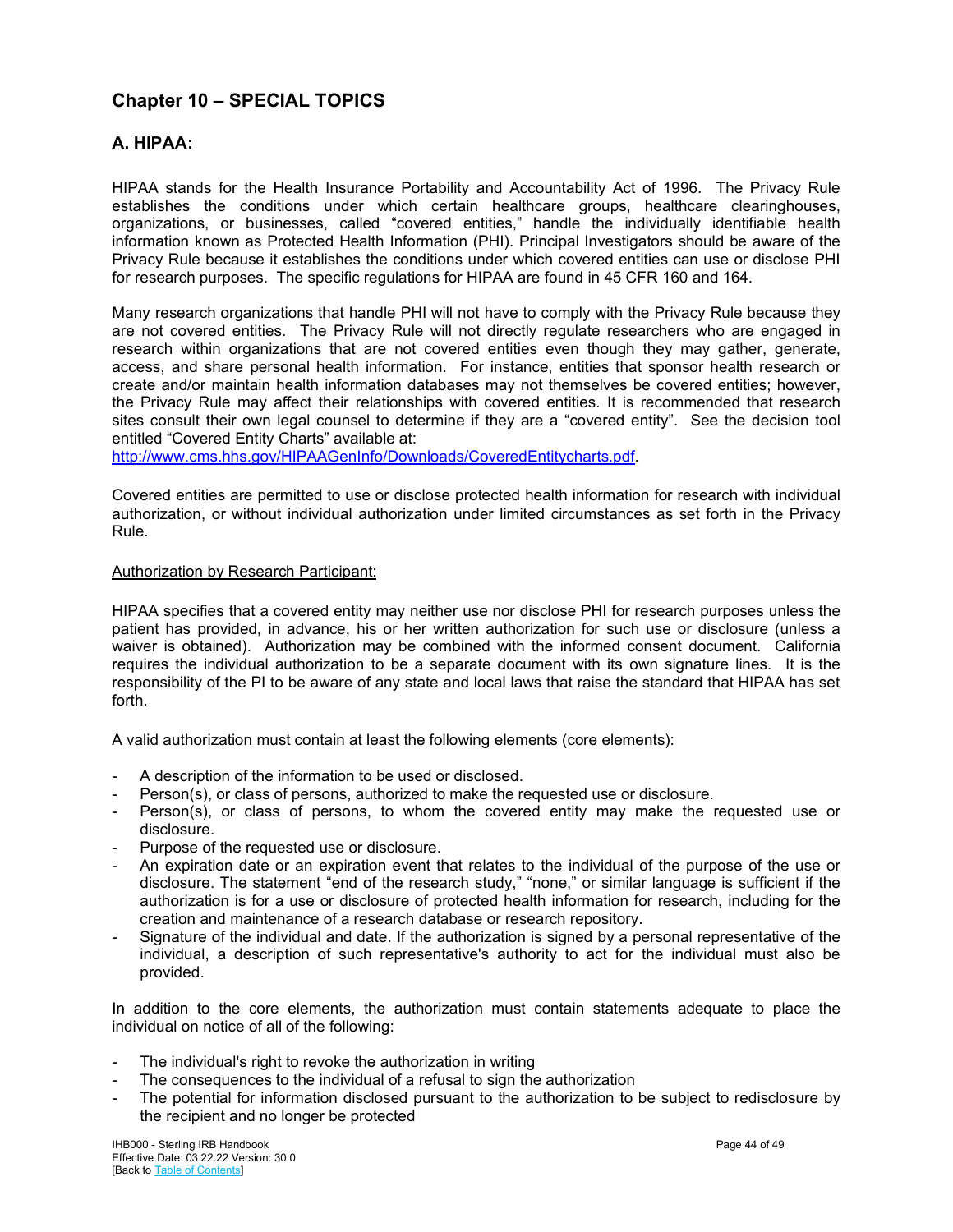# Chapter 10 – SPECIAL TOPICS

## A. HIPAA:

HIPAA stands for the Health Insurance Portability and Accountability Act of 1996. The Privacy Rule establishes the conditions under which certain healthcare groups, healthcare clearinghouses, organizations, or businesses, called "covered entities," handle the individually identifiable health information known as Protected Health Information (PHI). Principal Investigators should be aware of the Privacy Rule because it establishes the conditions under which covered entities can use or disclose PHI for research purposes. The specific regulations for HIPAA are found in 45 CFR 160 and 164.

Many research organizations that handle PHI will not have to comply with the Privacy Rule because they are not covered entities. The Privacy Rule will not directly regulate researchers who are engaged in research within organizations that are not covered entities even though they may gather, generate, access, and share personal health information. For instance, entities that sponsor health research or create and/or maintain health information databases may not themselves be covered entities; however, the Privacy Rule may affect their relationships with covered entities. It is recommended that research sites consult their own legal counsel to determine if they are a "covered entity". See the decision tool entitled "Covered Entity Charts" available at:
[http://www.cms.hhs.gov/HIPAAGenInfo/Downloads/CoveredEntitycharts.pdf](http://www.cms.hhs.gov/HIPAAGenInfo/Downloads/CoveredEntitycharts.pdf).

Covered entities are permitted to use or disclose protected health information for research with individual authorization, or without individual authorization under limited circumstances as set forth in the Privacy Rule.

<u>Authorization by Research Participant:</u>

HIPAA specifies that a covered entity may neither use nor disclose PHI for research purposes unless the patient has provided, in advance, his or her written authorization for such use or disclosure (unless a waiver is obtained). Authorization may be combined with the informed consent document. California requires the individual authorization to be a separate document with its own signature lines. It is the responsibility of the PI to be aware of any state and local laws that raise the standard that HIPAA has set forth.

A valid authorization must contain at least the following elements (core elements):

- A description of the information to be used or disclosed.
- Person(s), or class of persons, authorized to make the requested use or disclosure.
- Person(s), or class of persons, to whom the covered entity may make the requested use or disclosure.
- Purpose of the requested use or disclosure.
- An expiration date or an expiration event that relates to the individual of the purpose of the use or disclosure. The statement "end of the research study," "none," or similar language is sufficient if the authorization is for a use or disclosure of protected health information for research, including for the creation and maintenance of a research database or research repository.
- Signature of the individual and date. If the authorization is signed by a personal representative of the individual, a description of such representative's authority to act for the individual must also be provided.

In addition to the core elements, the authorization must contain statements adequate to place the individual on notice of all of the following:

- The individual's right to revoke the authorization in writing
- The consequences to the individual of a refusal to sign the authorization
- The potential for information disclosed pursuant to the authorization to be subject to redisclosure by the recipient and no longer be protected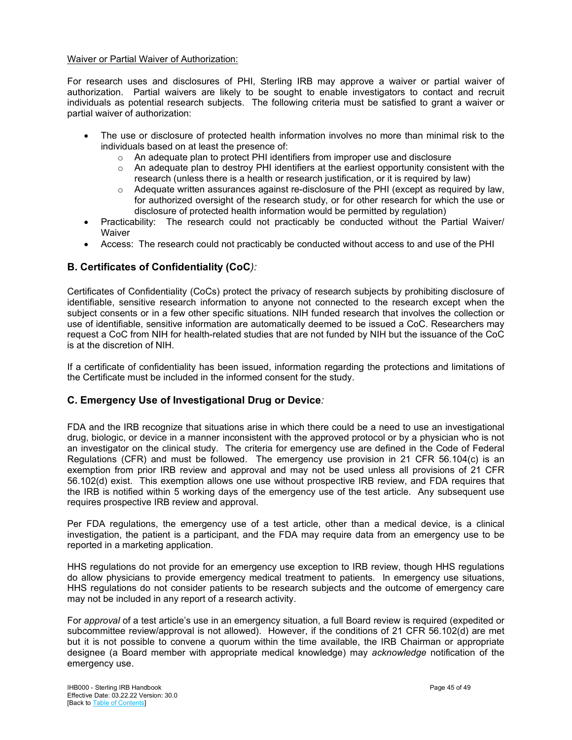Waiver or Partial Waiver of Authorization:

For research uses and disclosures of PHI, Sterling IRB may approve a waiver or partial waiver of authorization. Partial waivers are likely to be sought to enable investigators to contact and recruit individuals as potential research subjects. The following criteria must be satisfied to grant a waiver or partial waiver of authorization:

- The use or disclosure of protected health information involves no more than minimal risk to the individuals based on at least the presence of:
  - An adequate plan to protect PHI identifiers from improper use and disclosure
  - An adequate plan to destroy PHI identifiers at the earliest opportunity consistent with the research (unless there is a health or research justification, or it is required by law)
  - Adequate written assurances against re-disclosure of the PHI (except as required by law, for authorized oversight of the research study, or for other research for which the use or disclosure of protected health information would be permitted by regulation)
- Practicability: The research could not practicably be conducted without the Partial Waiver/ Waiver
- Access: The research could not practicably be conducted without access to and use of the PHI

## B. Certificates of Confidentiality (CoC*):*

Certificates of Confidentiality (CoCs) protect the privacy of research subjects by prohibiting disclosure of identifiable, sensitive research information to anyone not connected to the research except when the subject consents or in a few other specific situations. NIH funded research that involves the collection or use of identifiable, sensitive information are automatically deemed to be issued a CoC. Researchers may request a CoC from NIH for health-related studies that are not funded by NIH but the issuance of the CoC is at the discretion of NIH.

If a certificate of confidentiality has been issued, information regarding the protections and limitations of the Certificate must be included in the informed consent for the study.

## C. Emergency Use of Investigational Drug or Device*:*

FDA and the IRB recognize that situations arise in which there could be a need to use an investigational drug, biologic, or device in a manner inconsistent with the approved protocol or by a physician who is not an investigator on the clinical study. The criteria for emergency use are defined in the Code of Federal Regulations (CFR) and must be followed. The emergency use provision in 21 CFR 56.104(c) is an exemption from prior IRB review and approval and may not be used unless all provisions of 21 CFR 56.102(d) exist. This exemption allows one use without prospective IRB review, and FDA requires that the IRB is notified within 5 working days of the emergency use of the test article. Any subsequent use requires prospective IRB review and approval.

Per FDA regulations, the emergency use of a test article, other than a medical device, is a clinical investigation, the patient is a participant, and the FDA may require data from an emergency use to be reported in a marketing application.

HHS regulations do not provide for an emergency use exception to IRB review, though HHS regulations do allow physicians to provide emergency medical treatment to patients. In emergency use situations, HHS regulations do not consider patients to be research subjects and the outcome of emergency care may not be included in any report of a research activity.

For *approval* of a test article's use in an emergency situation, a full Board review is required (expedited or subcommittee review/approval is not allowed). However, if the conditions of 21 CFR 56.102(d) are met but it is not possible to convene a quorum within the time available, the IRB Chairman or appropriate designee (a Board member with appropriate medical knowledge) may *acknowledge* notification of the emergency use.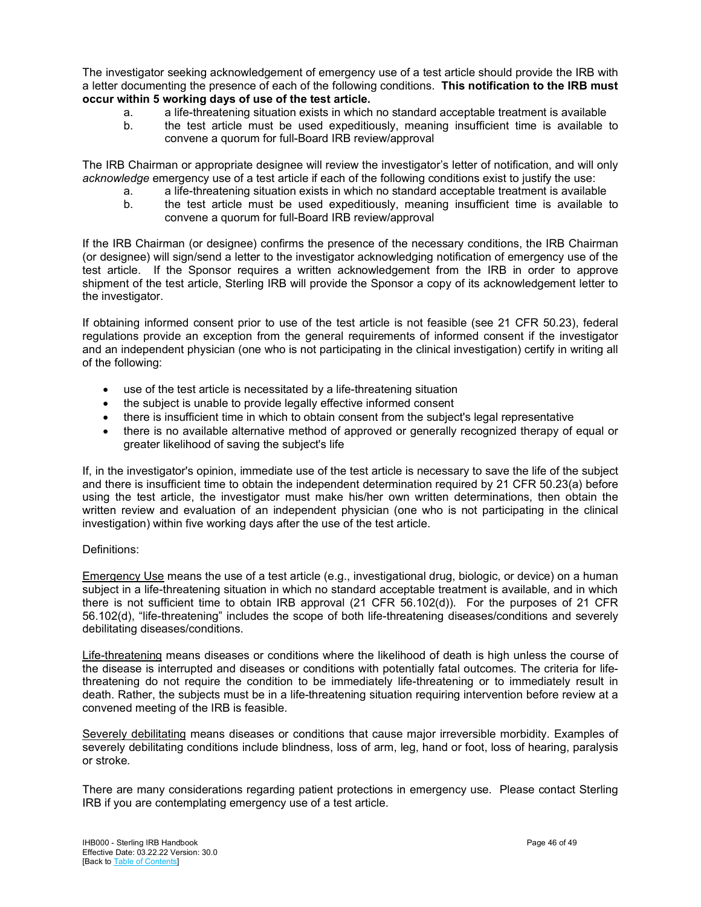The investigator seeking acknowledgement of emergency use of a test article should provide the IRB with a letter documenting the presence of each of the following conditions. **This notification to the IRB must occur within 5 working days of use of the test article.**

a. a life-threatening situation exists in which no standard acceptable treatment is available
b. the test article must be used expeditiously, meaning insufficient time is available to convene a quorum for full-Board IRB review/approval

The IRB Chairman or appropriate designee will review the investigator's letter of notification, and will only *acknowledge* emergency use of a test article if each of the following conditions exist to justify the use:

a. a life-threatening situation exists in which no standard acceptable treatment is available
b. the test article must be used expeditiously, meaning insufficient time is available to convene a quorum for full-Board IRB review/approval

If the IRB Chairman (or designee) confirms the presence of the necessary conditions, the IRB Chairman (or designee) will sign/send a letter to the investigator acknowledging notification of emergency use of the test article. If the Sponsor requires a written acknowledgement from the IRB in order to approve shipment of the test article, Sterling IRB will provide the Sponsor a copy of its acknowledgement letter to the investigator.

If obtaining informed consent prior to use of the test article is not feasible (see 21 CFR 50.23), federal regulations provide an exception from the general requirements of informed consent if the investigator and an independent physician (one who is not participating in the clinical investigation) certify in writing all of the following:

- use of the test article is necessitated by a life-threatening situation
- the subject is unable to provide legally effective informed consent
- there is insufficient time in which to obtain consent from the subject's legal representative
- there is no available alternative method of approved or generally recognized therapy of equal or greater likelihood of saving the subject's life

If, in the investigator's opinion, immediate use of the test article is necessary to save the life of the subject and there is insufficient time to obtain the independent determination required by 21 CFR 50.23(a) before using the test article, the investigator must make his/her own written determinations, then obtain the written review and evaluation of an independent physician (one who is not participating in the clinical investigation) within five working days after the use of the test article.

Definitions:

Emergency Use means the use of a test article (e.g., investigational drug, biologic, or device) on a human subject in a life-threatening situation in which no standard acceptable treatment is available, and in which there is not sufficient time to obtain IRB approval (21 CFR 56.102(d)). For the purposes of 21 CFR 56.102(d), "life-threatening" includes the scope of both life-threatening diseases/conditions and severely debilitating diseases/conditions.

Life-threatening means diseases or conditions where the likelihood of death is high unless the course of the disease is interrupted and diseases or conditions with potentially fatal outcomes. The criteria for life-threatening do not require the condition to be immediately life-threatening or to immediately result in death. Rather, the subjects must be in a life-threatening situation requiring intervention before review at a convened meeting of the IRB is feasible.

Severely debilitating means diseases or conditions that cause major irreversible morbidity. Examples of severely debilitating conditions include blindness, loss of arm, leg, hand or foot, loss of hearing, paralysis or stroke.

There are many considerations regarding patient protections in emergency use. Please contact Sterling IRB if you are contemplating emergency use of a test article.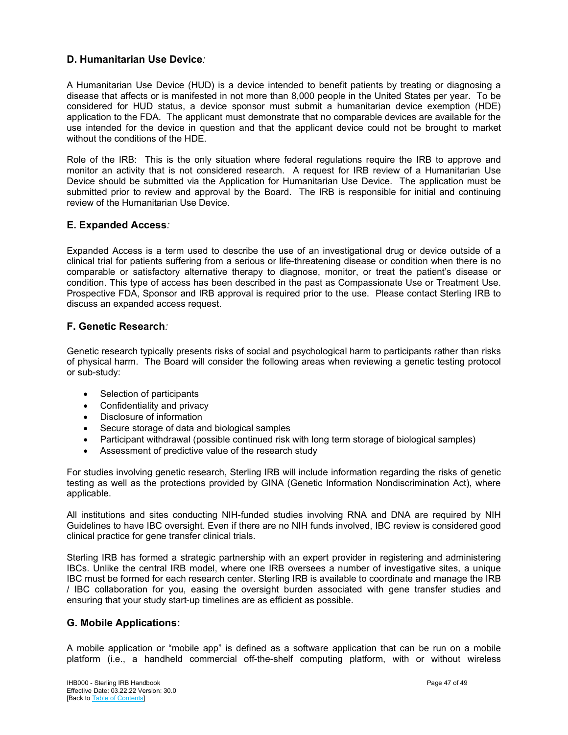### D. Humanitarian Use Device*:*

A Humanitarian Use Device (HUD) is a device intended to benefit patients by treating or diagnosing a disease that affects or is manifested in not more than 8,000 people in the United States per year. To be considered for HUD status, a device sponsor must submit a humanitarian device exemption (HDE) application to the FDA. The applicant must demonstrate that no comparable devices are available for the use intended for the device in question and that the applicant device could not be brought to market without the conditions of the HDE.

Role of the IRB: This is the only situation where federal regulations require the IRB to approve and monitor an activity that is not considered research. A request for IRB review of a Humanitarian Use Device should be submitted via the Application for Humanitarian Use Device. The application must be submitted prior to review and approval by the Board. The IRB is responsible for initial and continuing review of the Humanitarian Use Device.

### E. Expanded Access*:*

Expanded Access is a term used to describe the use of an investigational drug or device outside of a clinical trial for patients suffering from a serious or life-threatening disease or condition when there is no comparable or satisfactory alternative therapy to diagnose, monitor, or treat the patient's disease or condition. This type of access has been described in the past as Compassionate Use or Treatment Use. Prospective FDA, Sponsor and IRB approval is required prior to the use. Please contact Sterling IRB to discuss an expanded access request.

### F. Genetic Research*:*

Genetic research typically presents risks of social and psychological harm to participants rather than risks of physical harm. The Board will consider the following areas when reviewing a genetic testing protocol or sub-study:

- Selection of participants
- Confidentiality and privacy
- Disclosure of information
- Secure storage of data and biological samples
- Participant withdrawal (possible continued risk with long term storage of biological samples)
- Assessment of predictive value of the research study

For studies involving genetic research, Sterling IRB will include information regarding the risks of genetic testing as well as the protections provided by GINA (Genetic Information Nondiscrimination Act), where applicable.

All institutions and sites conducting NIH-funded studies involving RNA and DNA are required by NIH Guidelines to have IBC oversight. Even if there are no NIH funds involved, IBC review is considered good clinical practice for gene transfer clinical trials.

Sterling IRB has formed a strategic partnership with an expert provider in registering and administering IBCs. Unlike the central IRB model, where one IRB oversees a number of investigative sites, a unique IBC must be formed for each research center. Sterling IRB is available to coordinate and manage the IRB / IBC collaboration for you, easing the oversight burden associated with gene transfer studies and ensuring that your study start-up timelines are as efficient as possible.

### G. Mobile Applications:

A mobile application or "mobile app" is defined as a software application that can be run on a mobile platform (i.e., a handheld commercial off-the-shelf computing platform, with or without wireless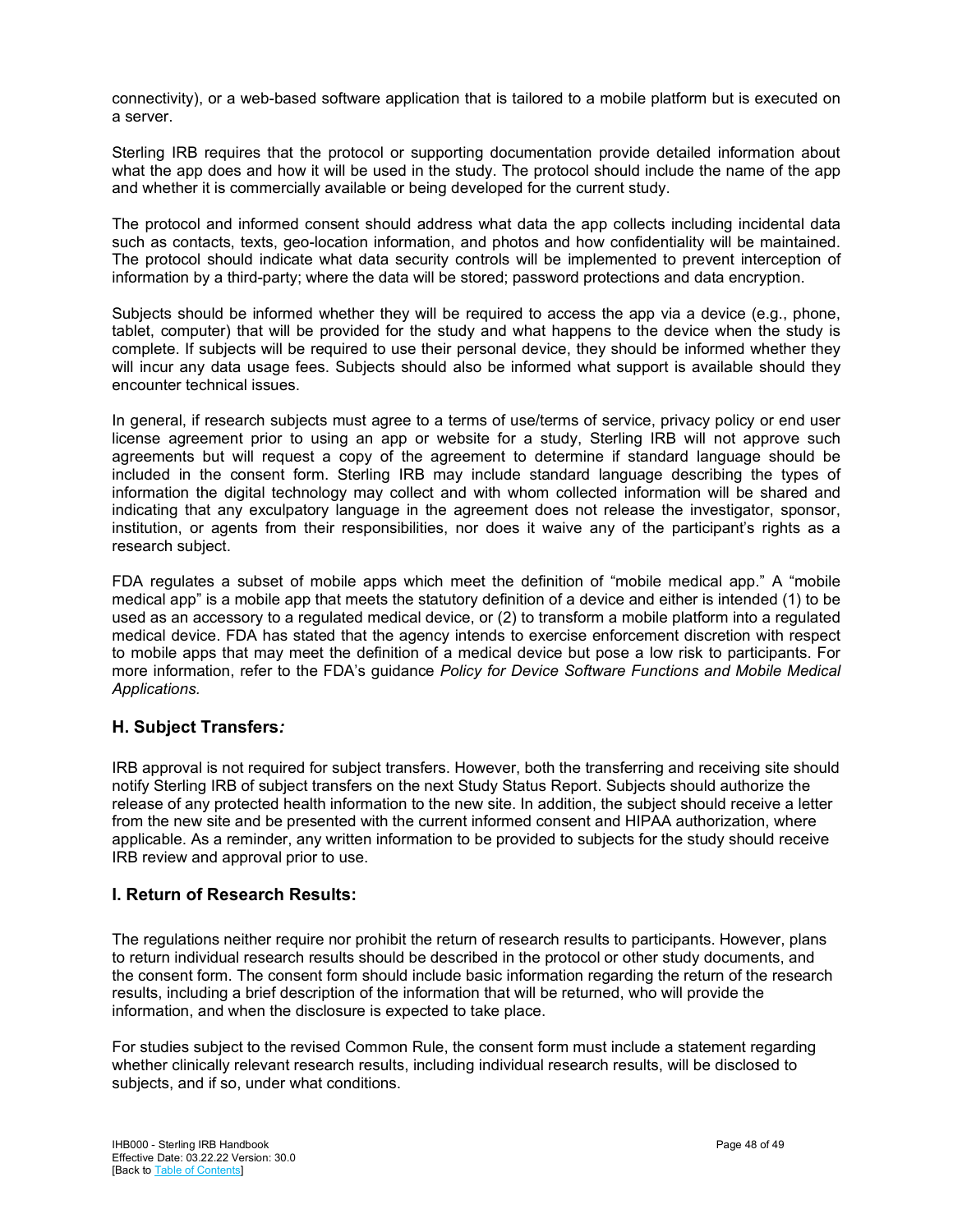connectivity), or a web-based software application that is tailored to a mobile platform but is executed on a server.

Sterling IRB requires that the protocol or supporting documentation provide detailed information about what the app does and how it will be used in the study. The protocol should include the name of the app and whether it is commercially available or being developed for the current study.

The protocol and informed consent should address what data the app collects including incidental data such as contacts, texts, geo-location information, and photos and how confidentiality will be maintained. The protocol should indicate what data security controls will be implemented to prevent interception of information by a third-party; where the data will be stored; password protections and data encryption.

Subjects should be informed whether they will be required to access the app via a device (e.g., phone, tablet, computer) that will be provided for the study and what happens to the device when the study is complete. If subjects will be required to use their personal device, they should be informed whether they will incur any data usage fees. Subjects should also be informed what support is available should they encounter technical issues.

In general, if research subjects must agree to a terms of use/terms of service, privacy policy or end user license agreement prior to using an app or website for a study, Sterling IRB will not approve such agreements but will request a copy of the agreement to determine if standard language should be included in the consent form. Sterling IRB may include standard language describing the types of information the digital technology may collect and with whom collected information will be shared and indicating that any exculpatory language in the agreement does not release the investigator, sponsor, institution, or agents from their responsibilities, nor does it waive any of the participant's rights as a research subject.

FDA regulates a subset of mobile apps which meet the definition of "mobile medical app." A "mobile medical app" is a mobile app that meets the statutory definition of a device and either is intended (1) to be used as an accessory to a regulated medical device, or (2) to transform a mobile platform into a regulated medical device. FDA has stated that the agency intends to exercise enforcement discretion with respect to mobile apps that may meet the definition of a medical device but pose a low risk to participants. For more information, refer to the FDA's guidance *Policy for Device Software Functions and Mobile Medical Applications*.

## H. Subject Transfers*:*

IRB approval is not required for subject transfers. However, both the transferring and receiving site should notify Sterling IRB of subject transfers on the next Study Status Report. Subjects should authorize the release of any protected health information to the new site. In addition, the subject should receive a letter from the new site and be presented with the current informed consent and HIPAA authorization, where applicable. As a reminder, any written information to be provided to subjects for the study should receive IRB review and approval prior to use.

## I. Return of Research Results:

The regulations neither require nor prohibit the return of research results to participants. However, plans to return individual research results should be described in the protocol or other study documents, and the consent form. The consent form should include basic information regarding the return of the research results, including a brief description of the information that will be returned, who will provide the information, and when the disclosure is expected to take place.

For studies subject to the revised Common Rule, the consent form must include a statement regarding whether clinically relevant research results, including individual research results, will be disclosed to subjects, and if so, under what conditions.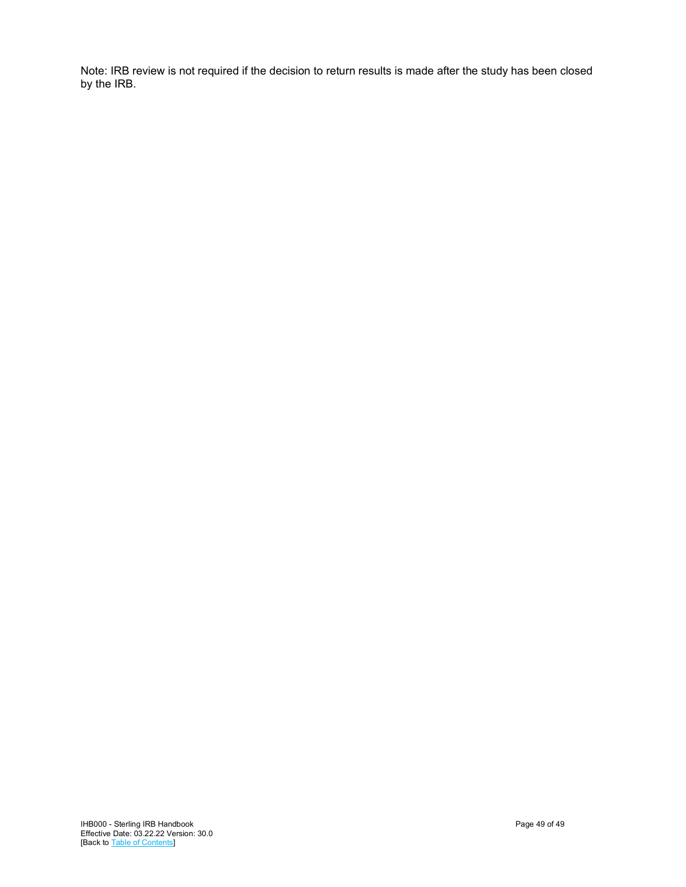Note: IRB review is not required if the decision to return results is made after the study has been closed by the IRB.